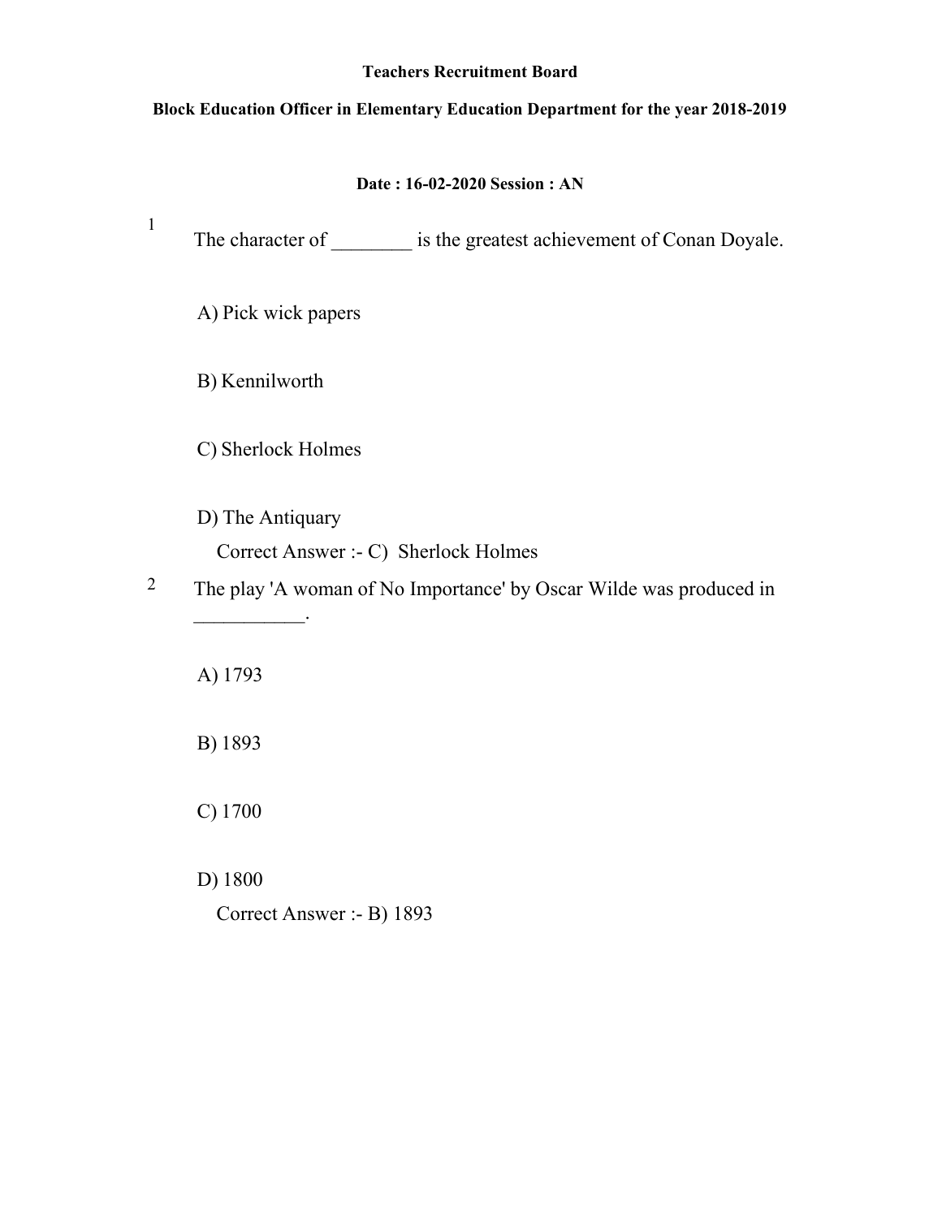**Teachers Recruitment Board**

**Block Education Officer in Elementary Education Department for the year 2018-2019**

**Date : 16-02-2020 Session : AN**

1. The character of ________ is the greatest achievement of Conan Doyale.

   A) Pick wick papers

   B) Kennilworth

   C) Sherlock Holmes

   D) The Antiquary

   Correct Answer :- C) Sherlock Holmes

2. The play 'A woman of No Importance' by Oscar Wilde was produced in ___________.

   A) 1793

   B) 1893

   C) 1700

   D) 1800

   Correct Answer :- B) 1893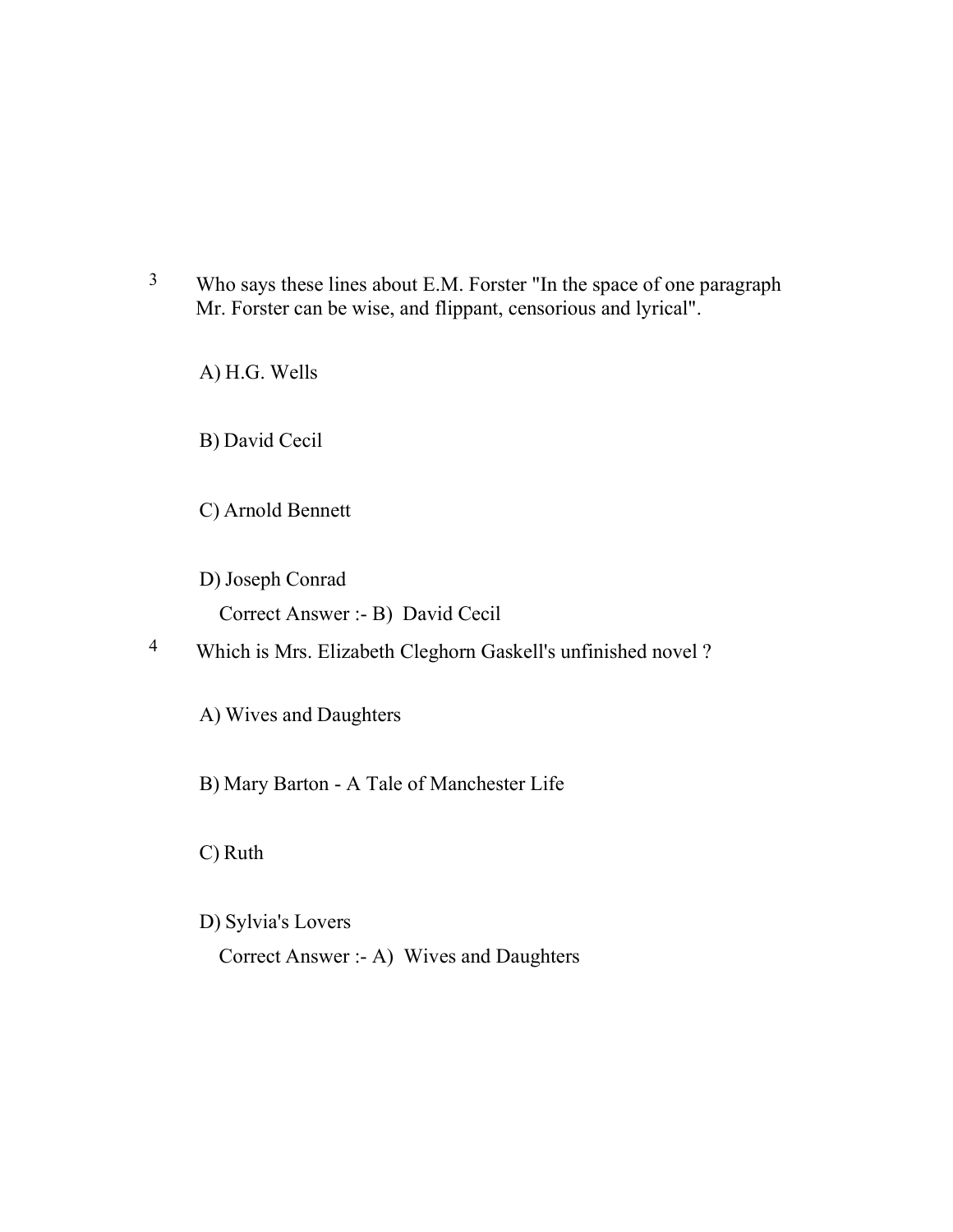3 Who says these lines about E.M. Forster "In the space of one paragraph Mr. Forster can be wise, and flippant, censorious and lyrical".

A) H.G. Wells

B) David Cecil

C) Arnold Bennett

D) Joseph Conrad

Correct Answer :- B) David Cecil

4 Which is Mrs. Elizabeth Cleghorn Gaskell's unfinished novel ?

A) Wives and Daughters

B) Mary Barton - A Tale of Manchester Life

C) Ruth

D) Sylvia's Lovers

Correct Answer :- A) Wives and Daughters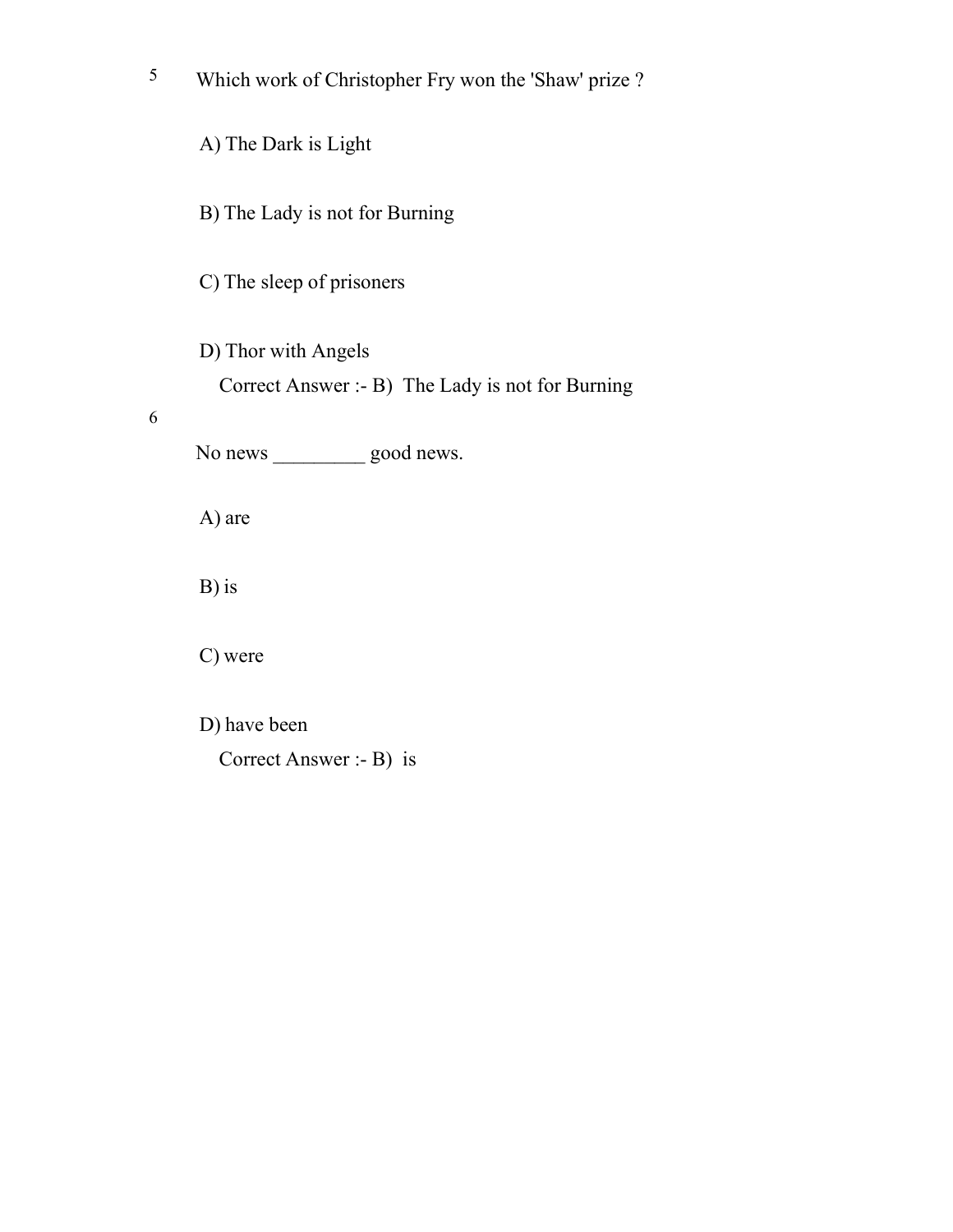5 Which work of Christopher Fry won the 'Shaw' prize ?

A) The Dark is Light

B) The Lady is not for Burning

C) The sleep of prisoners

D) Thor with Angels

Correct Answer :- B) The Lady is not for Burning

6 No news _________ good news.

A) are

B) is

C) were

D) have been

Correct Answer :- B) is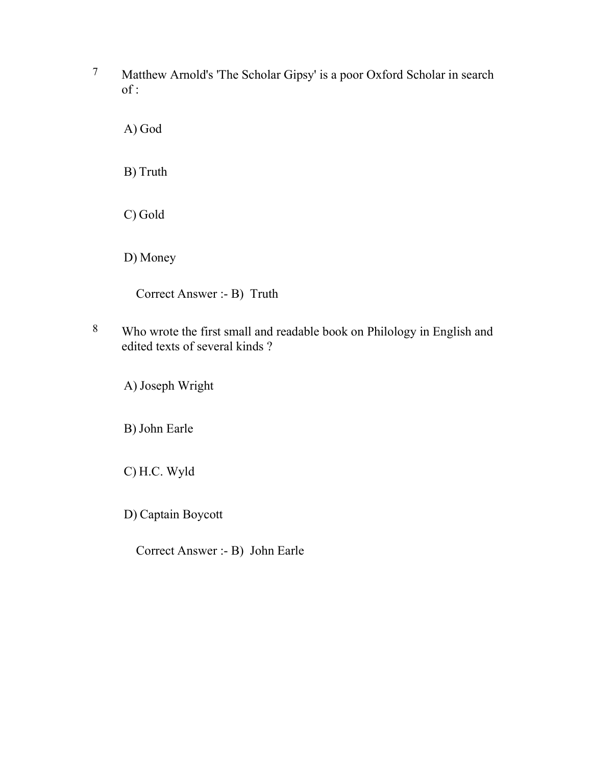7 Matthew Arnold's 'The Scholar Gipsy' is a poor Oxford Scholar in search of :

A) God

B) Truth

C) Gold

D) Money

Correct Answer :- B) Truth

8 Who wrote the first small and readable book on Philology in English and edited texts of several kinds ?

A) Joseph Wright

B) John Earle

C) H.C. Wyld

D) Captain Boycott

Correct Answer :- B) John Earle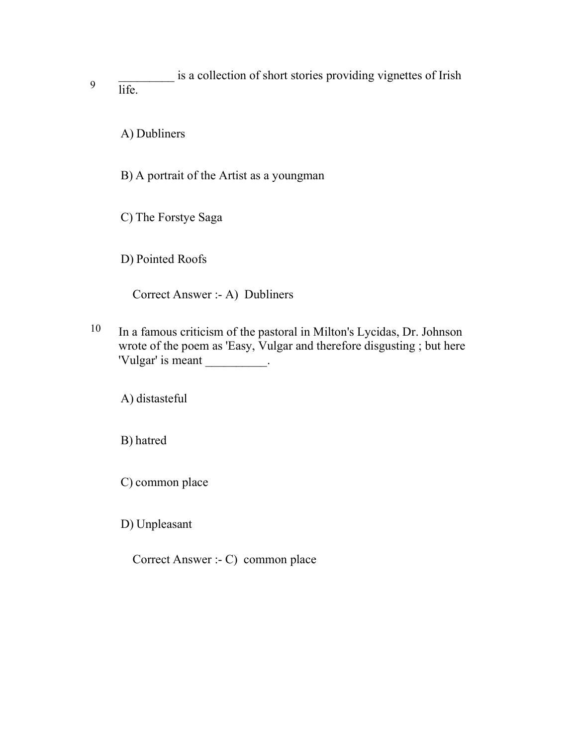9 _________ is a collection of short stories providing vignettes of Irish life.

A) Dubliners

B) A portrait of the Artist as a youngman

C) The Forstye Saga

D) Pointed Roofs

Correct Answer :- A) Dubliners

10 In a famous criticism of the pastoral in Milton's Lycidas, Dr. Johnson wrote of the poem as 'Easy, Vulgar and therefore disgusting ; but here 'Vulgar' is meant __________.

A) distasteful

B) hatred

C) common place

D) Unpleasant

Correct Answer :- C) common place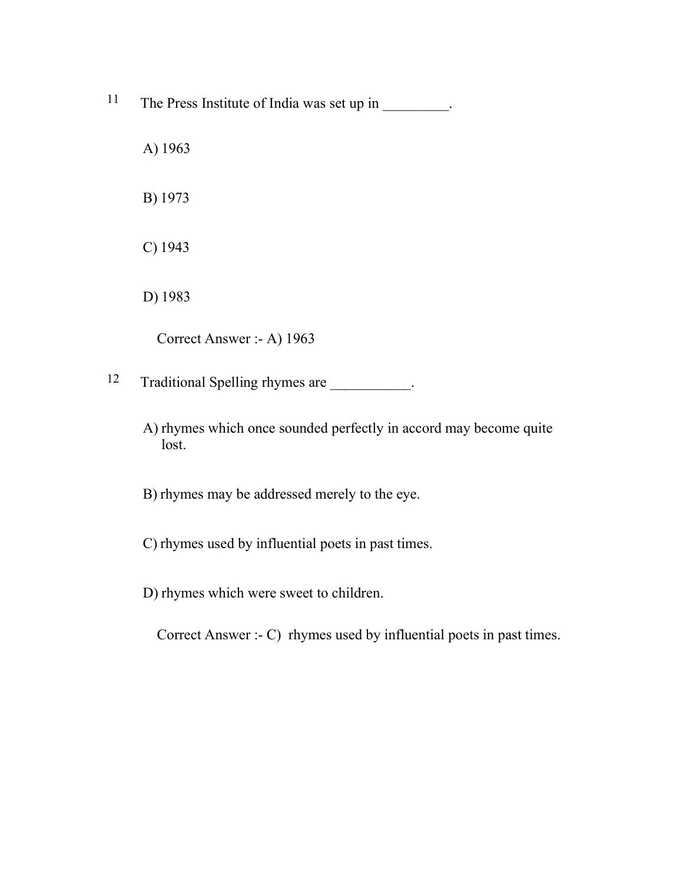11 The Press Institute of India was set up in _________.

A) 1963

B) 1973

C) 1943

D) 1983

Correct Answer :- A) 1963

12 Traditional Spelling rhymes are ___________.

A) rhymes which once sounded perfectly in accord may become quite lost.

B) rhymes may be addressed merely to the eye.

C) rhymes used by influential poets in past times.

D) rhymes which were sweet to children.

Correct Answer :- C) rhymes used by influential poets in past times.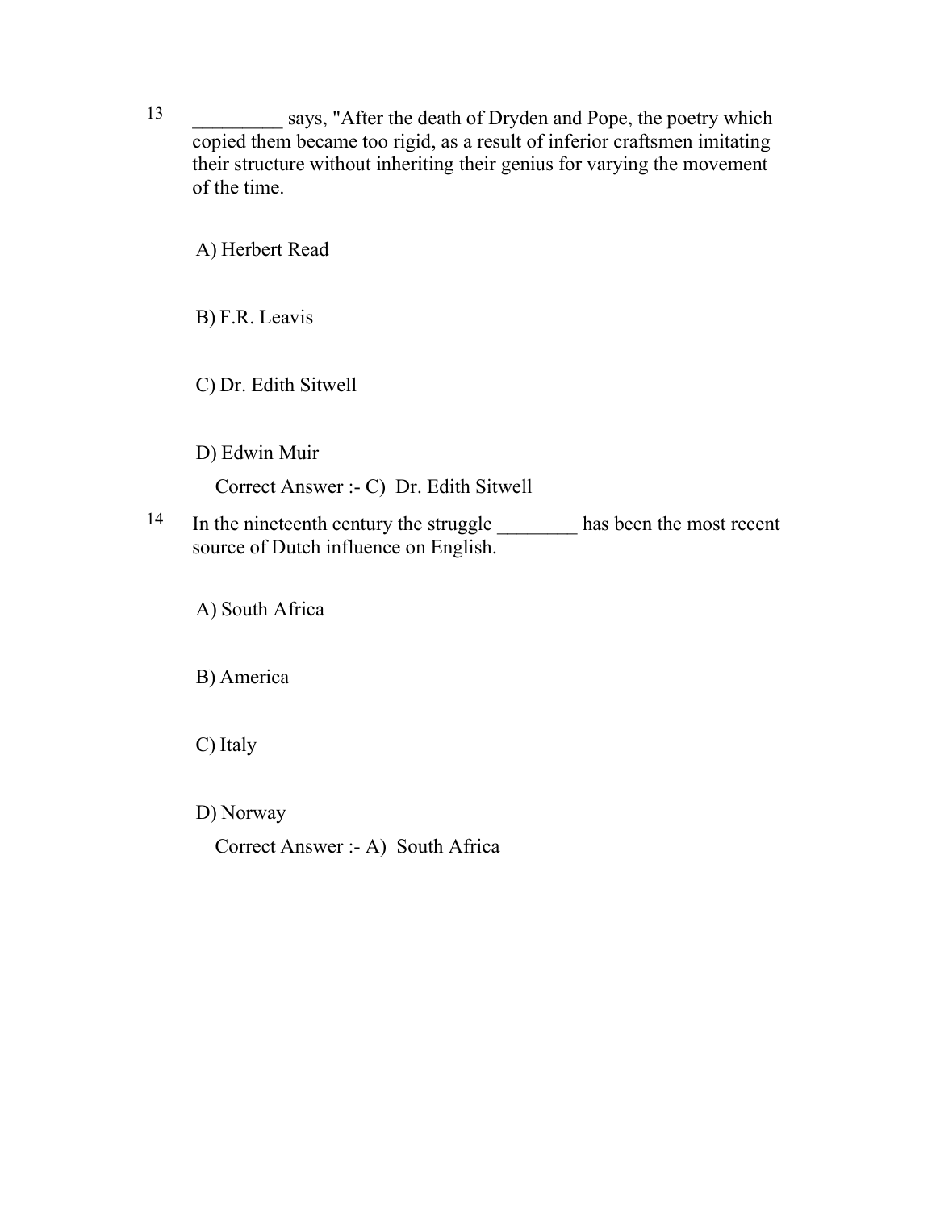13 _________ says, "After the death of Dryden and Pope, the poetry which copied them became too rigid, as a result of inferior craftsmen imitating their structure without inheriting their genius for varying the movement of the time.

A) Herbert Read

B) F.R. Leavis

C) Dr. Edith Sitwell

D) Edwin Muir

Correct Answer :- C) Dr. Edith Sitwell

14 In the nineteenth century the struggle ________ has been the most recent source of Dutch influence on English.

A) South Africa

B) America

C) Italy

D) Norway

Correct Answer :- A) South Africa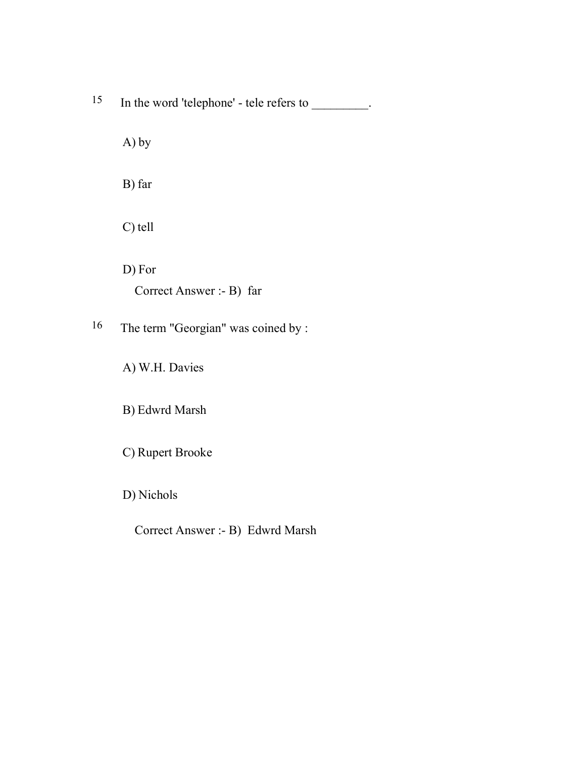15 In the word 'telephone' - tele refers to _________.

A) by

B) far

C) tell

D) For

Correct Answer :- B) far

16 The term "Georgian" was coined by :

A) W.H. Davies

B) Edwrd Marsh

C) Rupert Brooke

D) Nichols

Correct Answer :- B) Edwrd Marsh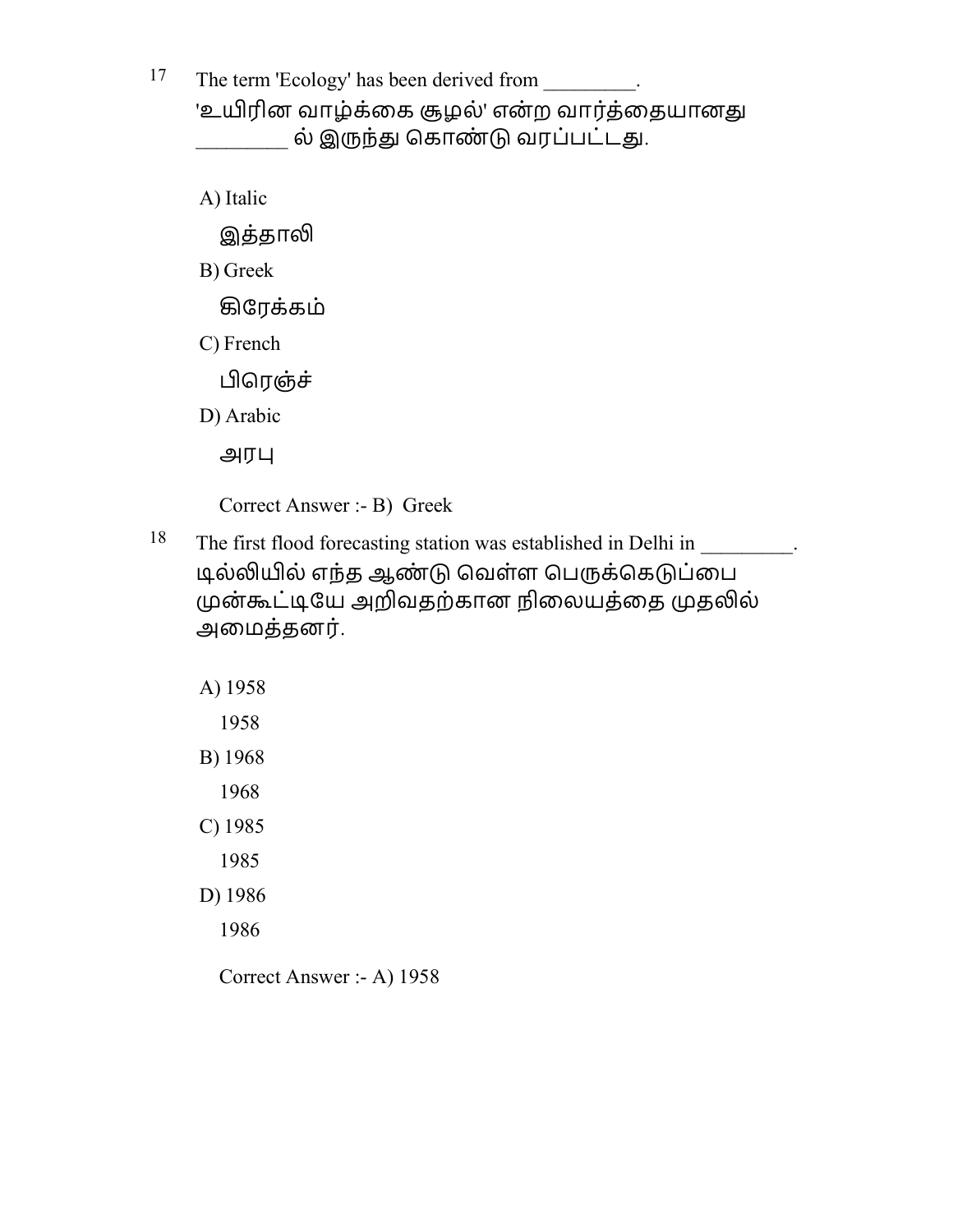17 The term 'Ecology' has been derived from _________.
'உயிரின வாழ்க்கை சூழல்' என்ற வார்த்தையானது _________ ல் இருந்து கொண்டு வரப்பட்டது.

A) Italic
இத்தாலி

B) Greek
கிரேக்கம்

C) French
பிரெஞ்ச்

D) Arabic
அரபு

Correct Answer :- B) Greek

18 The first flood forecasting station was established in Delhi in _________.
டில்லியில் எந்த ஆண்டு வெள்ள பெருக்கெடுப்பை முன்கூட்டியே அறிவதற்கான நிலையத்தை முதலில் அமைத்தனர்.

A) 1958
1958

B) 1968
1968

C) 1985
1985

D) 1986
1986

Correct Answer :- A) 1958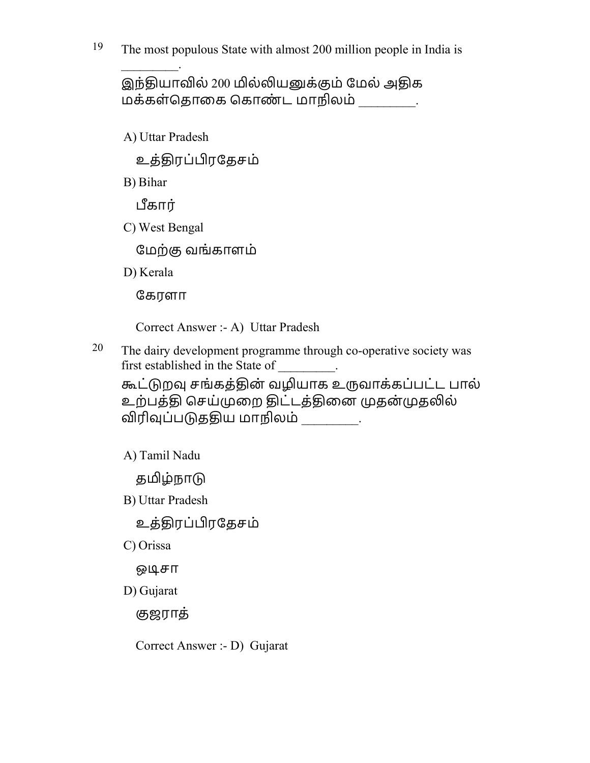19 The most populous State with almost 200 million people in India is ________.

இந்தியாவில் 200 மில்லியனுக்கும் மேல் அதிக மக்கள்தொகை கொண்ட மாநிலம் ________.

A) Uttar Pradesh

உத்திரப்பிரதேசம்

B) Bihar

பீகார்

C) West Bengal

மேற்கு வங்காளம்

D) Kerala

கேரளா

Correct Answer :- A) Uttar Pradesh

20 The dairy development programme through co-operative society was first established in the State of ________.

கூட்டுறவு சங்கத்தின் வழியாக உருவாக்கப்பட்ட பால் உற்பத்தி செய்முறை திட்டத்தினை முதன்முதலில் விரிவுப்படுததிய மாநிலம் ________.

A) Tamil Nadu

தமிழ்நாடு

B) Uttar Pradesh

உத்திரப்பிரதேசம்

C) Orissa

ஒடிசா

D) Gujarat

குஜராத்

Correct Answer :- D) Gujarat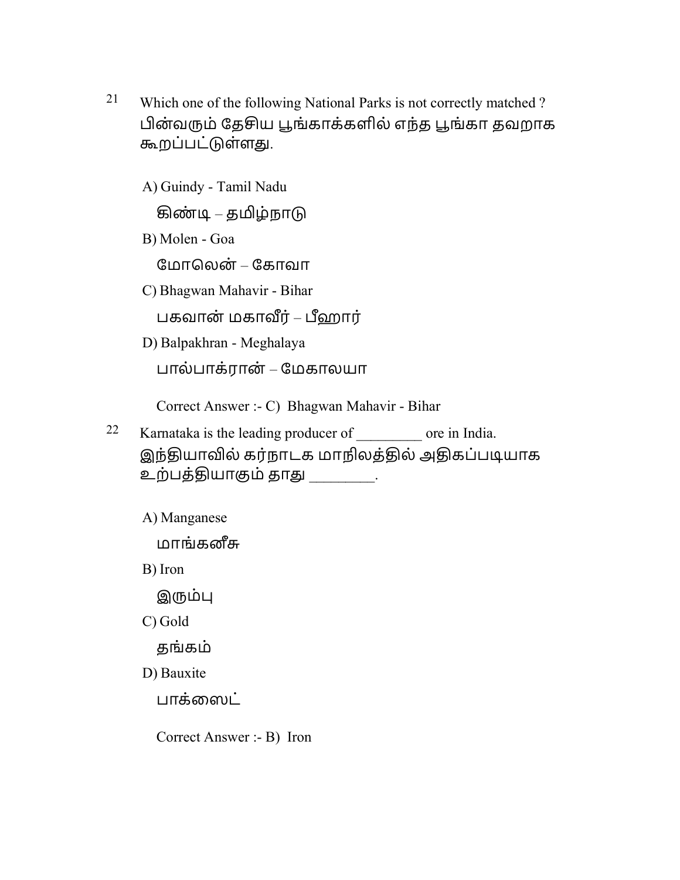21 Which one of the following National Parks is not correctly matched ?
பின்வரும் தேசிய பூங்காக்களில் எந்த பூங்கா தவறாக கூறப்பட்டுள்ளது.

A) Guindy - Tamil Nadu

கிண்டி – தமிழ்நாடு

B) Molen - Goa

மோலென் – கோவா

C) Bhagwan Mahavir - Bihar

பகவான் மகாவீர் – பீஹார்

D) Balpakhran - Meghalaya

பால்பாக்ரான் – மேகாலயா

Correct Answer :- C) Bhagwan Mahavir - Bihar

22 Karnataka is the leading producer of _________ ore in India.
இந்தியாவில் கர்நாடக மாநிலத்தில் அதிகப்படியாக உற்பத்தியாகும் தாது ________.

A) Manganese

மாங்கனீசு

B) Iron

இரும்பு

C) Gold

தங்கம்

D) Bauxite

பாக்ஸைட்

Correct Answer :- B) Iron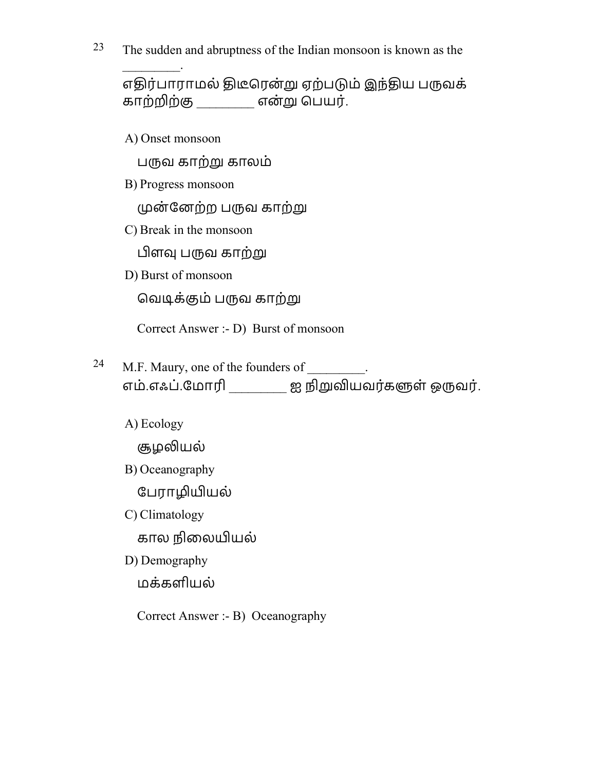23 The sudden and abruptness of the Indian monsoon is known as the _________.
எதிர்பாராமல் திடீரென்று ஏற்படும் இந்திய பருவக் காற்றிற்கு ________ என்று பெயர்.

A) Onset monsoon
பருவ காற்று காலம்

B) Progress monsoon
முன்னேற்ற பருவ காற்று

C) Break in the monsoon
பிளவு பருவ காற்று

D) Burst of monsoon
வெடிக்கும் பருவ காற்று

Correct Answer :- D) Burst of monsoon

24 M.F. Maury, one of the founders of _________.
எம்.எஃப்.மோரி ________ ஐ நிறுவியவர்களுள் ஒருவர்.

A) Ecology
சூழலியல்

B) Oceanography
பேராழியியல்

C) Climatology
கால நிலையியல்

D) Demography
மக்களியல்

Correct Answer :- B) Oceanography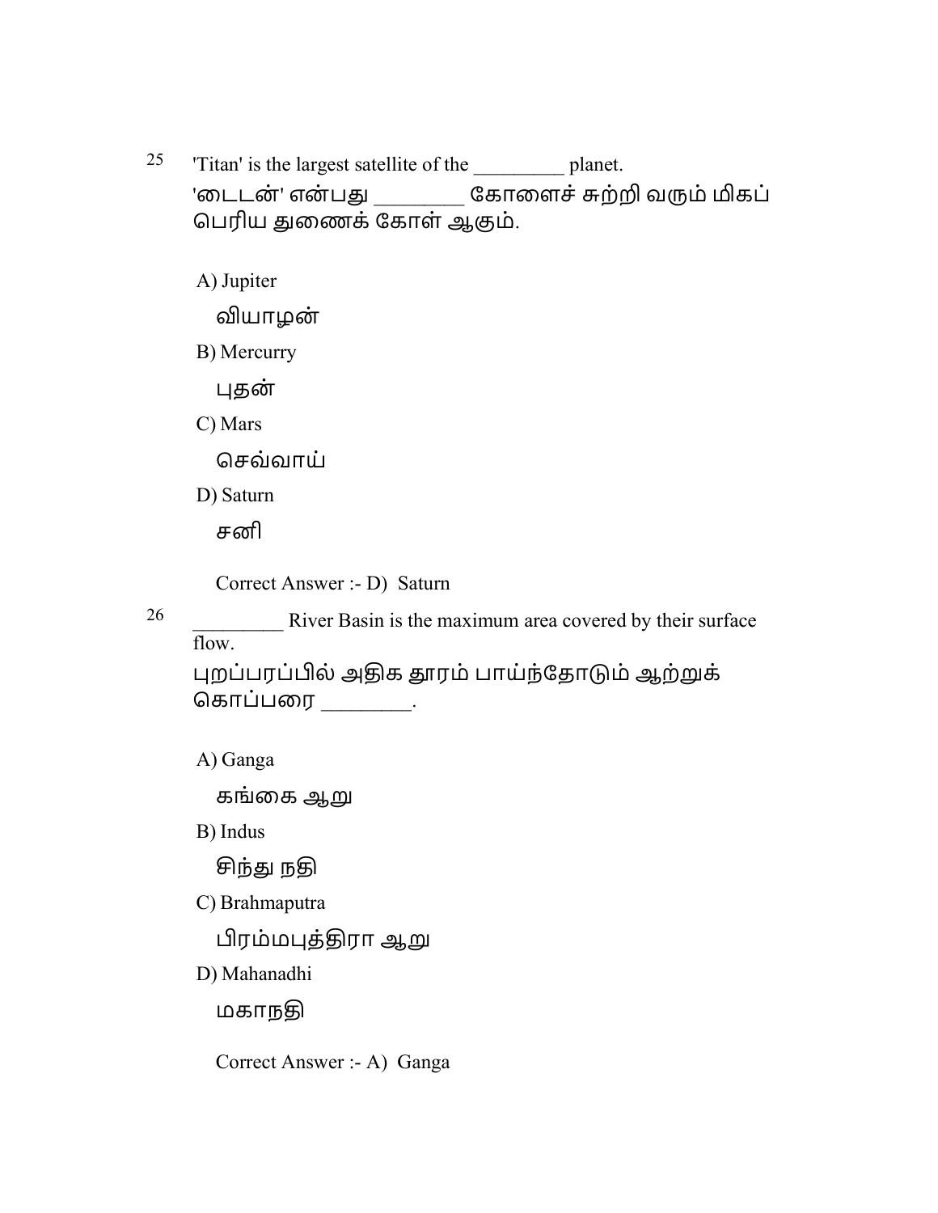25 'Titan' is the largest satellite of the _________ planet.
'டைடன்' என்பது ________ கோளைச் சுற்றி வரும் மிகப் பெரிய துணைக் கோள் ஆகும்.

A) Jupiter

வியாழன்

B) Mercurry

புதன்

C) Mars

செவ்வாய்

D) Saturn

சனி

Correct Answer :- D) Saturn

26 _________ River Basin is the maximum area covered by their surface flow.
புறப்பரப்பில் அதிக தூரம் பாய்ந்தோடும் ஆற்றுக் கொப்பரை ________.

A) Ganga

கங்கை ஆறு

B) Indus

சிந்து நதி

C) Brahmaputra

பிரம்மபுத்திரா ஆறு

D) Mahanadhi

மகாநதி

Correct Answer :- A) Ganga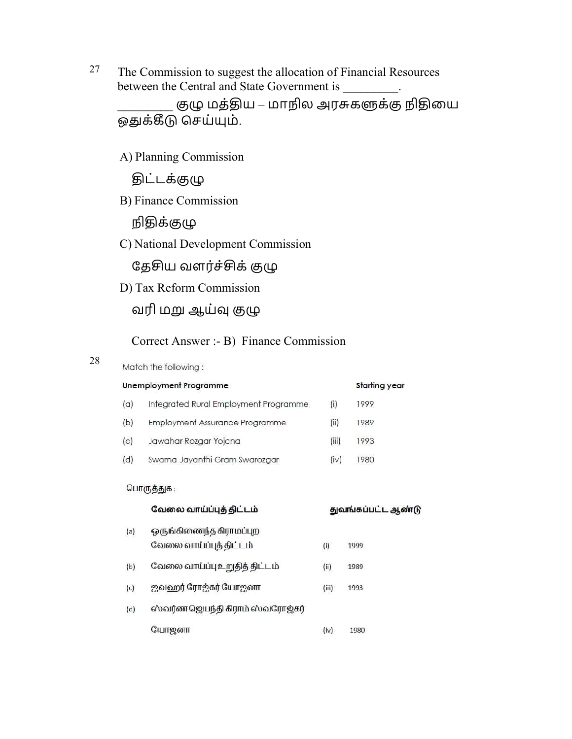27 The Commission to suggest the allocation of Financial Resources between the Central and State Government is _________.

________ குழு மத்திய – மாநில அரசுகளுக்கு நிதியை ஒதுக்கீடு செய்யும்.

A) Planning Commission

திட்டக்குழு

B) Finance Commission

நிதிக்குழு

C) National Development Commission

தேசிய வளர்ச்சிக் குழு

D) Tax Reform Commission

வரி மறு ஆய்வு குழு

Correct Answer :- B) Finance Commission

28 Match the following :

| | Unemployment Programme | | Starting year |
|---|---|---|---|
| (a) | Integrated Rural Employment Programme | (i) | 1999 |
| (b) | Employment Assurance Programme | (ii) | 1989 |
| (c) | Jawahar Rozgar Yojana | (iii) | 1993 |
| (d) | Swarna Jayanthi Gram Swarozgar | (iv) | 1980 |

பொருத்துக :

| | வேலை வாய்ப்புத் திட்டம் | | துவங்கப்பட்ட ஆண்டு |
|---|---|---|---|
| (a) | ஒருங்கிணைந்த கிராமப்புற வேலை வாய்ப்புத் திட்டம் | (i) | 1999 |
| (b) | வேலை வாய்ப்பு உறுதித் திட்டம் | (ii) | 1989 |
| (c) | ஜவஹர் ரோஜ்கர் யோஜனா | (iii) | 1993 |
| (d) | ஸ்வர்ண ஜெயந்தி கிராம் ஸ்வரோஜ்கர் யோஜனா | (iv) | 1980 |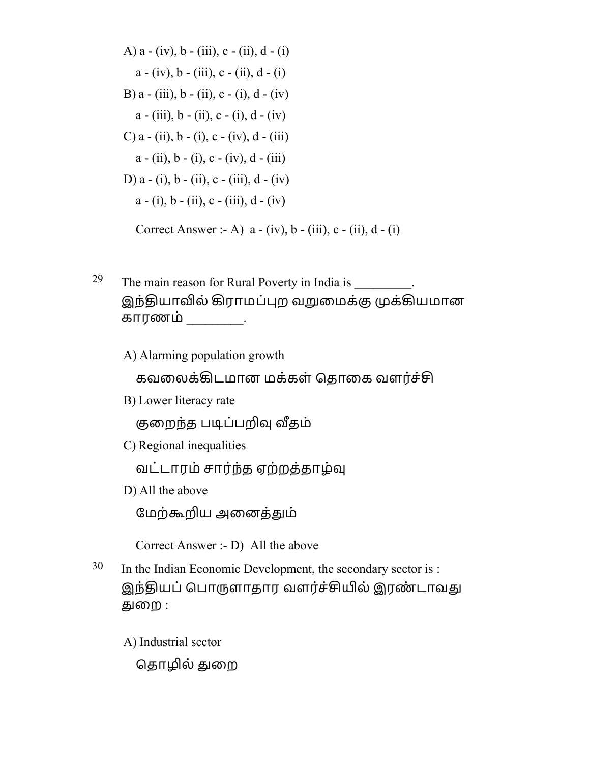A) a - (iv), b - (iii), c - (ii), d - (i)

a - (iv), b - (iii), c - (ii), d - (i)

B) a - (iii), b - (ii), c - (i), d - (iv)

a - (iii), b - (ii), c - (i), d - (iv)

C) a - (ii), b - (i), c - (iv), d - (iii)

a - (ii), b - (i), c - (iv), d - (iii)

D) a - (i), b - (ii), c - (iii), d - (iv)

a - (i), b - (ii), c - (iii), d - (iv)

Correct Answer :- A)  a - (iv), b - (iii), c - (ii), d - (i)

29 The main reason for Rural Poverty in India is _________.
இந்தியாவில் கிராமப்புற வறுமைக்கு முக்கியமான காரணம் ________.

A) Alarming population growth

கவலைக்கிடமான மக்கள் தொகை வளர்ச்சி

B) Lower literacy rate

குறைந்த படிப்பறிவு வீதம்

C) Regional inequalities

வட்டாரம் சார்ந்த ஏற்றத்தாழ்வு

D) All the above

மேற்கூறிய அனைத்தும்

Correct Answer :- D)  All the above

30 In the Indian Economic Development, the secondary sector is :
இந்தியப் பொருளாதார வளர்ச்சியில் இரண்டாவது துறை :

A) Industrial sector

தொழில் துறை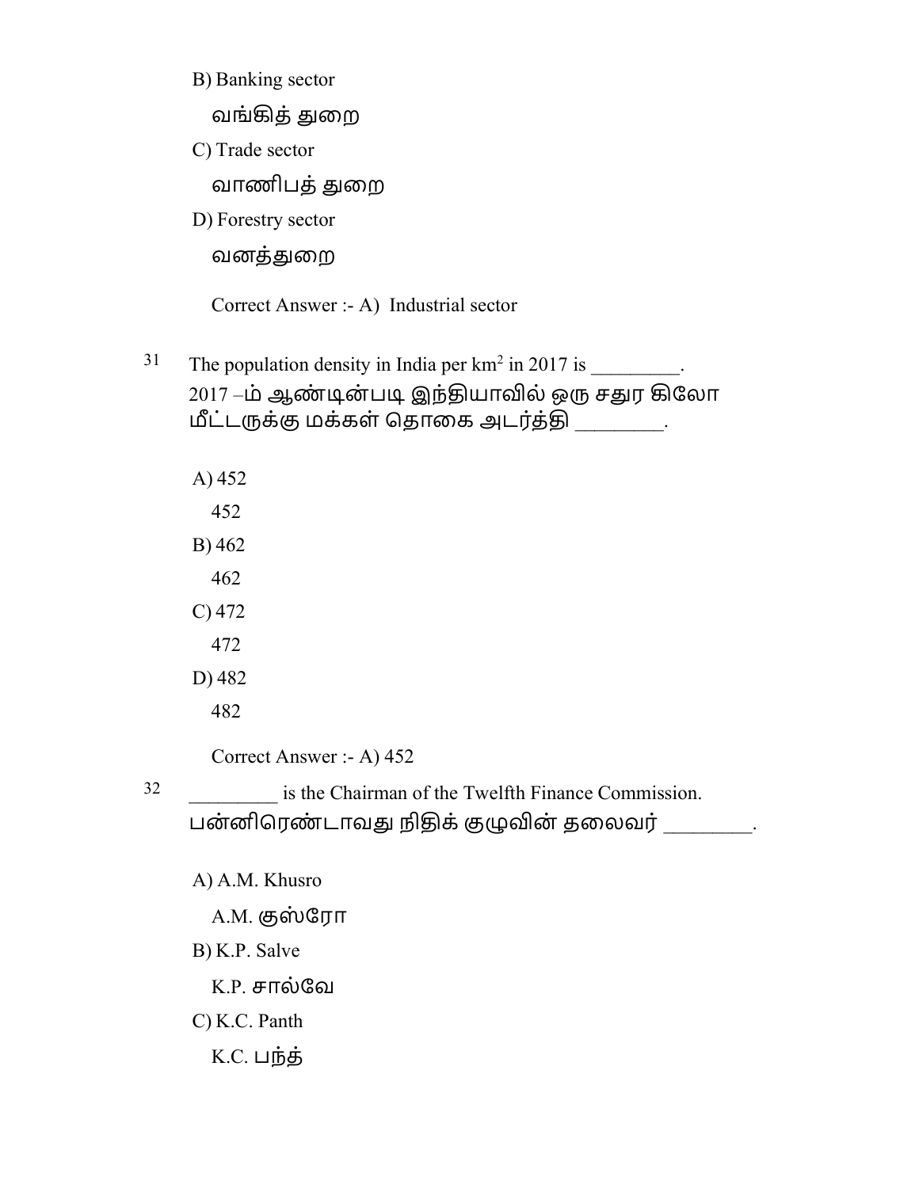B) Banking sector

வங்கித் துறை

C) Trade sector

வாணிபத் துறை

D) Forestry sector

வனத்துறை

Correct Answer :- A) Industrial sector

31 The population density in India per $km^2$ in 2017 is _________.

2017 –ம் ஆண்டின்படி இந்தியாவில் ஒரு சதுர கிலோ மீட்டருக்கு மக்கள் தொகை அடர்த்தி ________.

A) 452

452

B) 462

462

C) 472

472

D) 482

482

Correct Answer :- A) 452

32 _________ is the Chairman of the Twelfth Finance Commission.

பன்னிரெண்டாவது நிதிக் குழுவின் தலைவர் ________.

A) A.M. Khusro

A.M. குஸ்ரோ

B) K.P. Salve

K.P. சால்வே

C) K.C. Panth

K.C. பந்த்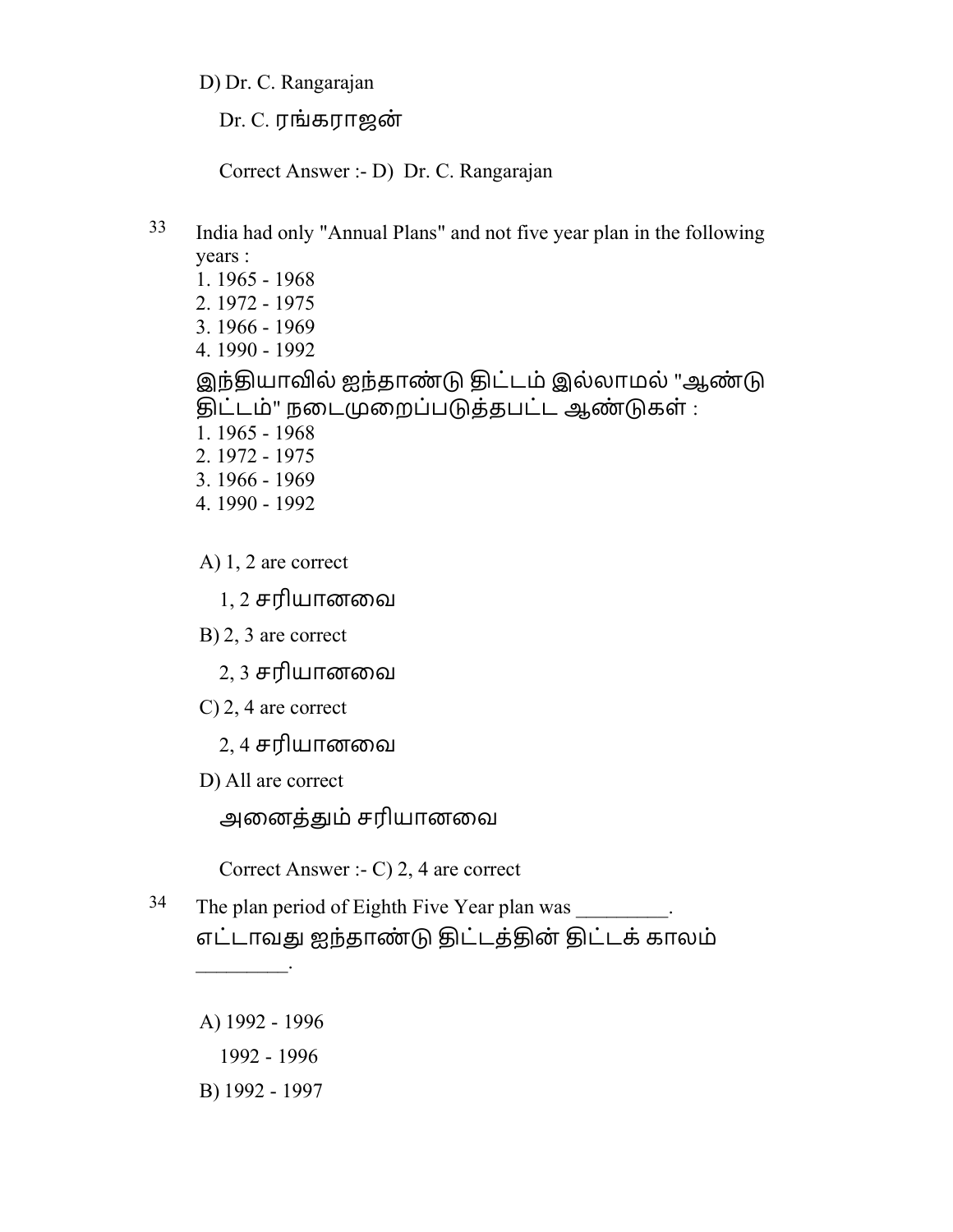D) Dr. C. Rangarajan

Dr. C. ரங்கராஜன்

Correct Answer :- D) Dr. C. Rangarajan

33 India had only "Annual Plans" and not five year plan in the following years :

1. 1965 - 1968
2. 1972 - 1975
3. 1966 - 1969
4. 1990 - 1992

இந்தியாவில் ஐந்தாண்டு திட்டம் இல்லாமல் "ஆண்டு திட்டம்" நடைமுறைப்படுத்தபட்ட ஆண்டுகள் :

1. 1965 - 1968
2. 1972 - 1975
3. 1966 - 1969
4. 1990 - 1992

A) 1, 2 are correct

1, 2 சரியானவை

B) 2, 3 are correct

2, 3 சரியானவை

C) 2, 4 are correct

2, 4 சரியானவை

D) All are correct

அனைத்தும் சரியானவை

Correct Answer :- C) 2, 4 are correct

34 The plan period of Eighth Five Year plan was _________.

எட்டாவது ஐந்தாண்டு திட்டத்தின் திட்டக் காலம் _________.

A) 1992 - 1996

1992 - 1996

B) 1992 - 1997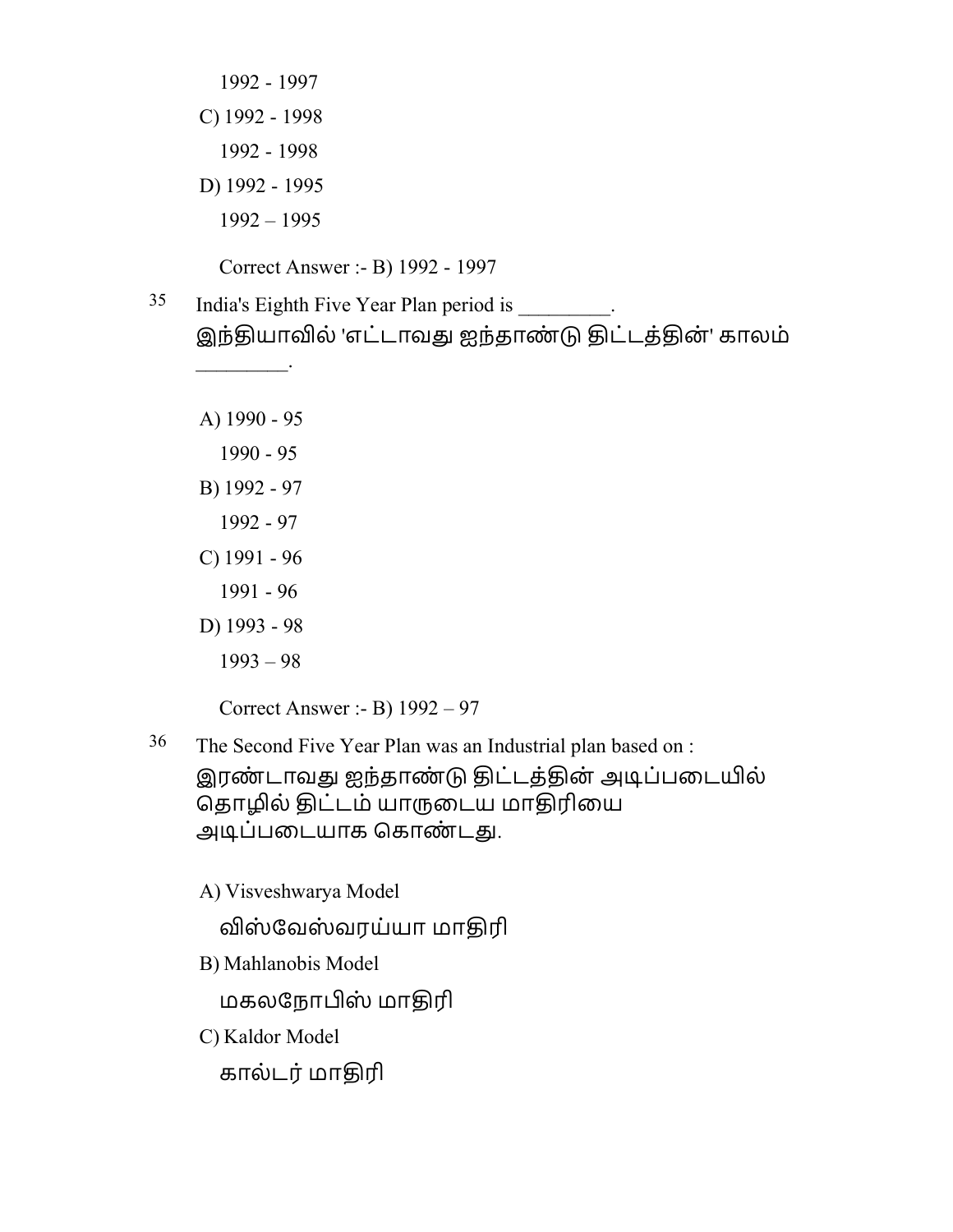1992 - 1997

C) 1992 - 1998

1992 - 1998

D) 1992 - 1995

1992 – 1995

Correct Answer :- B) 1992 - 1997

35 India's Eighth Five Year Plan period is _________.
இந்தியாவில் 'எட்டாவது ஐந்தாண்டு திட்டத்தின்' காலம் _________.

A) 1990 - 95

1990 - 95

B) 1992 - 97

1992 - 97

C) 1991 - 96

1991 - 96

D) 1993 - 98

1993 – 98

Correct Answer :- B) 1992 – 97

36 The Second Five Year Plan was an Industrial plan based on :
இரண்டாவது ஐந்தாண்டு திட்டத்தின் அடிப்படையில் தொழில் திட்டம் யாருடைய மாதிரியை அடிப்படையாக கொண்டது.

A) Visveshwarya Model

விஸ்வேஸ்வரய்யா மாதிரி

B) Mahlanobis Model

மகலநோபிஸ் மாதிரி

C) Kaldor Model

கால்டர் மாதிரி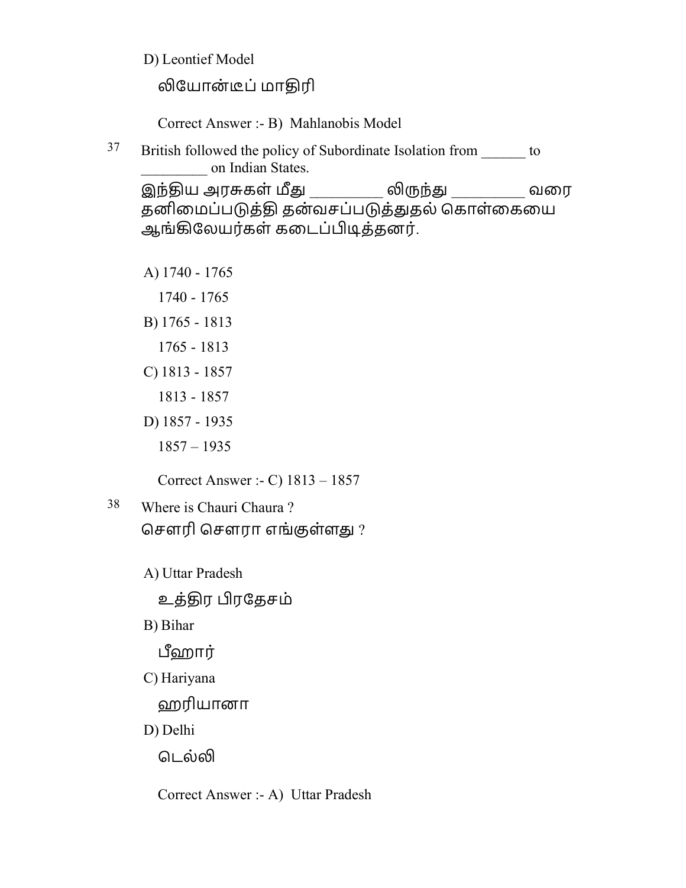D) Leontief Model

லியோன்டீப் மாதிரி

Correct Answer :- B) Mahlanobis Model

37 British followed the policy of Subordinate Isolation from ______ to _________ on Indian States.

இந்திய அரசுகள் மீது _________ லிருந்து _________ வரை தனிமைப்படுத்தி தன்வசப்படுத்துதல் கொள்கையை ஆங்கிலேயர்கள் கடைப்பிடித்தனர்.

A) 1740 - 1765

1740 - 1765

B) 1765 - 1813

1765 - 1813

C) 1813 - 1857

1813 - 1857

D) 1857 - 1935

1857 – 1935

Correct Answer :- C) 1813 – 1857

38 Where is Chauri Chaura ?

சௌரி சௌரா எங்குள்ளது ?

A) Uttar Pradesh

உத்திர பிரதேசம்

B) Bihar

பீஹார்

C) Hariyana

ஹரியானா

D) Delhi

டெல்லி

Correct Answer :- A) Uttar Pradesh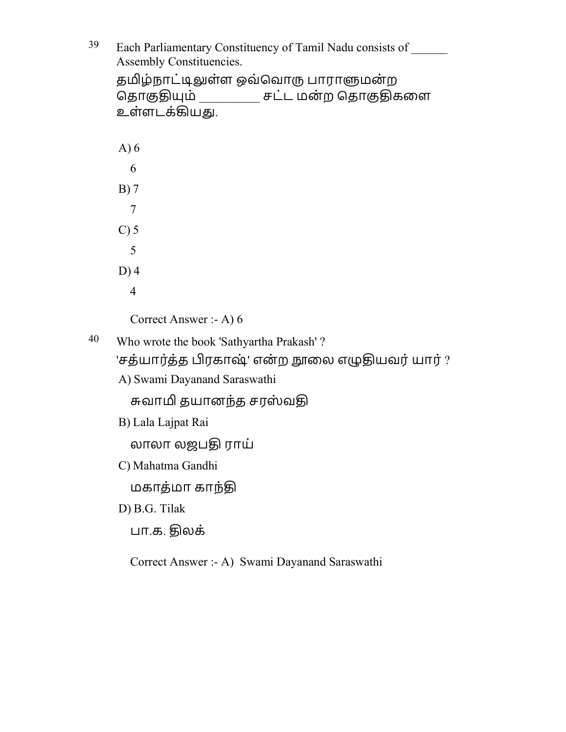39 Each Parliamentary Constituency of Tamil Nadu consists of ______ Assembly Constituencies.

தமிழ்நாட்டிலுள்ள ஒவ்வொரு பாராளுமன்ற தொகுதியும் _________ சட்ட மன்ற தொகுதிகளை உள்ளடக்கியது.

A) 6

6

B) 7

7

C) 5

5

D) 4

4

Correct Answer :- A) 6

40 Who wrote the book 'Sathyartha Prakash' ?

'சத்யார்த்த பிரகாஷ்' என்ற நூலை எழுதியவர் யார் ?

A) Swami Dayanand Saraswathi

சுவாமி தயானந்த சரஸ்வதி

B) Lala Lajpat Rai

லாலா லஜபதி ராய்

C) Mahatma Gandhi

மகாத்மா காந்தி

D) B.G. Tilak

பா.க. திலக்

Correct Answer :- A) Swami Dayanand Saraswathi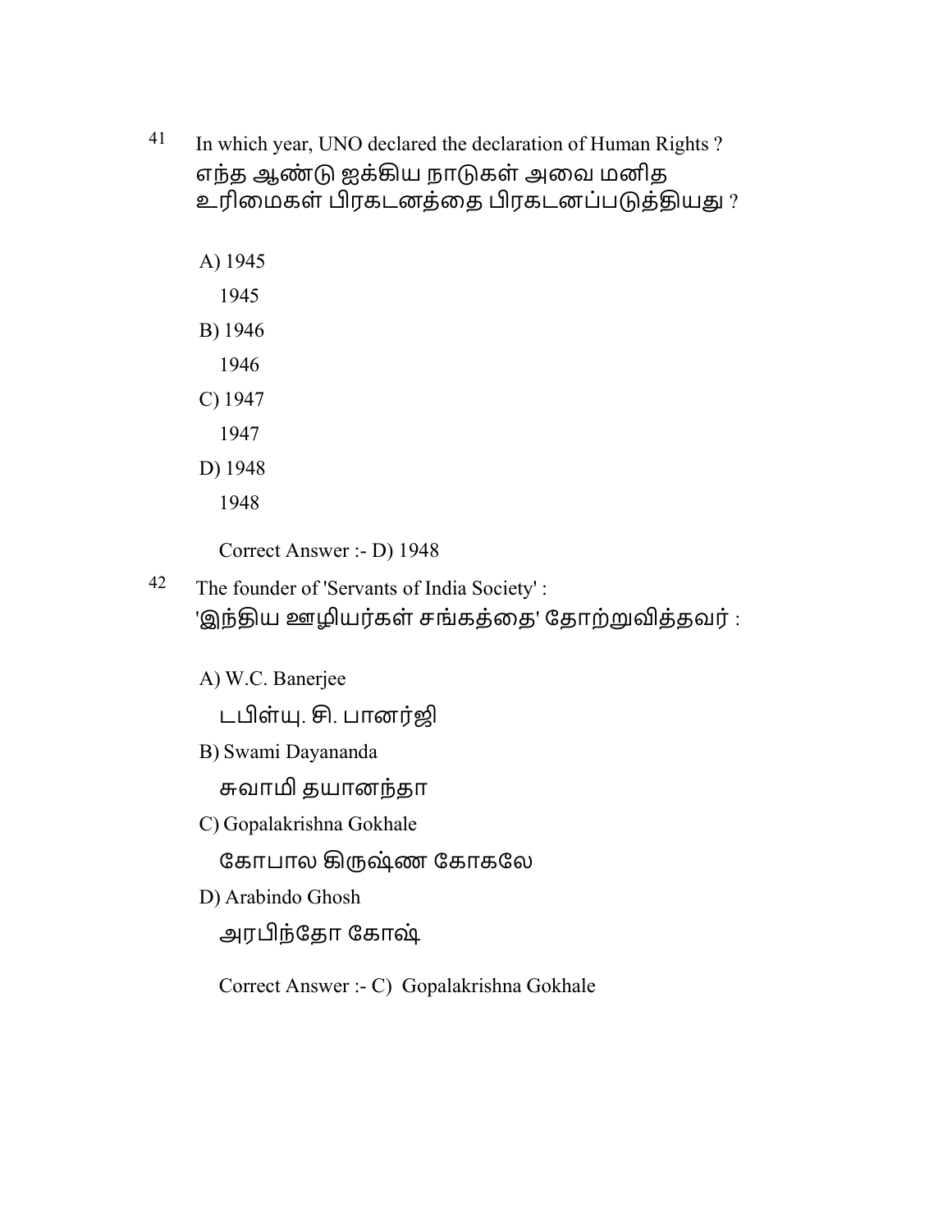41 In which year, UNO declared the declaration of Human Rights ?
எந்த ஆண்டு ஐக்கிய நாடுகள் அவை மனித உரிமைகள் பிரகடனத்தை பிரகடனப்படுத்தியது ?

A) 1945
1945

B) 1946
1946

C) 1947
1947

D) 1948
1948

Correct Answer :- D) 1948

42 The founder of 'Servants of India Society' :
'இந்திய ஊழியர்கள் சங்கத்தை' தோற்றுவித்தவர் :

A) W.C. Banerjee
டபிள்யு. சி. பானர்ஜி

B) Swami Dayananda
சுவாமி தயானந்தா

C) Gopalakrishna Gokhale
கோபால கிருஷ்ண கோகலே

D) Arabindo Ghosh
அரபிந்தோ கோஷ்

Correct Answer :- C) Gopalakrishna Gokhale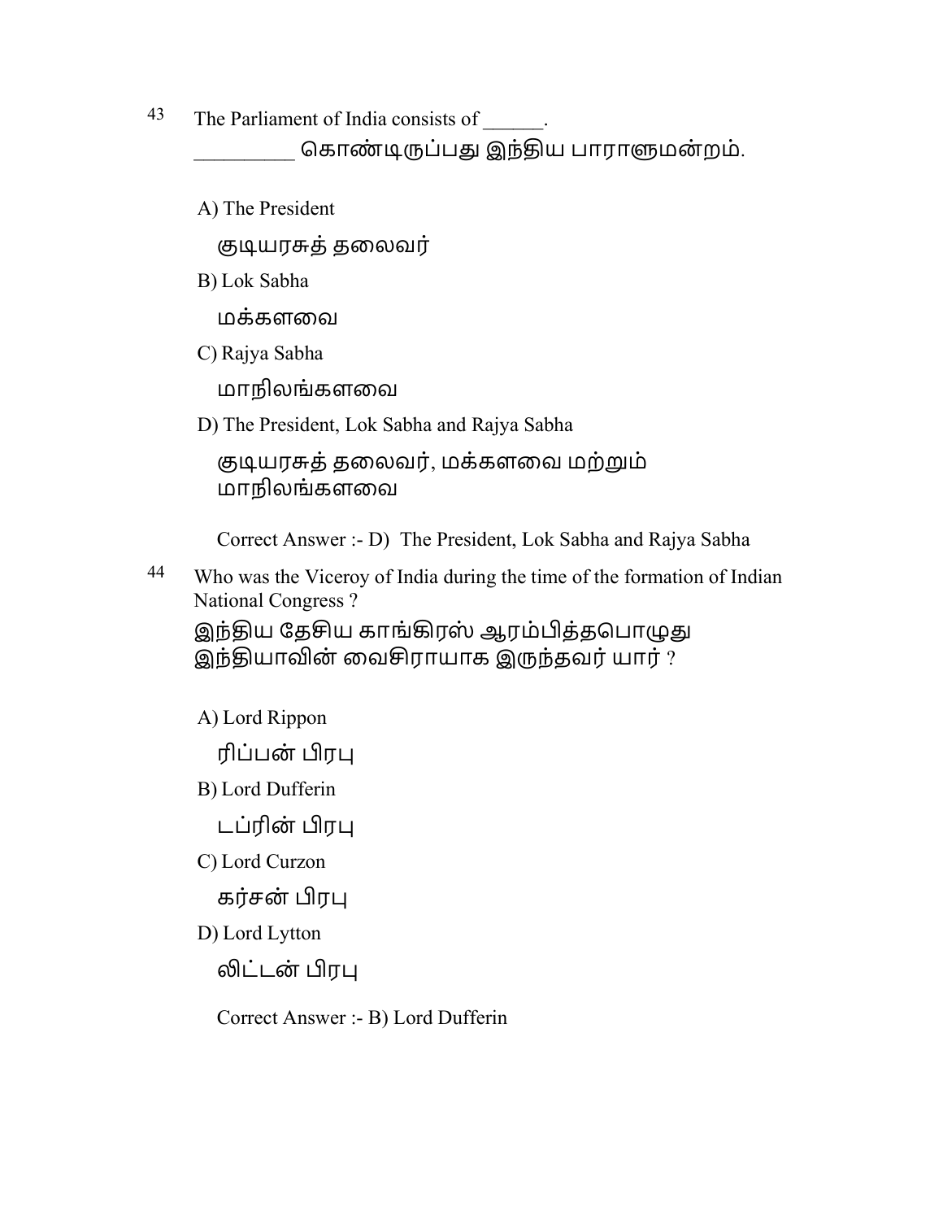43 The Parliament of India consists of ______.

_________ கொண்டிருப்பது இந்திய பாராளுமன்றம்.

A) The President

குடியரசுத் தலைவர்

B) Lok Sabha

மக்களவை

C) Rajya Sabha

மாநிலங்களவை

D) The President, Lok Sabha and Rajya Sabha

குடியரசுத் தலைவர், மக்களவை மற்றும் மாநிலங்களவை

Correct Answer :- D) The President, Lok Sabha and Rajya Sabha

44 Who was the Viceroy of India during the time of the formation of Indian National Congress ?

இந்திய தேசிய காங்கிரஸ் ஆரம்பித்தபொழுது இந்தியாவின் வைசிராயாக இருந்தவர் யார் ?

A) Lord Rippon

ரிப்பன் பிரபு

B) Lord Dufferin

டப்ரின் பிரபு

C) Lord Curzon

கர்சன் பிரபு

D) Lord Lytton

லிட்டன் பிரபு

Correct Answer :- B) Lord Dufferin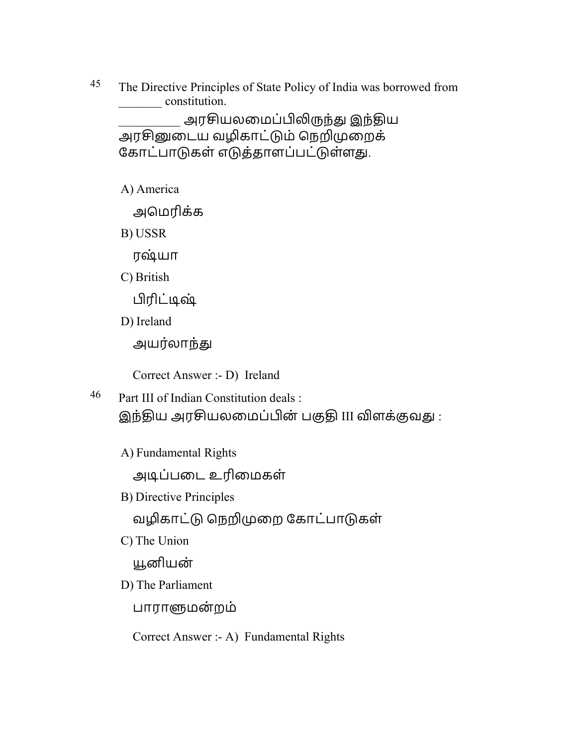45 The Directive Principles of State Policy of India was borrowed from _______ constitution.

_________ அரசியலமைப்பிலிருந்து இந்திய அரசினுடைய வழிகாட்டும் நெறிமுறைக் கோட்பாடுகள் எடுத்தாளப்பட்டுள்ளது.

A) America

அமெரிக்க

B) USSR

ரஷ்யா

C) British

பிரிட்டிஷ்

D) Ireland

அயர்லாந்து

Correct Answer :- D) Ireland

46 Part III of Indian Constitution deals :

இந்திய அரசியலமைப்பின் பகுதி III விளக்குவது :

A) Fundamental Rights

அடிப்படை உரிமைகள்

B) Directive Principles

வழிகாட்டு நெறிமுறை கோட்பாடுகள்

C) The Union

யூனியன்

D) The Parliament

பாராளுமன்றம்

Correct Answer :- A) Fundamental Rights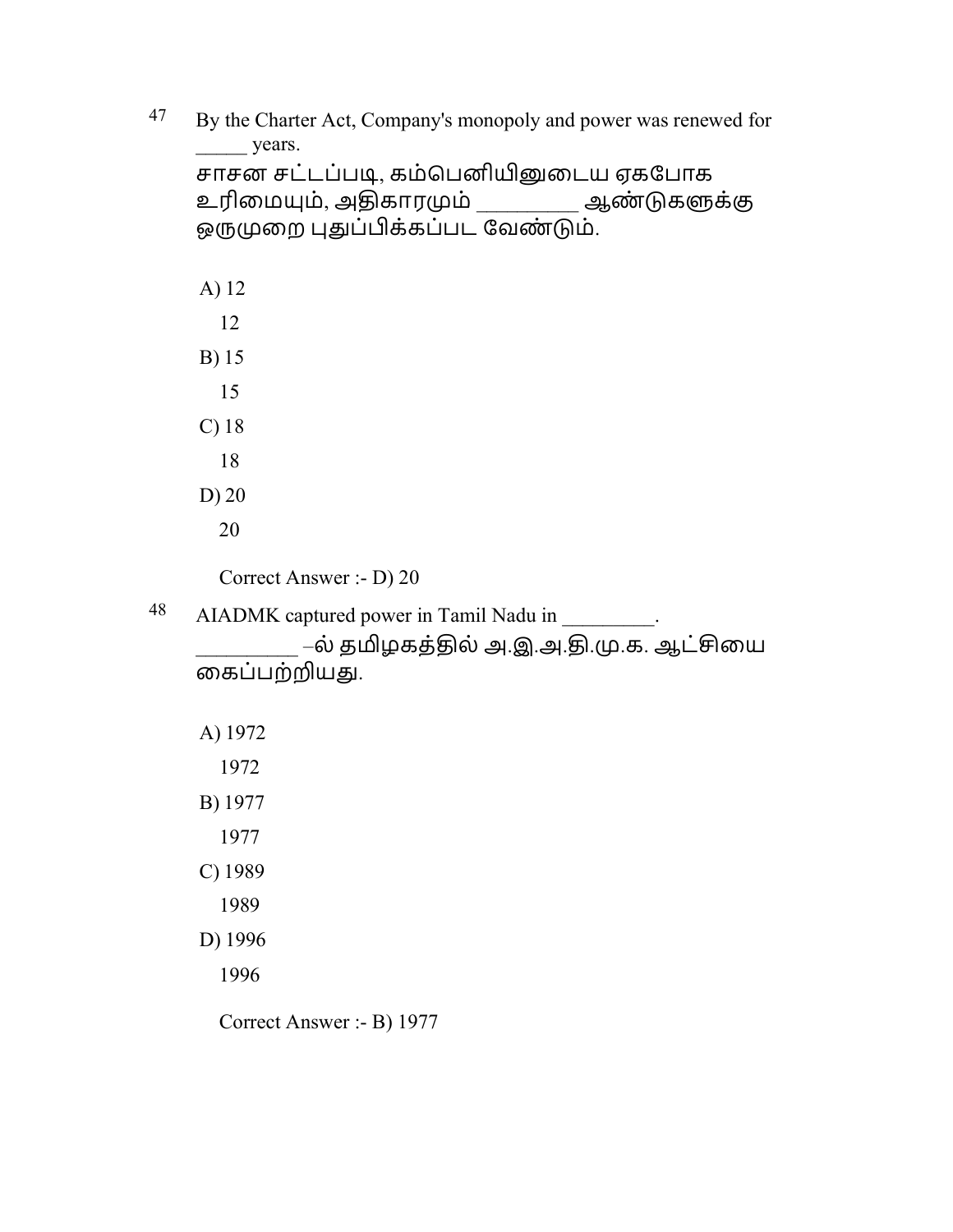47 By the Charter Act, Company's monopoly and power was renewed for _____ years.

சாசன சட்டப்படி, கம்பெனியினுடைய ஏகபோக உரிமையும், அதிகாரமும் _________ ஆண்டுகளுக்கு ஒருமுறை புதுப்பிக்கப்பட வேண்டும்.

A) 12

12

B) 15

15

C) 18

18

D) 20

20

Correct Answer :- D) 20

48 AIADMK captured power in Tamil Nadu in _________.

_________ –ல் தமிழகத்தில் அ.இ.அ.தி.மு.க. ஆட்சியை கைப்பற்றியது.

A) 1972

1972

B) 1977

1977

C) 1989

1989

D) 1996

1996

Correct Answer :- B) 1977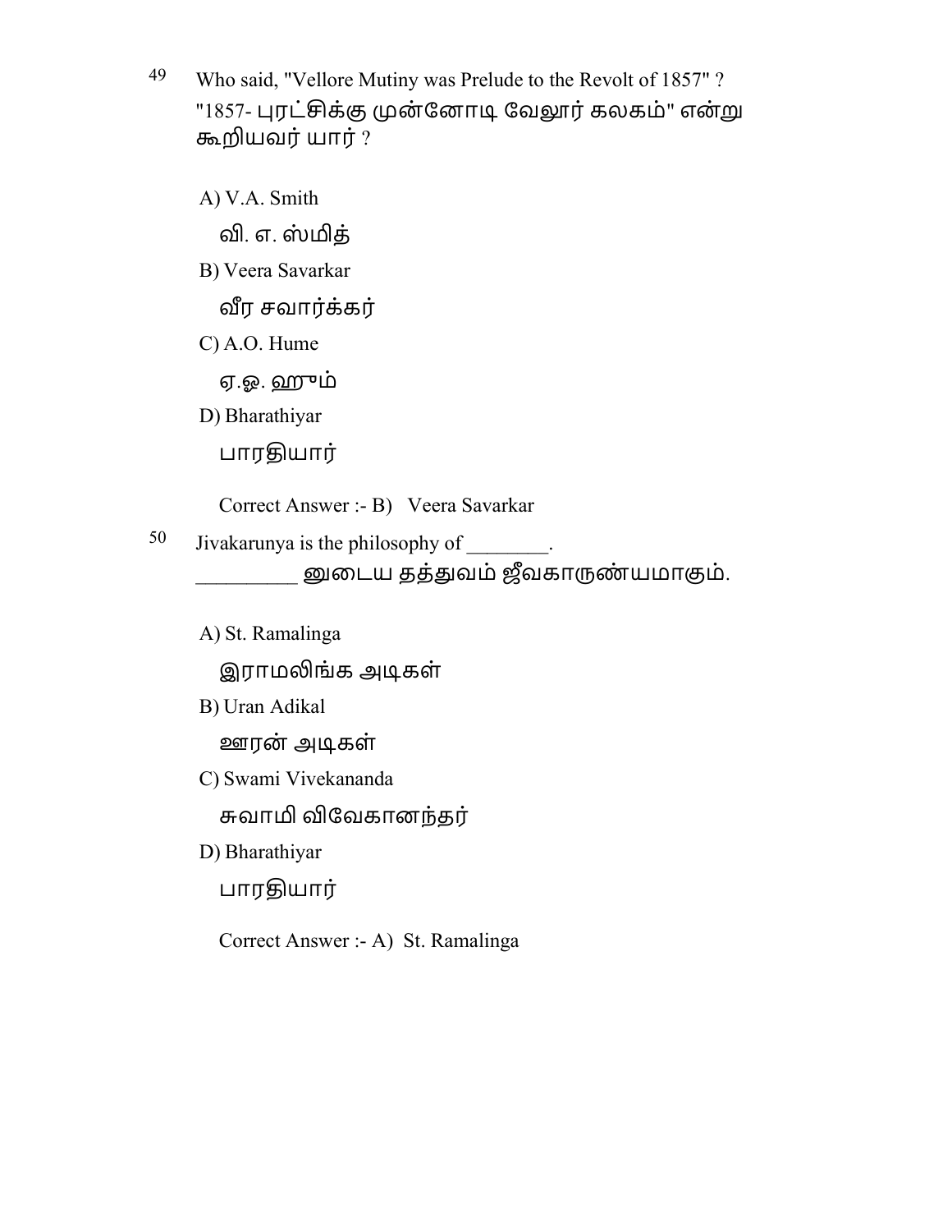49 Who said, "Vellore Mutiny was Prelude to the Revolt of 1857" ?
"1857- புரட்சிக்கு முன்னோடி வேலூர் கலகம்" என்று கூறியவர் யார் ?

A) V.A. Smith
வி. எ. ஸ்மித்

B) Veera Savarkar
வீர சவார்க்கர்

C) A.O. Hume
ஏ.ஓ. ஹூம்

D) Bharathiyar
பாரதியார்

Correct Answer :- B) Veera Savarkar

50 Jivakarunya is the philosophy of ________.
_________ னுடைய தத்துவம் ஜீவகாருண்யமாகும்.

A) St. Ramalinga
இராமலிங்க அடிகள்

B) Uran Adikal
ஊரன் அடிகள்

C) Swami Vivekananda
சுவாமி விவேகானந்தர்

D) Bharathiyar
பாரதியார்

Correct Answer :- A) St. Ramalinga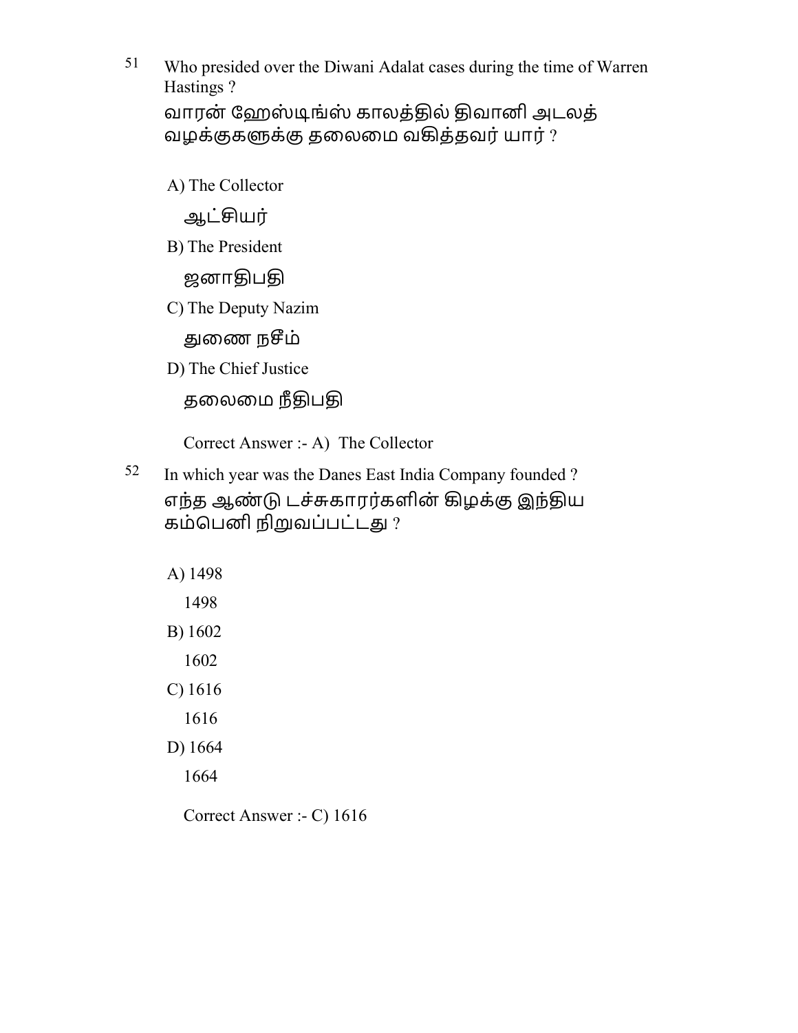51 Who presided over the Diwani Adalat cases during the time of Warren Hastings ?

வாரன் ஹேஸ்டிங்ஸ் காலத்தில் திவானி அடலத் வழக்குகளுக்கு தலைமை வகித்தவர் யார் ?

A) The Collector

ஆட்சியர்

B) The President

ஜனாதிபதி

C) The Deputy Nazim

துணை நசீம்

D) The Chief Justice

தலைமை நீதிபதி

Correct Answer :- A) The Collector

52 In which year was the Danes East India Company founded ?

எந்த ஆண்டு டச்சுகாரர்களின் கிழக்கு இந்திய கம்பெனி நிறுவப்பட்டது ?

A) 1498

1498

B) 1602

1602

C) 1616

1616

D) 1664

1664

Correct Answer :- C) 1616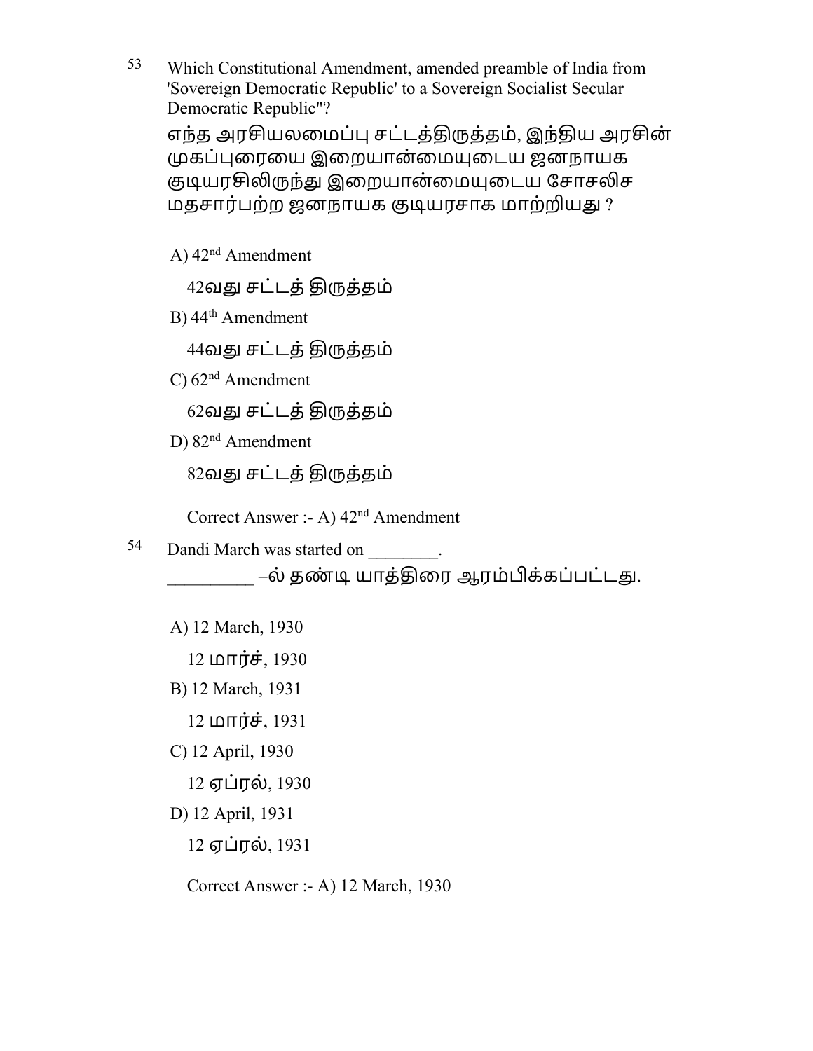53 Which Constitutional Amendment, amended preamble of India from 'Sovereign Democratic Republic' to a Sovereign Socialist Secular Democratic Republic"?

எந்த அரசியலமைப்பு சட்டத்திருத்தம், இந்திய அரசின் முகப்புரையை இறையான்மையுடைய ஜனநாயக குடியரசிலிருந்து இறையான்மையுடைய சோசலிச மதசார்பற்ற ஜனநாயக குடியரசாக மாற்றியது ?

A) 42nd Amendment

42வது சட்டத் திருத்தம்

B) 44th Amendment

44வது சட்டத் திருத்தம்

C) 62nd Amendment

62வது சட்டத் திருத்தம்

D) 82nd Amendment

82வது சட்டத் திருத்தம்

Correct Answer :- A) 42nd Amendment

54 Dandi March was started on ________.

_________ –ல் தண்டி யாத்திரை ஆரம்பிக்கப்பட்டது.

A) 12 March, 1930

12 மார்ச், 1930

B) 12 March, 1931

12 மார்ச், 1931

C) 12 April, 1930

12 ஏப்ரல், 1930

D) 12 April, 1931

12 ஏப்ரல், 1931

Correct Answer :- A) 12 March, 1930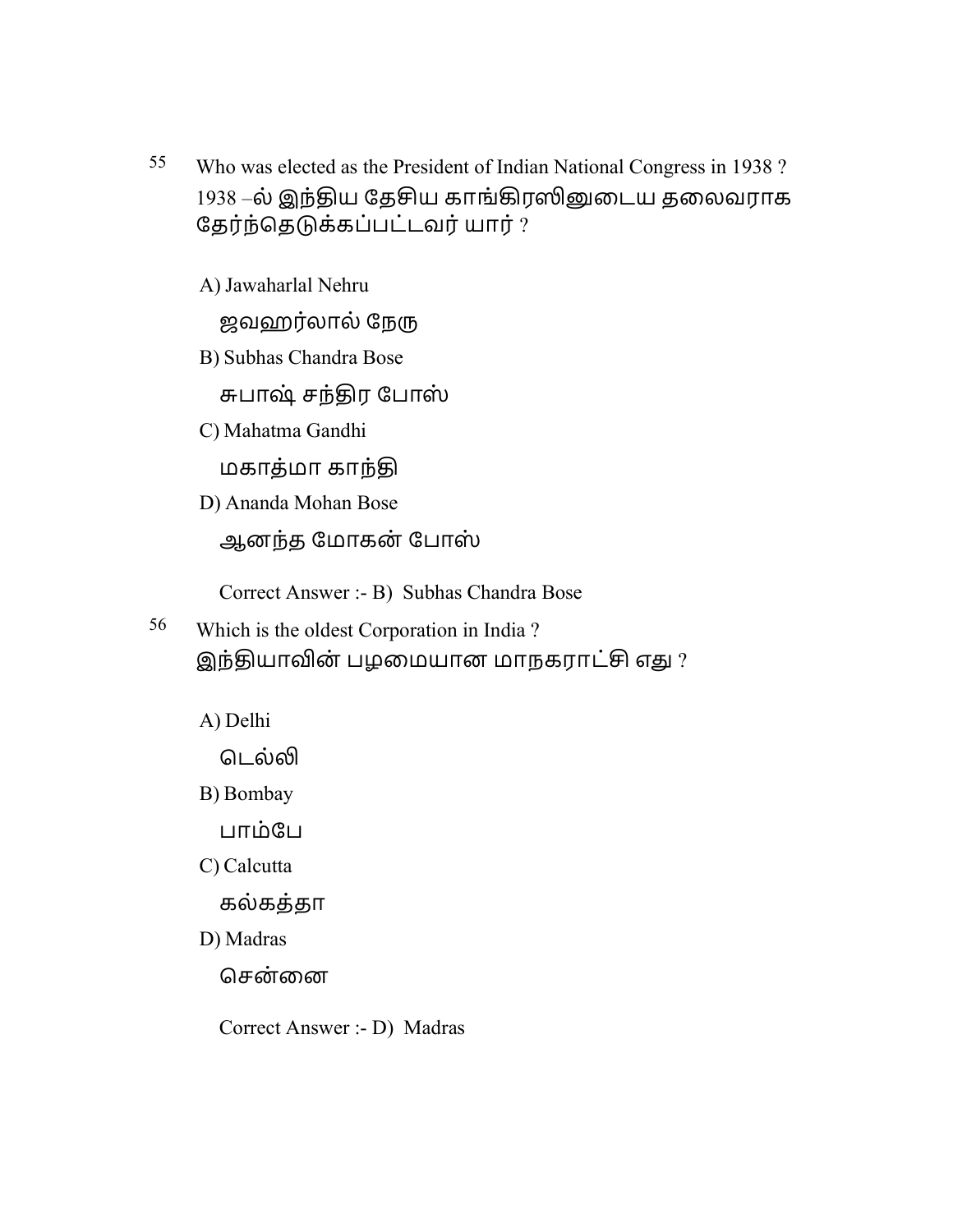55 Who was elected as the President of Indian National Congress in 1938 ?
1938 –ல் இந்திய தேசிய காங்கிரஸினுடைய தலைவராக தேர்ந்தெடுக்கப்பட்டவர் யார் ?

A) Jawaharlal Nehru

ஜவஹர்லால் நேரு

B) Subhas Chandra Bose

சுபாஷ் சந்திர போஸ்

C) Mahatma Gandhi

மகாத்மா காந்தி

D) Ananda Mohan Bose

ஆனந்த மோகன் போஸ்

Correct Answer :- B) Subhas Chandra Bose

56 Which is the oldest Corporation in India ?
இந்தியாவின் பழமையான மாநகராட்சி எது ?

A) Delhi

டெல்லி

B) Bombay

பாம்பே

C) Calcutta

கல்கத்தா

D) Madras

சென்னை

Correct Answer :- D) Madras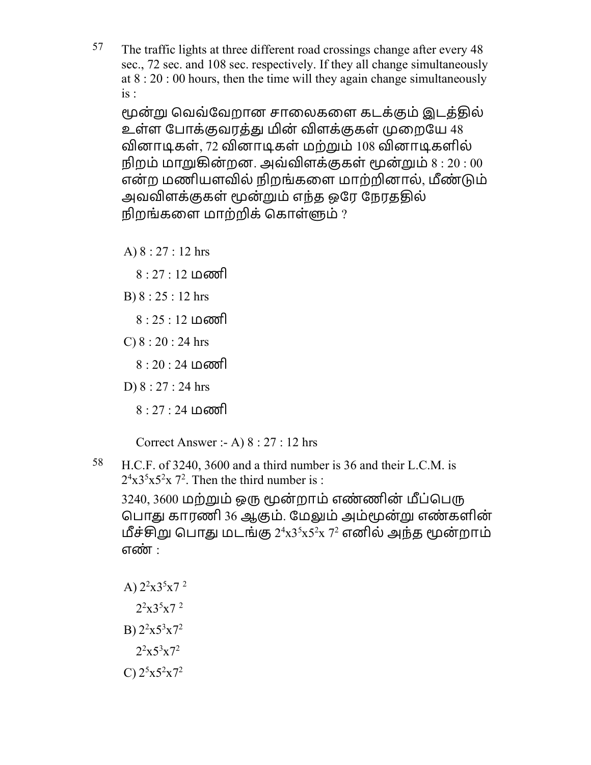57 The traffic lights at three different road crossings change after every 48 sec., 72 sec. and 108 sec. respectively. If they all change simultaneously at 8 : 20 : 00 hours, then the time will they again change simultaneously is :

மூன்று வெவ்வேறான சாலைகளை கடக்கும் இடத்தில் உள்ள போக்குவரத்து மின் விளக்குகள் முறையே 48 வினாடிகள், 72 வினாடிகள் மற்றும் 108 வினாடிகளில் நிறம் மாறுகின்றன. அவ்விளக்குகள் மூன்றும் 8 : 20 : 00 என்ற மணியளவில் நிறங்களை மாற்றினால், மீண்டும் அவவிளக்குகள் மூன்றும் எந்த ஒரே நேரததில் நிறங்களை மாற்றிக் கொள்ளும் ?

A) 8 : 27 : 12 hrs

8 : 27 : 12 மணி

B) 8 : 25 : 12 hrs

8 : 25 : 12 மணி

C) 8 : 20 : 24 hrs

8 : 20 : 24 மணி

D) 8 : 27 : 24 hrs

8 : 27 : 24 மணி

Correct Answer :- A) 8 : 27 : 12 hrs

58 H.C.F. of 3240, 3600 and a third number is 36 and their L.C.M. is $2^4 x 3^5 x 5^2 x\ 7^2$. Then the third number is :

3240, 3600 மற்றும் ஒரு மூன்றாம் எண்ணின் மீப்பெரு பொது காரணி 36 ஆகும். மேலும் அம்மூன்று எண்களின் மீச்சிறு பொது மடங்கு $2^4 x 3^5 x 5^2 x\ 7^2$ எனில் அந்த மூன்றாம் எண் :

A) $2^2 x 3^5 x 7^{\ 2}$

$2^2 x 3^5 x 7^{\ 2}$

B) $2^2 x 5^3 x 7^2$

$2^2 x 5^3 x 7^2$

C) $2^5 x 5^2 x 7^2$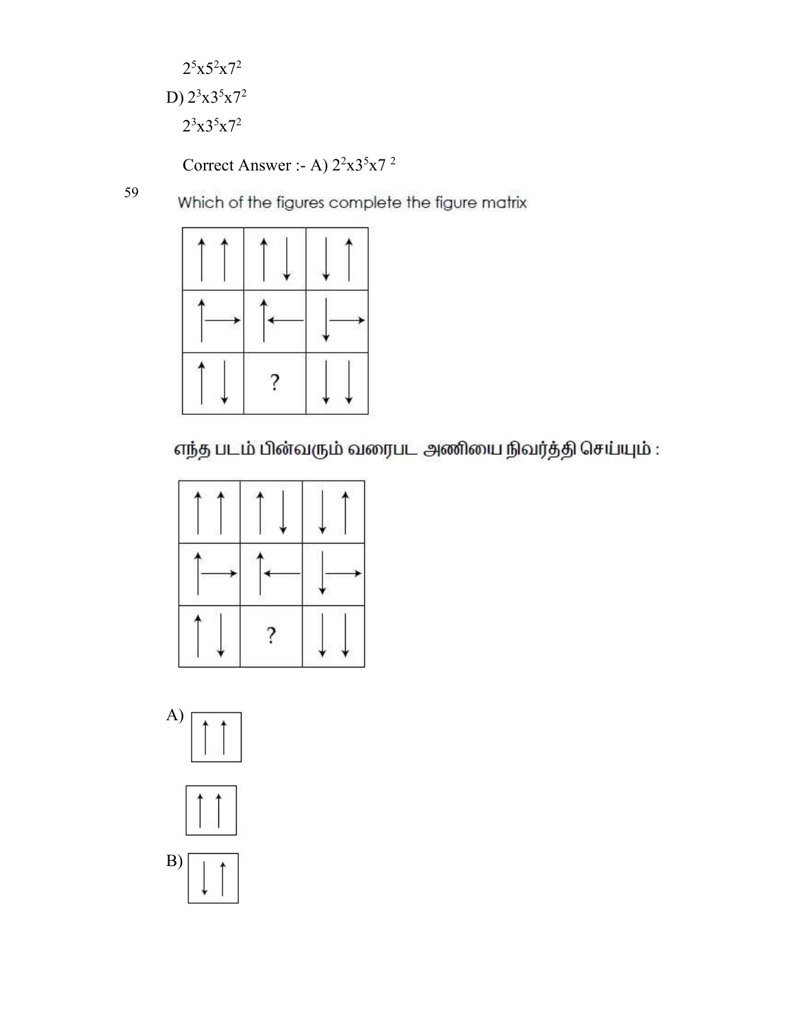$2^5x5^2x7^2$

D) $2^3x3^5x7^2$

$2^3x3^5x7^2$

Correct Answer :- A) $2^2x3^5x7^2$

59 Which of the figures complete the figure matrix

| ↑ ↑ | ↑ ↓ | ↓ ↑ |
|---|---|---|
| ↑ → | ↑ ← | ↓ → |
| ↑ ↓ | ? | ↓ ↓ |

எந்த படம் பின்வரும் வரைபட அணியை நிவர்த்தி செய்யும் :

| ↑ ↑ | ↑ ↓ | ↓ ↑ |
|---|---|---|
| ↑ → | ↑ ← | ↓ → |
| ↑ ↓ | ? | ↓ ↓ |

A) ↑ ↑

↑ ↑

B) ↓ ↑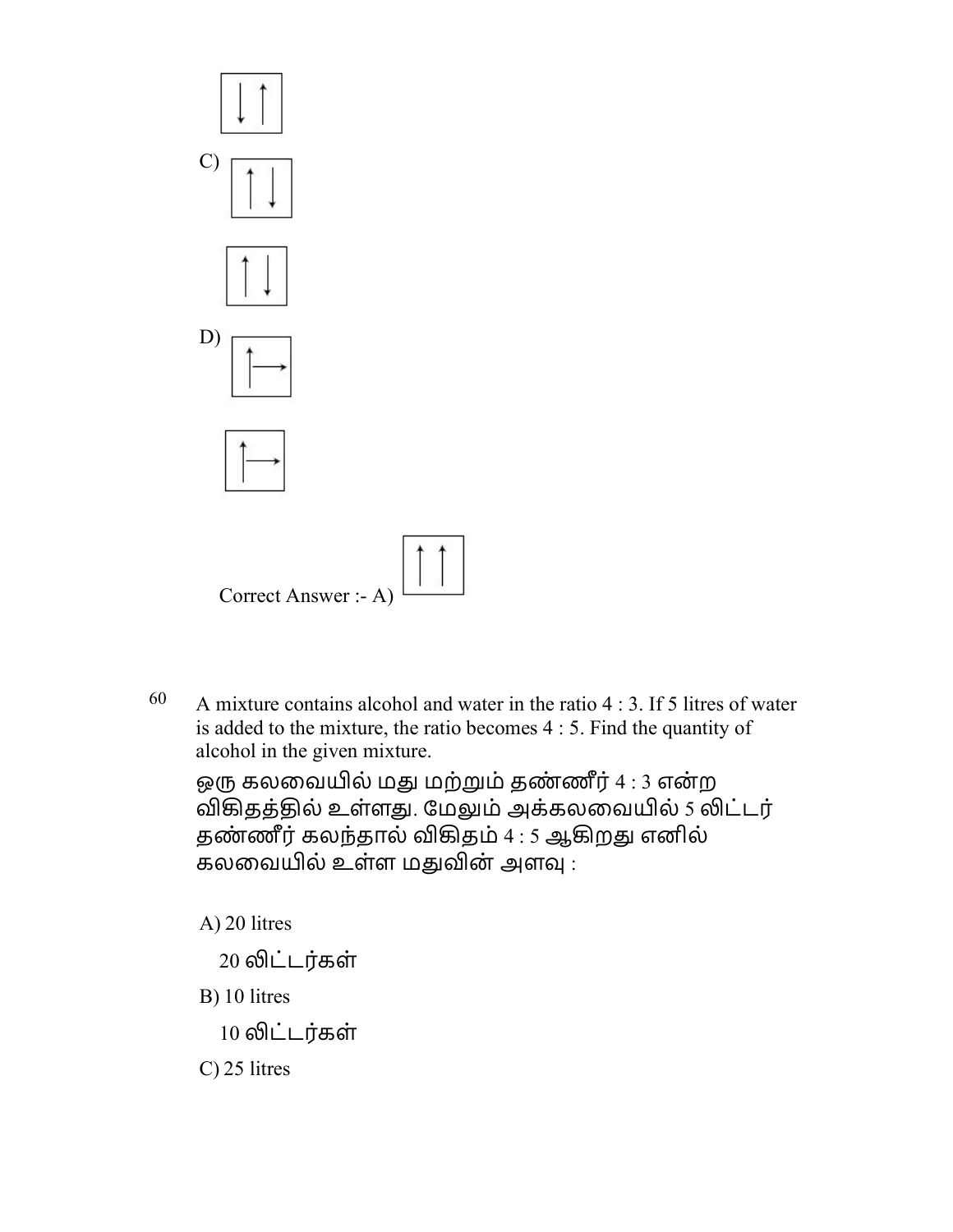C)

D)

Correct Answer :- A)

60 A mixture contains alcohol and water in the ratio 4 : 3. If 5 litres of water is added to the mixture, the ratio becomes 4 : 5. Find the quantity of alcohol in the given mixture.

ஒரு கலவையில் மது மற்றும் தண்ணீர் 4 : 3 என்ற விகிதத்தில் உள்ளது. மேலும் அக்கலவையில் 5 லிட்டர் தண்ணீர் கலந்தால் விகிதம் 4 : 5 ஆகிறது எனில் கலவையில் உள்ள மதுவின் அளவு :

A) 20 litres

20 லிட்டர்கள்

B) 10 litres

10 லிட்டர்கள்

C) 25 litres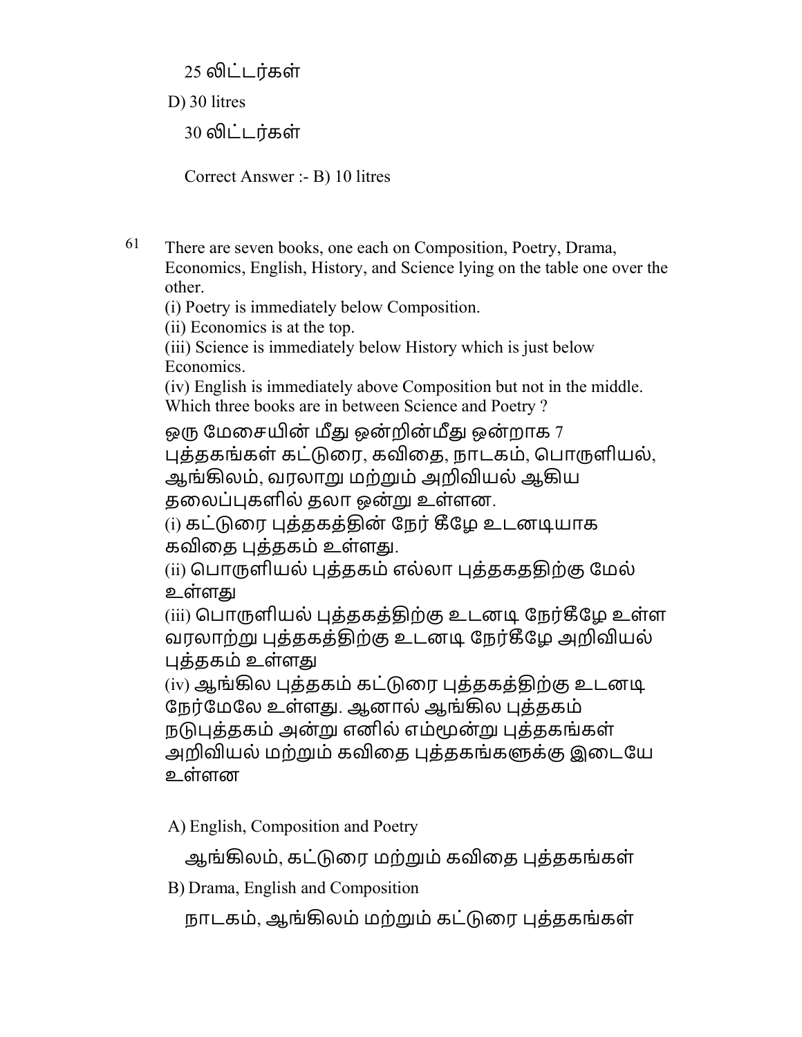25 லிட்டர்கள்

D) 30 litres

30 லிட்டர்கள்

Correct Answer :- B) 10 litres

61 There are seven books, one each on Composition, Poetry, Drama, Economics, English, History, and Science lying on the table one over the other.

(i) Poetry is immediately below Composition.

(ii) Economics is at the top.

(iii) Science is immediately below History which is just below Economics.

(iv) English is immediately above Composition but not in the middle.

Which three books are in between Science and Poetry ?

ஒரு மேசையின் மீது ஒன்றின்மீது ஒன்றாக 7 புத்தகங்கள் கட்டுரை, கவிதை, நாடகம், பொருளியல், ஆங்கிலம், வரலாறு மற்றும் அறிவியல் ஆகிய தலைப்புகளில் தலா ஒன்று உள்ளன.

(i) கட்டுரை புத்தகத்தின் நேர் கீழே உடனடியாக கவிதை புத்தகம் உள்ளது.

(ii) பொருளியல் புத்தகம் எல்லா புத்தகததிற்கு மேல் உள்ளது

(iii) பொருளியல் புத்தகத்திற்கு உடனடி நேர்கீழே உள்ள வரலாற்று புத்தகத்திற்கு உடனடி நேர்கீழே அறிவியல் புத்தகம் உள்ளது

(iv) ஆங்கில புத்தகம் கட்டுரை புத்தகத்திற்கு உடனடி நேர்மேலே உள்ளது. ஆனால் ஆங்கில புத்தகம் நடுபுத்தகம் அன்று எனில் எம்மூன்று புத்தகங்கள் அறிவியல் மற்றும் கவிதை புத்தகங்களுக்கு இடையே உள்ளன

A) English, Composition and Poetry

ஆங்கிலம், கட்டுரை மற்றும் கவிதை புத்தகங்கள்

B) Drama, English and Composition

நாடகம், ஆங்கிலம் மற்றும் கட்டுரை புத்தகங்கள்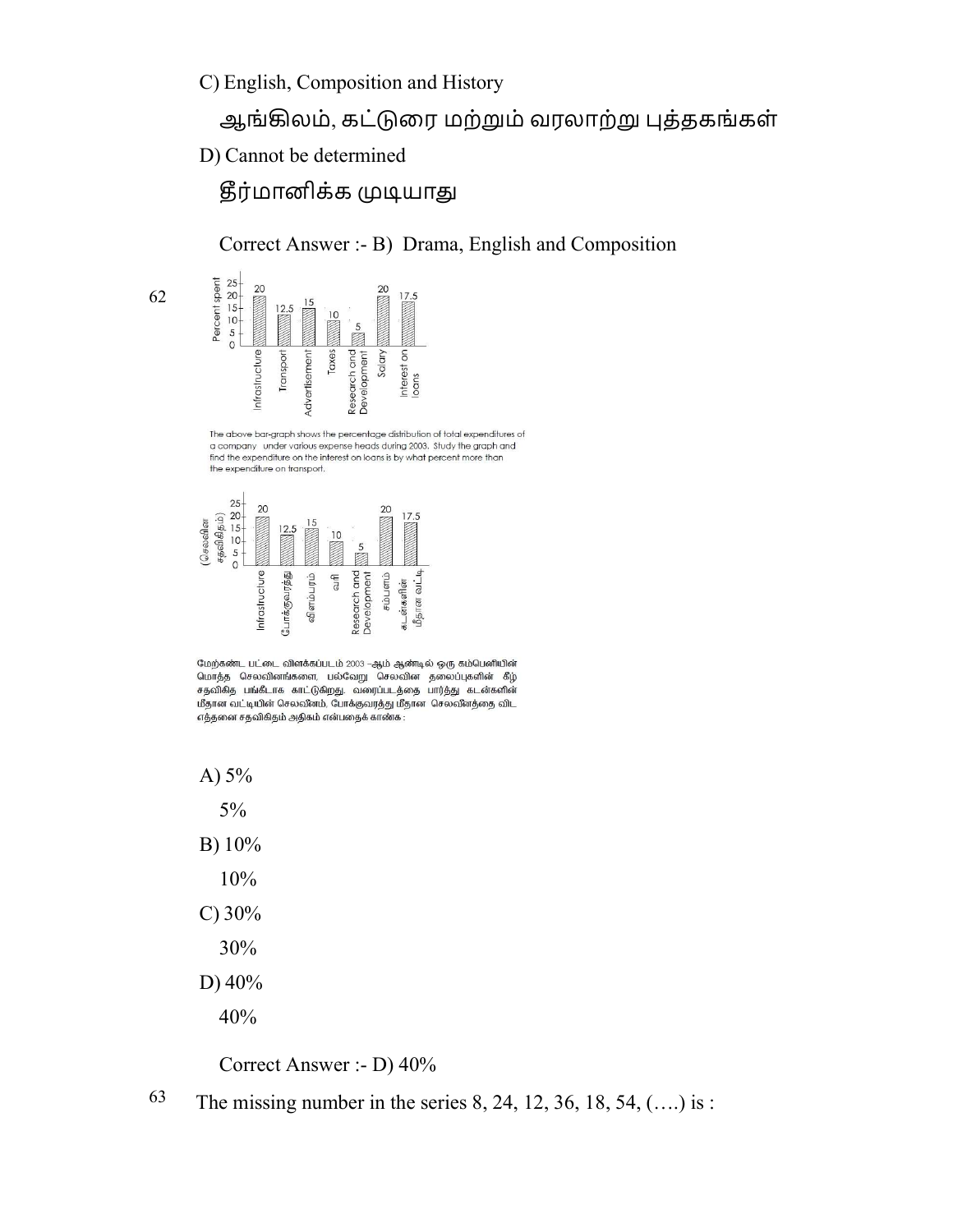C) English, Composition and History

ஆங்கிலம், கட்டுரை மற்றும் வரலாற்று புத்தகங்கள்

D) Cannot be determined

தீர்மானிக்க முடியாது

Correct Answer :- B) Drama, English and Composition

62

| Expense head | Percent spent |
| --- | --- |
| Infrastructure | 20 |
| Transport | 12.5 |
| Advertisement | 15 |
| Taxes | 10 |
| Research and Development | 5 |
| Salary | 20 |
| Interest on loans | 17.5 |

The above bar-graph shows the percentage distribution of total expenditures of a company under various expense heads during 2003. Study the graph and find the expenditure on the interest on loans is by what percent more than the expenditure on transport.

| செலவின தலைப்பு | (செலவின சதவிகிதம்) |
| --- | --- |
| Infrastructure | 20 |
| போக்குவரத்து | 12.5 |
| விளம்பரம் | 15 |
| வரி | 10 |
| Research and Development | 5 |
| சம்பளம் | 20 |
| கடன்களின் மீதான வட்டி | 17.5 |

மேற்கண்ட பட்டை விளக்கப்படம் 2003 –ஆம் ஆண்டில் ஒரு கம்பெனியின் மொத்த செலவினங்களை, பல்வேறு செலவின தலைப்புகளின் கீழ் சதவிகித பங்கீடாக காட்டுகிறது. வரைபடத்தை பார்த்து கடன்களின் மீதான வட்டியின் செலவினம், போக்குவரத்து மீதான செலவினத்தை விட எத்தனை சதவிகிதம் அதிகம் என்பதைக் காண்க :

A) 5%

5%

B) 10%

10%

C) 30%

30%

D) 40%

40%

Correct Answer :- D) 40%

63 The missing number in the series 8, 24, 12, 36, 18, 54, (….) is :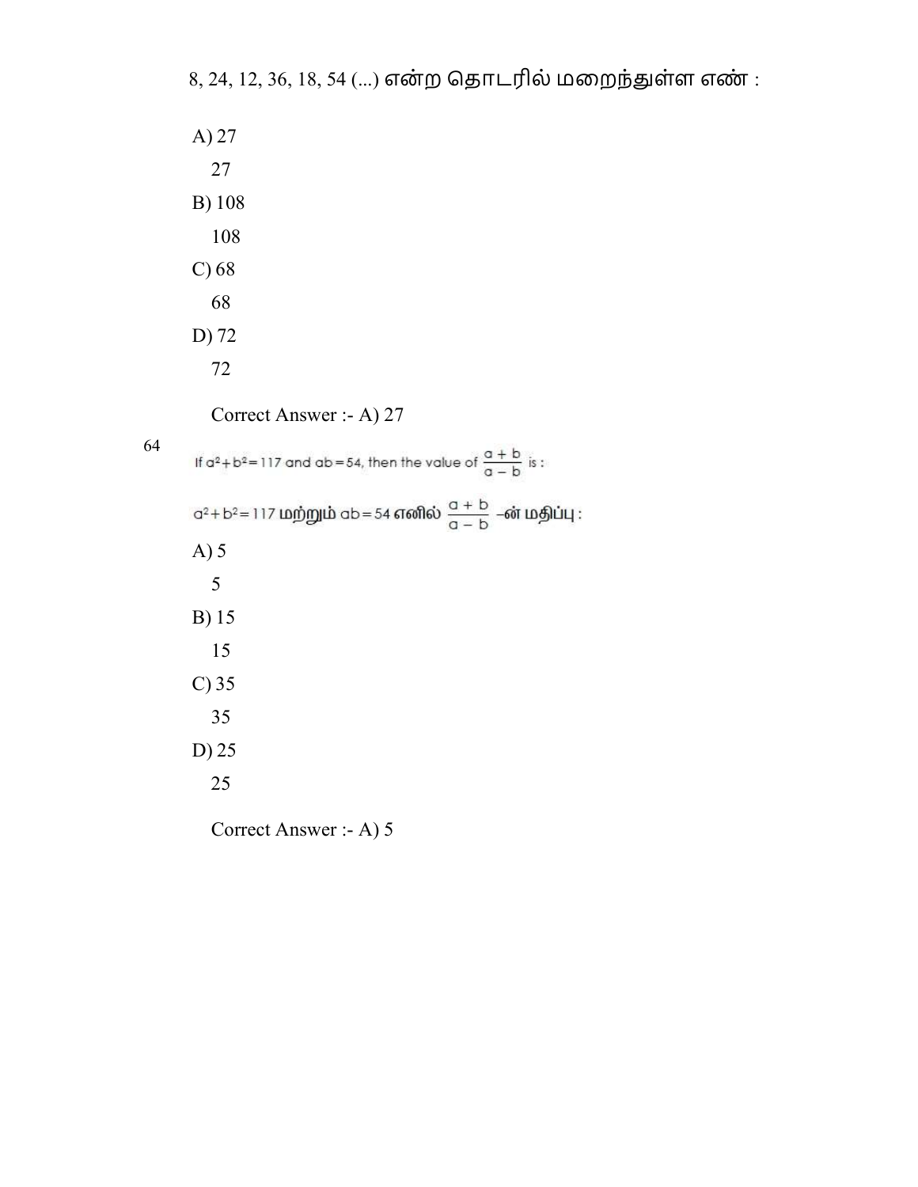8, 24, 12, 36, 18, 54 (...) என்ற தொடரில் மறைந்துள்ள எண் :

A) 27

27

B) 108

108

C) 68

68

D) 72

72

Correct Answer :- A) 27

64

If $a^2 + b^2 = 117$ and $ab = 54$, then the value of $\frac{a+b}{a-b}$ is :

$a^2 + b^2 = 117$ மற்றும் $ab = 54$ எனில் $\frac{a+b}{a-b}$ –ன் மதிப்பு :

A) 5

5

B) 15

15

C) 35

35

D) 25

25

Correct Answer :- A) 5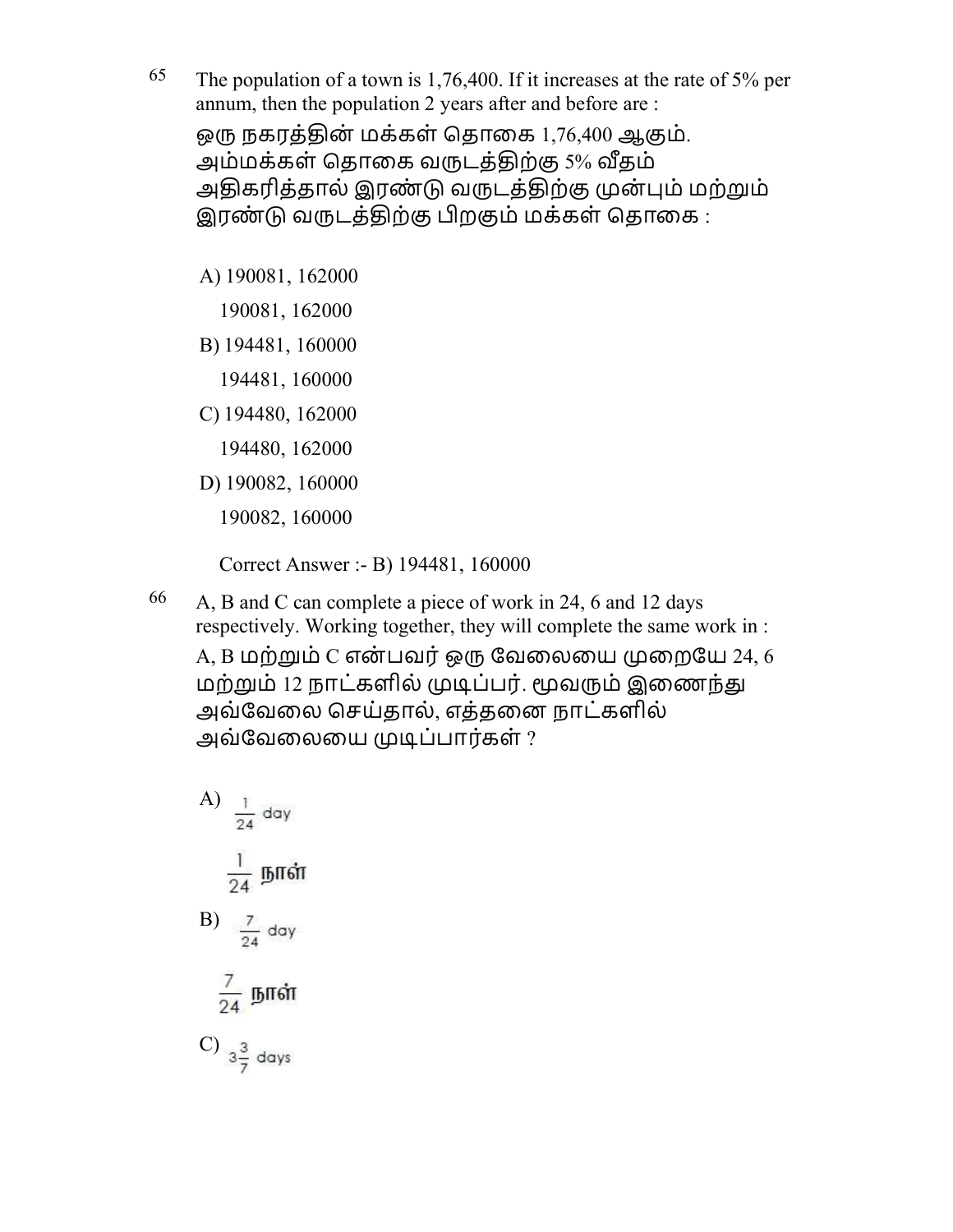65 The population of a town is 1,76,400. If it increases at the rate of 5% per annum, then the population 2 years after and before are :

ஒரு நகரத்தின் மக்கள் தொகை 1,76,400 ஆகும். அம்மக்கள் தொகை வருடத்திற்கு 5% வீதம் அதிகரித்தால் இரண்டு வருடத்திற்கு முன்பும் மற்றும் இரண்டு வருடத்திற்கு பிறகும் மக்கள் தொகை :

A) 190081, 162000

190081, 162000

B) 194481, 160000

194481, 160000

C) 194480, 162000

194480, 162000

D) 190082, 160000

190082, 160000

Correct Answer :- B) 194481, 160000

66 A, B and C can complete a piece of work in 24, 6 and 12 days respectively. Working together, they will complete the same work in :

A, B மற்றும் C என்பவர் ஒரு வேலையை முறையே 24, 6 மற்றும் 12 நாட்களில் முடிப்பர். மூவரும் இணைந்து அவ்வேலை செய்தால், எத்தனை நாட்களில் அவ்வேலையை முடிப்பார்கள் ?

A) $\frac{1}{24}$ day

$\frac{1}{24}$ நாள்

B) $\frac{7}{24}$ day

$\frac{7}{24}$ நாள்

C) $3\frac{3}{7}$ days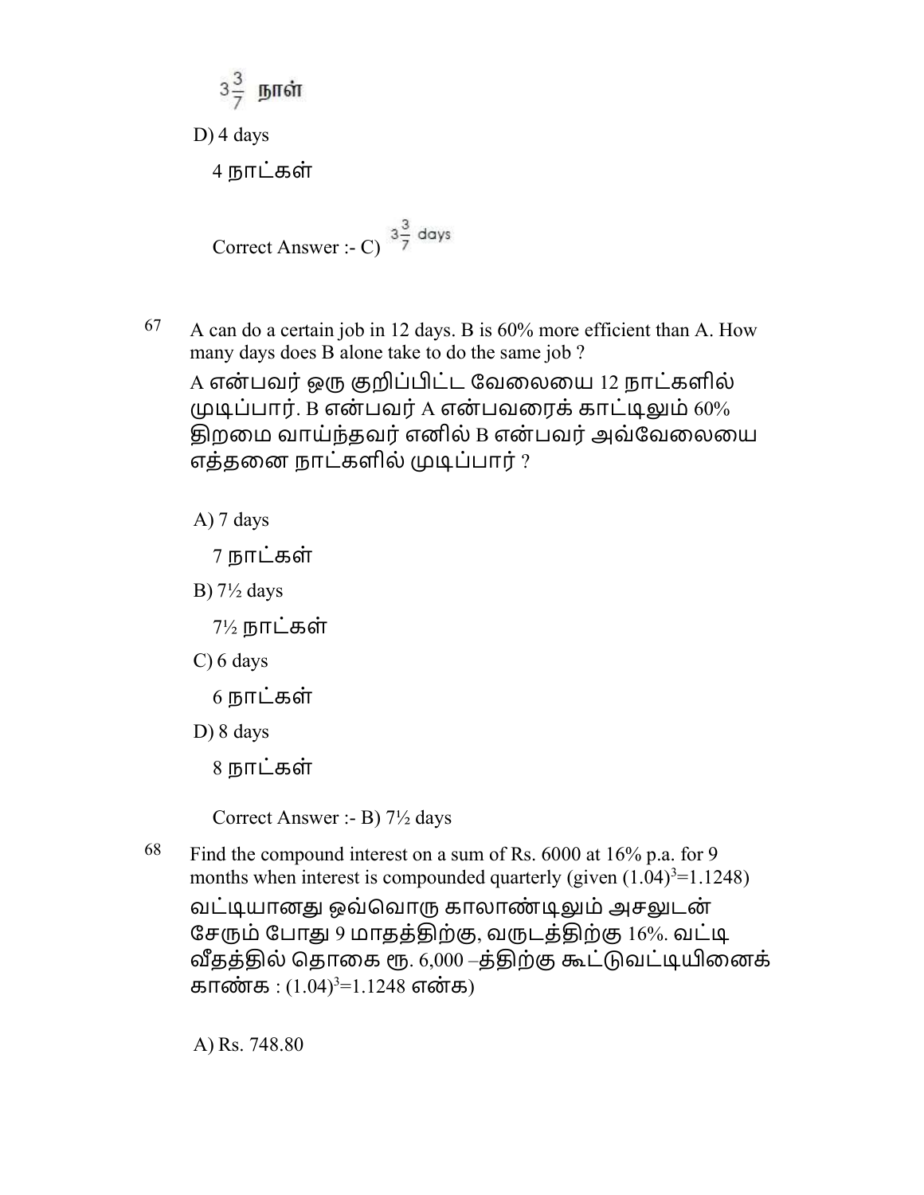$3\frac{3}{7}$ நாள்

D) 4 days

4 நாட்கள்

Correct Answer :- C) $3\frac{3}{7}$ days

67 A can do a certain job in 12 days. B is 60% more efficient than A. How many days does B alone take to do the same job ?

A என்பவர் ஒரு குறிப்பிட்ட வேலையை 12 நாட்களில் முடிப்பார். B என்பவர் A என்பவரைக் காட்டிலும் 60% திறமை வாய்ந்தவர் எனில் B என்பவர் அவ்வேலையை எத்தனை நாட்களில் முடிப்பார் ?

A) 7 days

7 நாட்கள்

B) 7½ days

7½ நாட்கள்

C) 6 days

6 நாட்கள்

D) 8 days

8 நாட்கள்

Correct Answer :- B) 7½ days

68 Find the compound interest on a sum of Rs. 6000 at 16% p.a. for 9 months when interest is compounded quarterly (given $(1.04)^3=1.1248$)

வட்டியானது ஒவ்வொரு காலாண்டிலும் அசலுடன் சேரும் போது 9 மாதத்திற்கு, வருடத்திற்கு 16%. வட்டி வீதத்தில் தொகை ரூ. 6,000 –த்திற்கு கூட்டுவட்டியினைக் காண்க : $(1.04)^3=1.1248$ என்க)

A) Rs. 748.80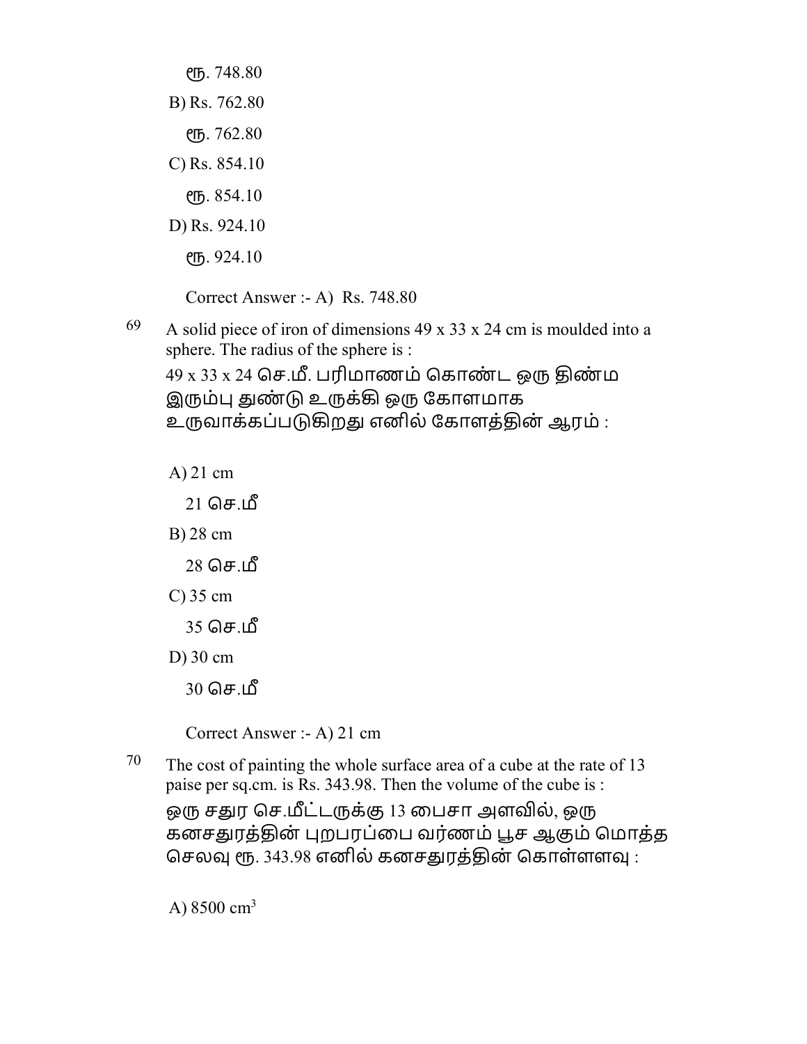ரூ. 748.80

B) Rs. 762.80

ரூ. 762.80

C) Rs. 854.10

ரூ. 854.10

D) Rs. 924.10

ரூ. 924.10

Correct Answer :- A) Rs. 748.80

69 A solid piece of iron of dimensions 49 x 33 x 24 cm is moulded into a sphere. The radius of the sphere is :

49 x 33 x 24 செ.மீ. பரிமாணம் கொண்ட ஒரு திண்ம இரும்பு துண்டு உருக்கி ஒரு கோளமாக உருவாக்கப்படுகிறது எனில் கோளத்தின் ஆரம் :

A) 21 cm

21 செ.மீ

B) 28 cm

28 செ.மீ

C) 35 cm

35 செ.மீ

D) 30 cm

30 செ.மீ

Correct Answer :- A) 21 cm

70 The cost of painting the whole surface area of a cube at the rate of 13 paise per sq.cm. is Rs. 343.98. Then the volume of the cube is :

ஒரு சதுர செ.மீட்டருக்கு 13 பைசா அளவில், ஒரு கனசதுரத்தின் புறபரப்பை வர்ணம் பூச ஆகும் மொத்த செலவு ரூ. 343.98 எனில் கனசதுரத்தின் கொள்ளளவு :

A) 8500 $cm^3$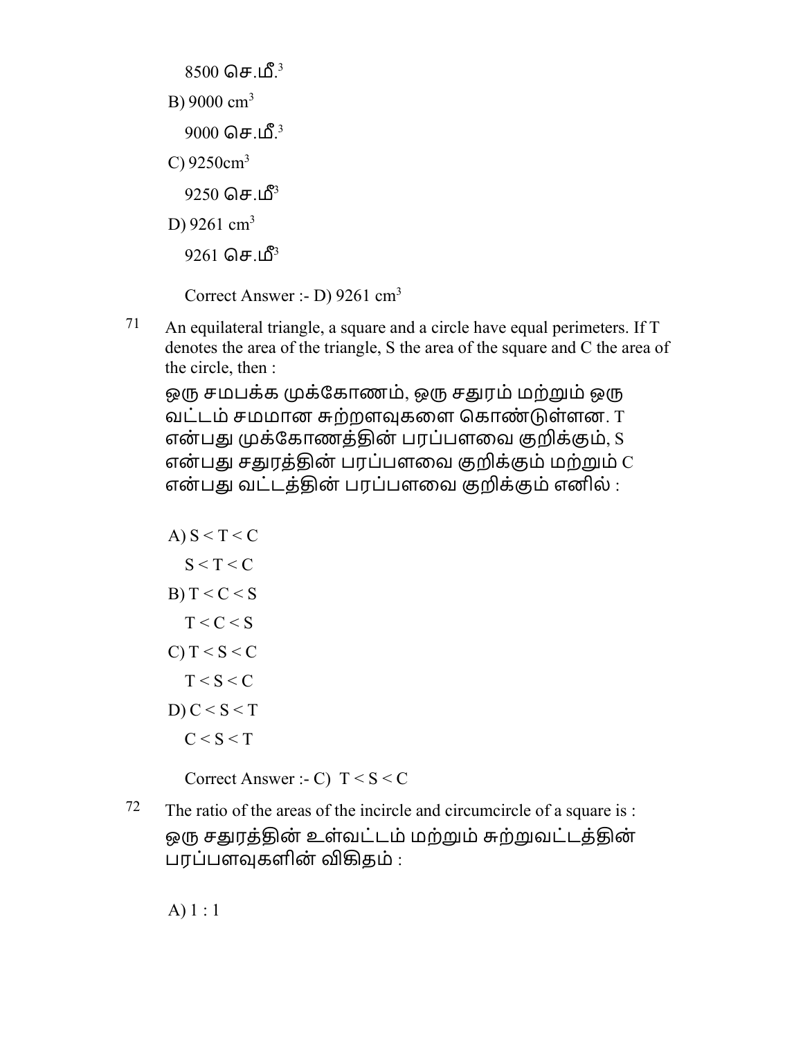8500 செ.மீ.$^3$

B) 9000 $cm^3$

9000 செ.மீ.$^3$

C) 9250$cm^3$

9250 செ.மீ$^3$

D) 9261 $cm^3$

9261 செ.மீ$^3$

Correct Answer :- D) 9261 $cm^3$

71 An equilateral triangle, a square and a circle have equal perimeters. If T denotes the area of the triangle, S the area of the square and C the area of the circle, then :

ஒரு சமபக்க முக்கோணம், ஒரு சதுரம் மற்றும் ஒரு வட்டம் சமமான சுற்றளவுகளை கொண்டுள்ளன. T என்பது முக்கோணத்தின் பரப்பளவை குறிக்கும், S என்பது சதுரத்தின் பரப்பளவை குறிக்கும் மற்றும் C என்பது வட்டத்தின் பரப்பளவை குறிக்கும் எனில் :

A) $S < T < C$

$S < T < C$

B) $T < C < S$

$T < C < S$

C) $T < S < C$

$T < S < C$

D) $C < S < T$

$C < S < T$

Correct Answer :- C) $T < S < C$

72 The ratio of the areas of the incircle and circumcircle of a square is :

ஒரு சதுரத்தின் உள்வட்டம் மற்றும் சுற்றுவட்டத்தின் பரப்பளவுகளின் விகிதம் :

A) 1 : 1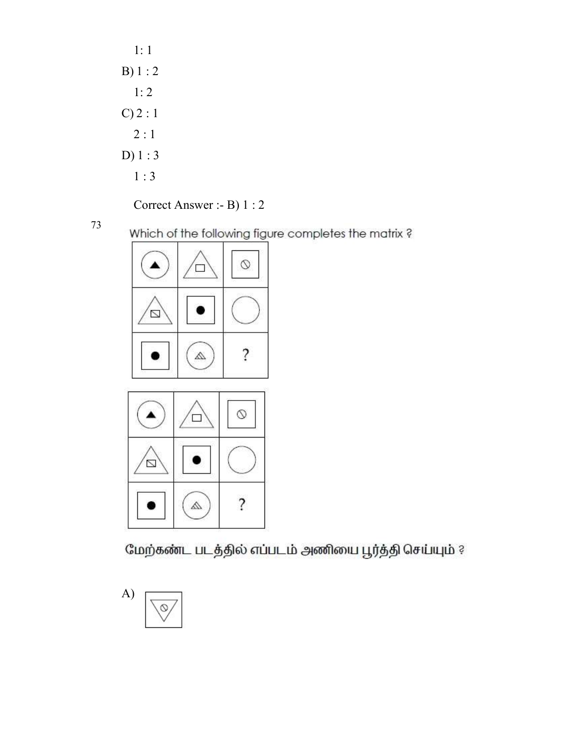1: 1

B) 1 : 2

1: 2

C) 2 : 1

2 : 1

D) 1 : 3

1 : 3

Correct Answer :- B) 1 : 2

73

Which of the following figure completes the matrix ?

மேற்கண்ட படத்தில் எப்படம் அணியை பூர்த்தி செய்யும் ?

A)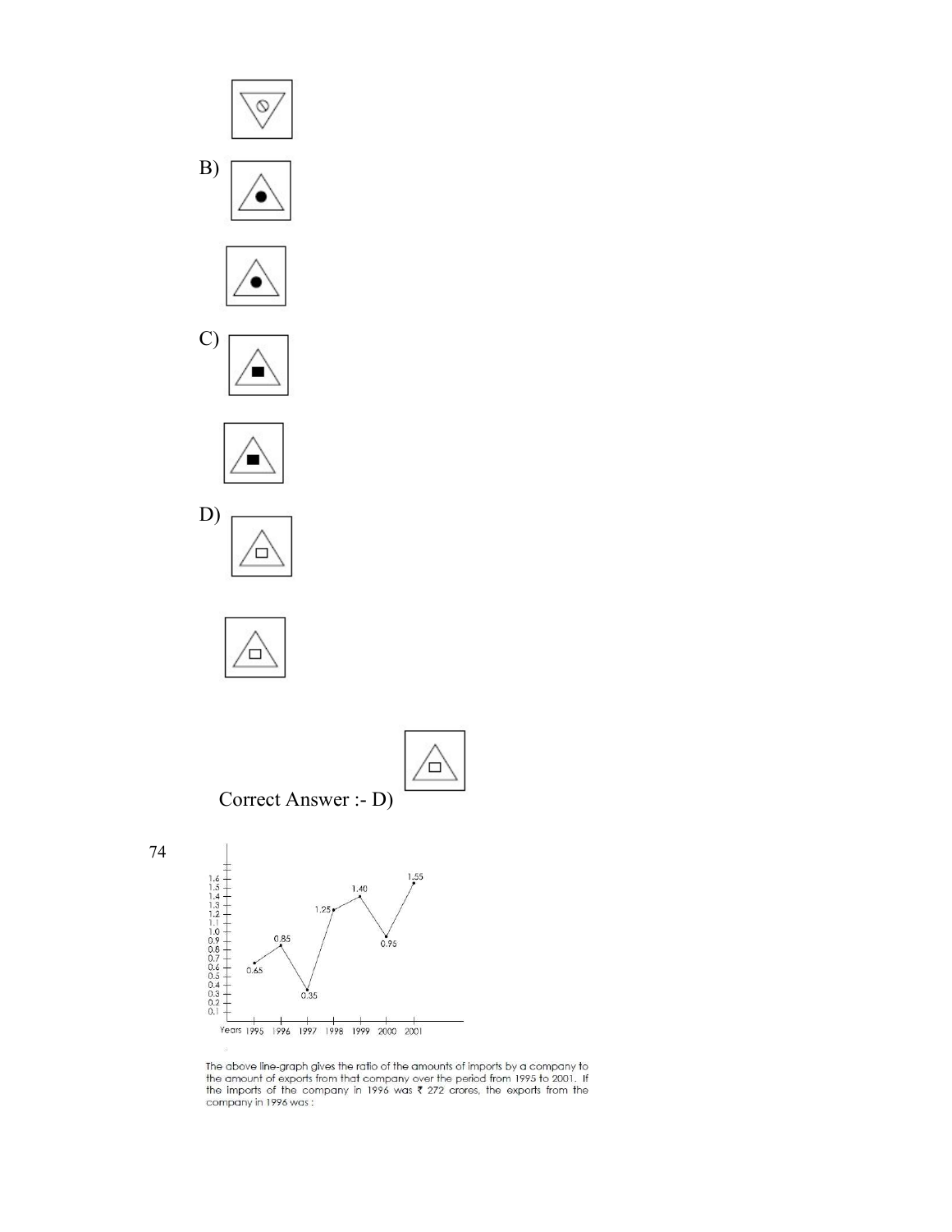B)

C)

D)

Correct Answer :- D)

74

The above line-graph gives the ratio of the amounts of imports by a company to the amount of exports from that company over the period from 1995 to 2001. If the imports of the company in 1996 was ₹ 272 crores, the exports from the company in 1996 was :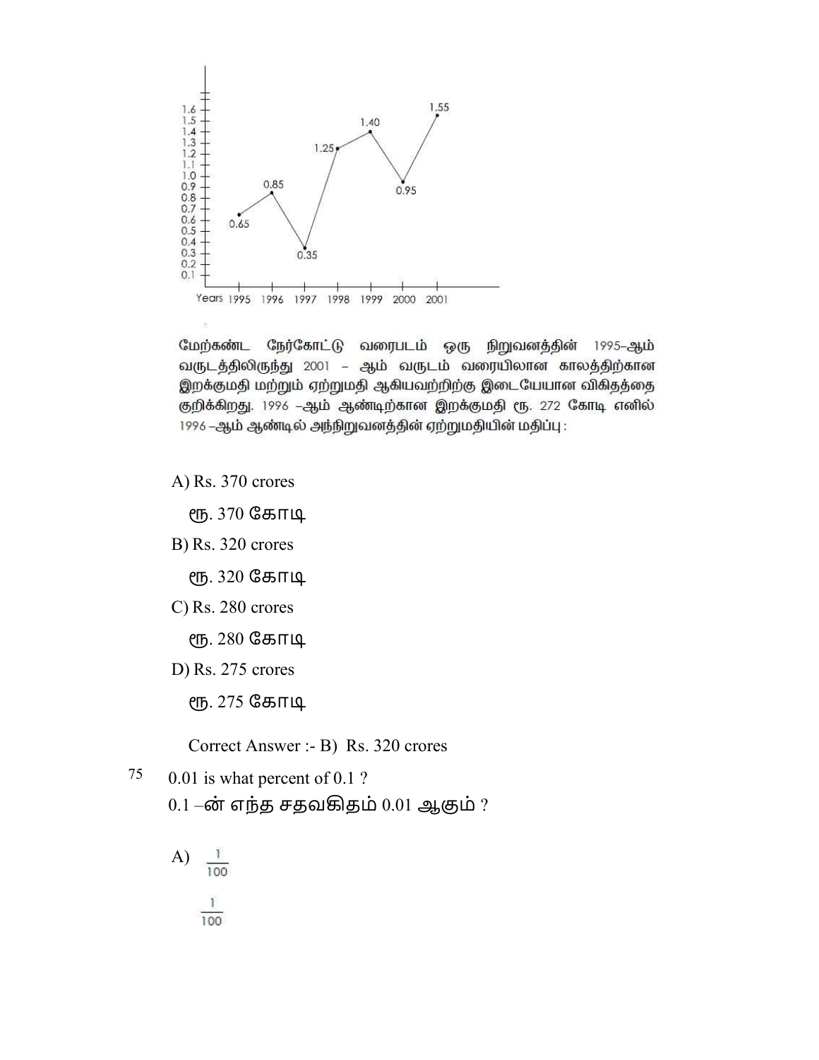| Years | 1995 | 1996 | 1997 | 1998 | 1999 | 2000 | 2001 |
|---|---|---|---|---|---|---|---|
| Value | 0.65 | 0.85 | 0.35 | 1.25 | 1.40 | 0.95 | 1.55 |

மேற்கண்ட நேர்கோட்டு வரைபடம் ஒரு நிறுவனத்தின் 1995–ஆம் வருடத்திலிருந்து 2001 – ஆம் வருடம் வரையிலான காலத்திற்கான இறக்குமதி மற்றும் ஏற்றுமதி ஆகியவற்றிற்கு இடையேயான விகிதத்தை குறிக்கிறது. 1996 –ஆம் ஆண்டிற்கான இறக்குமதி ரூ. 272 கோடி எனில் 1996 –ஆம் ஆண்டில் அந்நிறுவனத்தின் ஏற்றுமதியின் மதிப்பு :

A) Rs. 370 crores

ரூ. 370 கோடி

B) Rs. 320 crores

ரூ. 320 கோடி

C) Rs. 280 crores

ரூ. 280 கோடி

D) Rs. 275 crores

ரூ. 275 கோடி

Correct Answer :- B) Rs. 320 crores

75 0.01 is what percent of 0.1 ?

0.1 –ன் எந்த சதவகிதம் 0.01 ஆகும் ?

A) $\frac{1}{100}$

$\frac{1}{100}$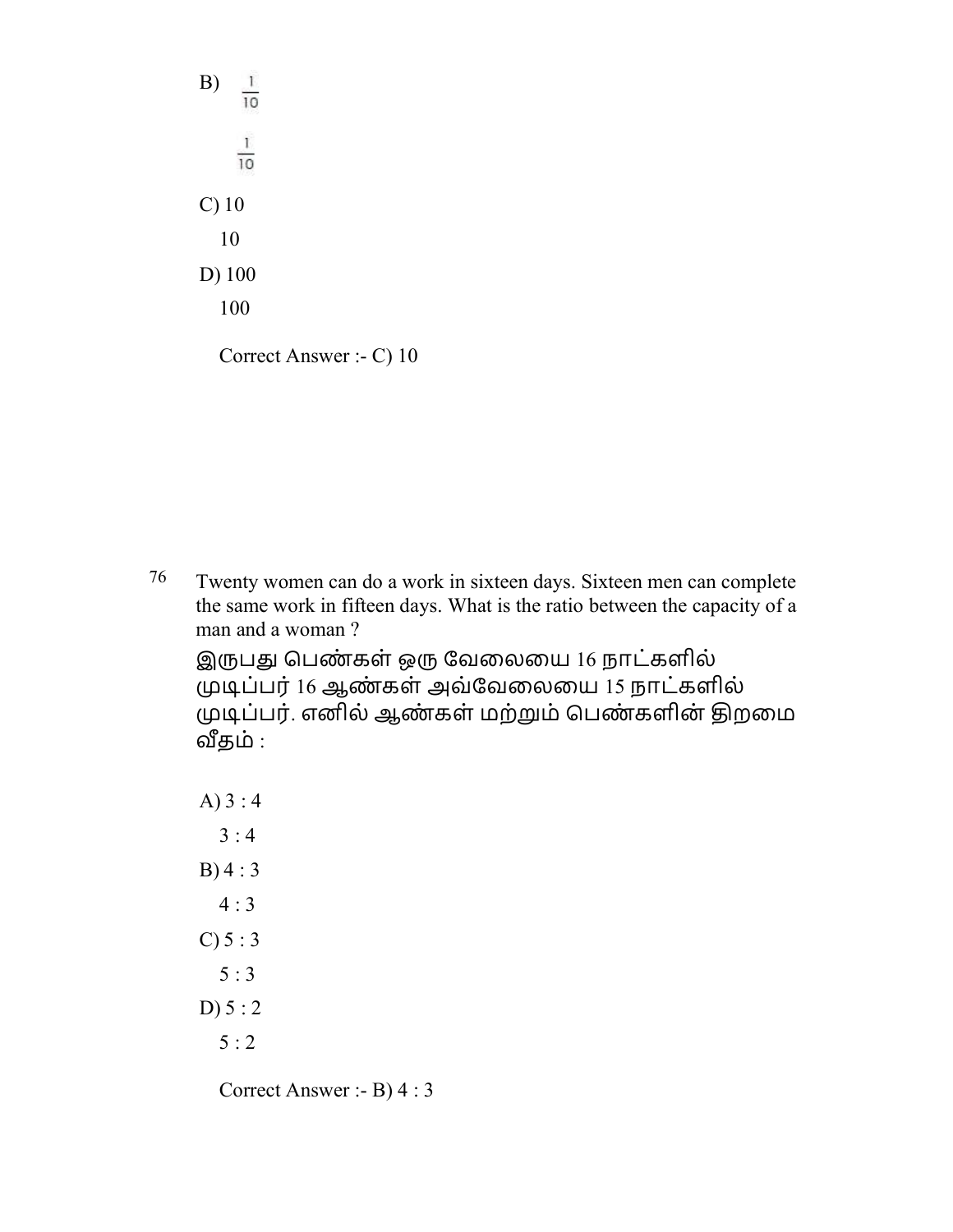B) $\frac{1}{10}$

$\frac{1}{10}$

C) 10

10

D) 100

100

Correct Answer :- C) 10

76 Twenty women can do a work in sixteen days. Sixteen men can complete the same work in fifteen days. What is the ratio between the capacity of a man and a woman ?

இருபது பெண்கள் ஒரு வேலையை 16 நாட்களில் முடிப்பர் 16 ஆண்கள் அவ்வேலையை 15 நாட்களில் முடிப்பர். எனில் ஆண்கள் மற்றும் பெண்களின் திறமை வீதம் :

A) 3 : 4

3 : 4

B) 4 : 3

4 : 3

C) 5 : 3

5 : 3

D) 5 : 2

5 : 2

Correct Answer :- B) 4 : 3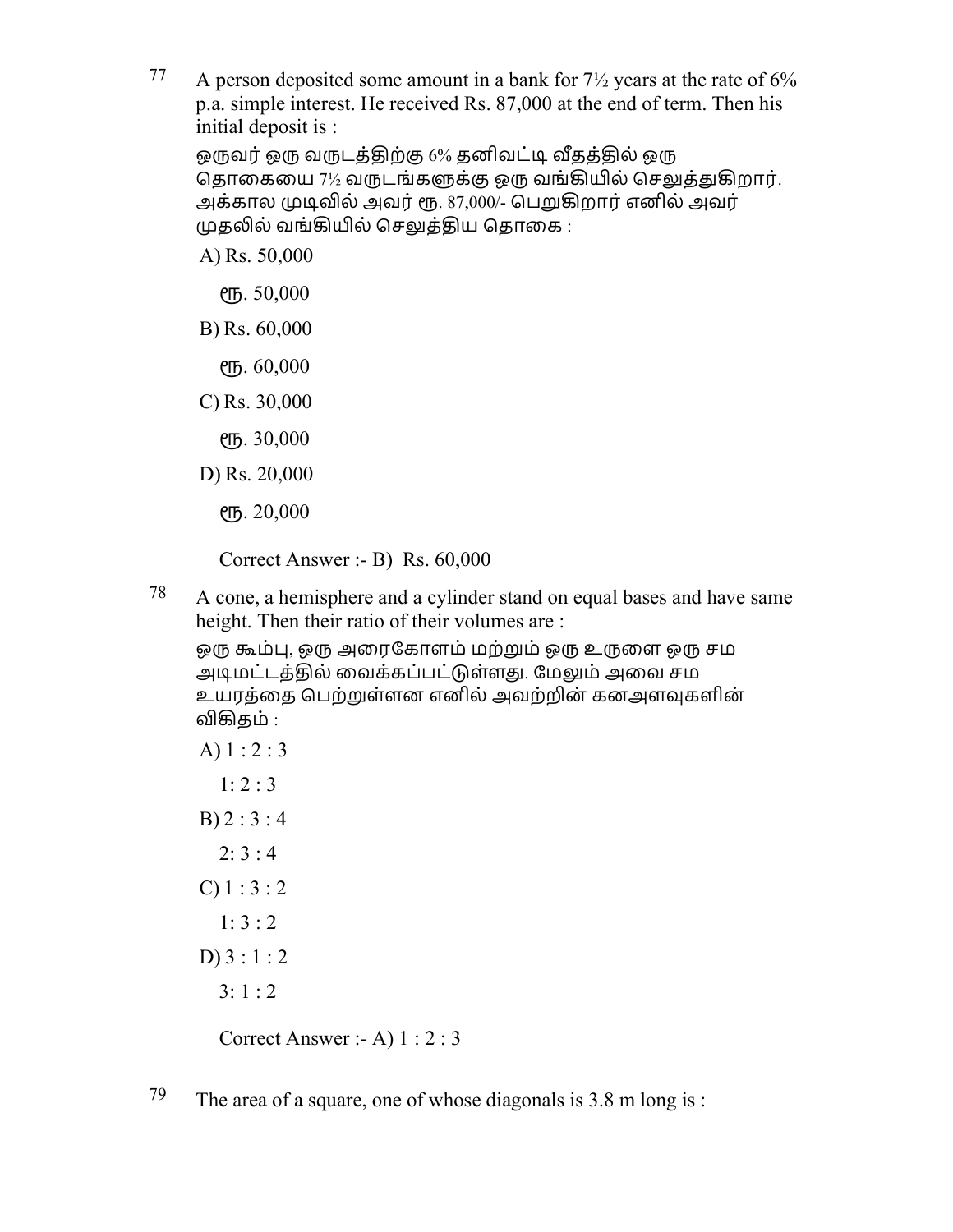77 A person deposited some amount in a bank for 7½ years at the rate of 6% p.a. simple interest. He received Rs. 87,000 at the end of term. Then his initial deposit is :

ஒருவர் ஒரு வருடத்திற்கு 6% தனிவட்டி வீதத்தில் ஒரு தொகையை 7½ வருடங்களுக்கு ஒரு வங்கியில் செலுத்துகிறார். அக்கால முடிவில் அவர் ரூ. 87,000/- பெறுகிறார் எனில் அவர் முதலில் வங்கியில் செலுத்திய தொகை :

A) Rs. 50,000

ரூ. 50,000

B) Rs. 60,000

ரூ. 60,000

C) Rs. 30,000

ரூ. 30,000

D) Rs. 20,000

ரூ. 20,000

Correct Answer :- B) Rs. 60,000

78 A cone, a hemisphere and a cylinder stand on equal bases and have same height. Then their ratio of their volumes are :

ஒரு கூம்பு, ஒரு அரைகோளம் மற்றும் ஒரு உருளை ஒரு சம அடிமட்டத்தில் வைக்கப்பட்டுள்ளது. மேலும் அவை சம உயரத்தை பெற்றுள்ளன எனில் அவற்றின் கனஅளவுகளின் விகிதம் :

A) 1 : 2 : 3

1: 2 : 3

B) 2 : 3 : 4

2: 3 : 4

C) 1 : 3 : 2

1: 3 : 2

D) 3 : 1 : 2

3: 1 : 2

Correct Answer :- A) 1 : 2 : 3

79 The area of a square, one of whose diagonals is 3.8 m long is :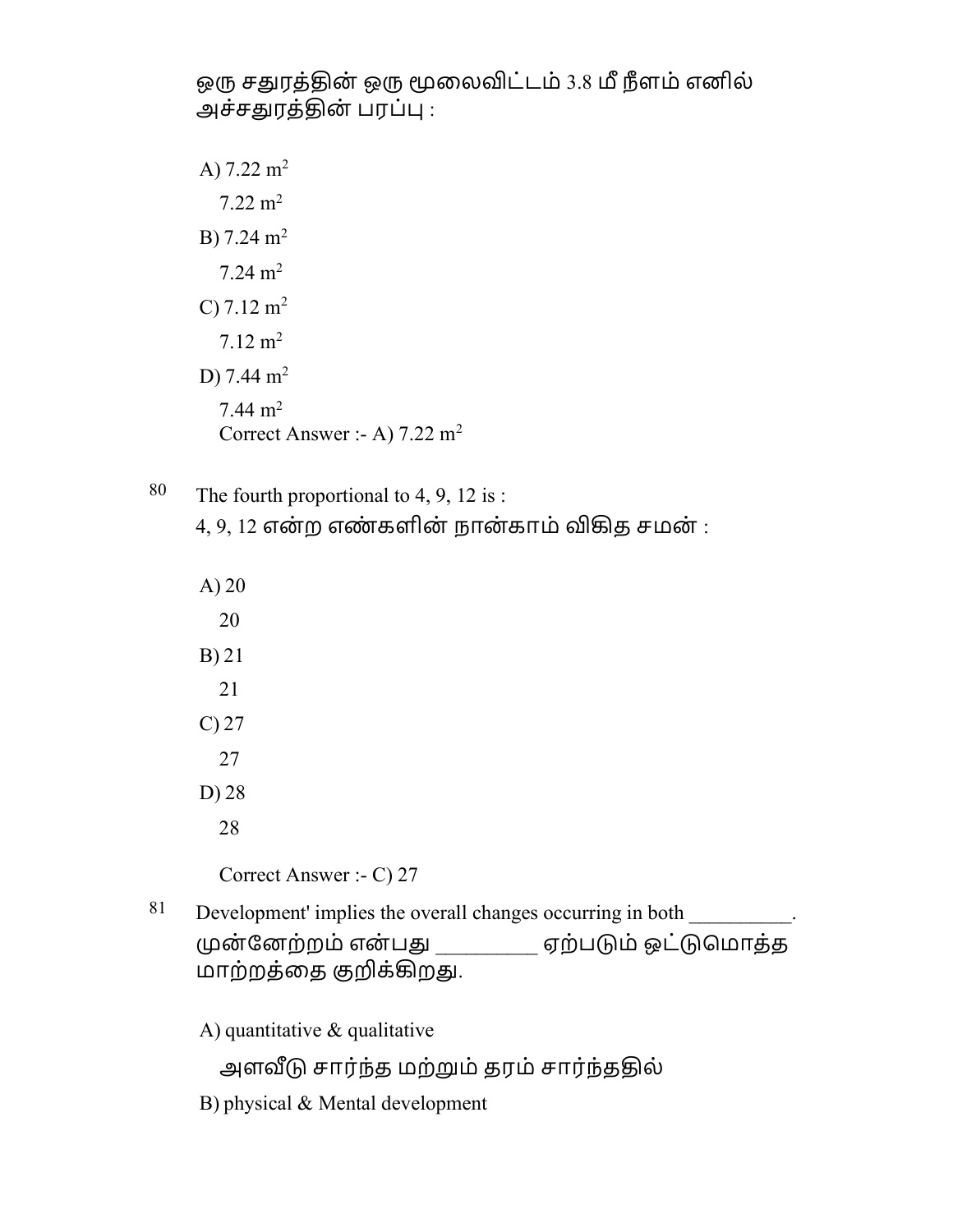ஒரு சதுரத்தின் ஒரு மூலைவிட்டம் 3.8 மீ நீளம் எனில் அச்சதுரத்தின் பரப்பு :

A) 7.22 $m^2$

7.22 $m^2$

B) 7.24 $m^2$

7.24 $m^2$

C) 7.12 $m^2$

7.12 $m^2$

D) 7.44 $m^2$

7.44 $m^2$

Correct Answer :- A) 7.22 $m^2$

80 The fourth proportional to 4, 9, 12 is :

4, 9, 12 என்ற எண்களின் நான்காம் விகித சமன் :

A) 20

20

B) 21

21

C) 27

27

D) 28

28

Correct Answer :- C) 27

81 Development' implies the overall changes occurring in both __________.

முன்னேற்றம் என்பது _________ ஏற்படும் ஒட்டுமொத்த மாற்றத்தை குறிக்கிறது.

A) quantitative & qualitative

அளவீடு சார்ந்த மற்றும் தரம் சார்ந்ததில்

B) physical & Mental development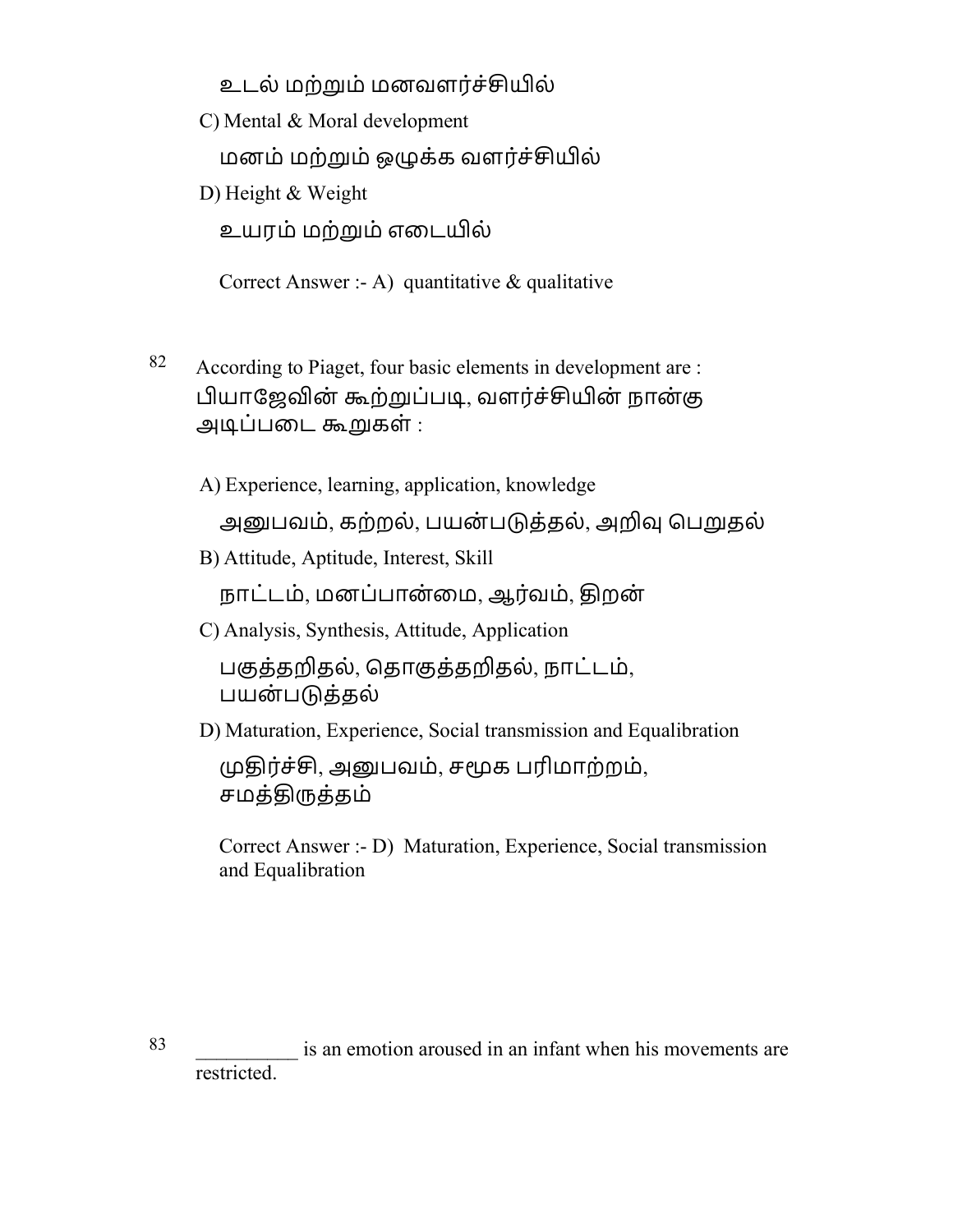உடல் மற்றும் மனவளர்ச்சியில்

C) Mental & Moral development

மனம் மற்றும் ஒழுக்க வளர்ச்சியில்

D) Height & Weight

உயரம் மற்றும் எடையில்

Correct Answer :- A) quantitative & qualitative

82 According to Piaget, four basic elements in development are :
பியாஜேவின் கூற்றுப்படி, வளர்ச்சியின் நான்கு அடிப்படை கூறுகள் :

A) Experience, learning, application, knowledge

அனுபவம், கற்றல், பயன்படுத்தல், அறிவு பெறுதல்

B) Attitude, Aptitude, Interest, Skill

நாட்டம், மனப்பான்மை, ஆர்வம், திறன்

C) Analysis, Synthesis, Attitude, Application

பகுத்தறிதல், தொகுத்தறிதல், நாட்டம், பயன்படுத்தல்

D) Maturation, Experience, Social transmission and Equalibration

முதிர்ச்சி, அனுபவம், சமூக பரிமாற்றம், சமத்திருத்தம்

Correct Answer :- D) Maturation, Experience, Social transmission and Equalibration

83 __________ is an emotion aroused in an infant when his movements are restricted.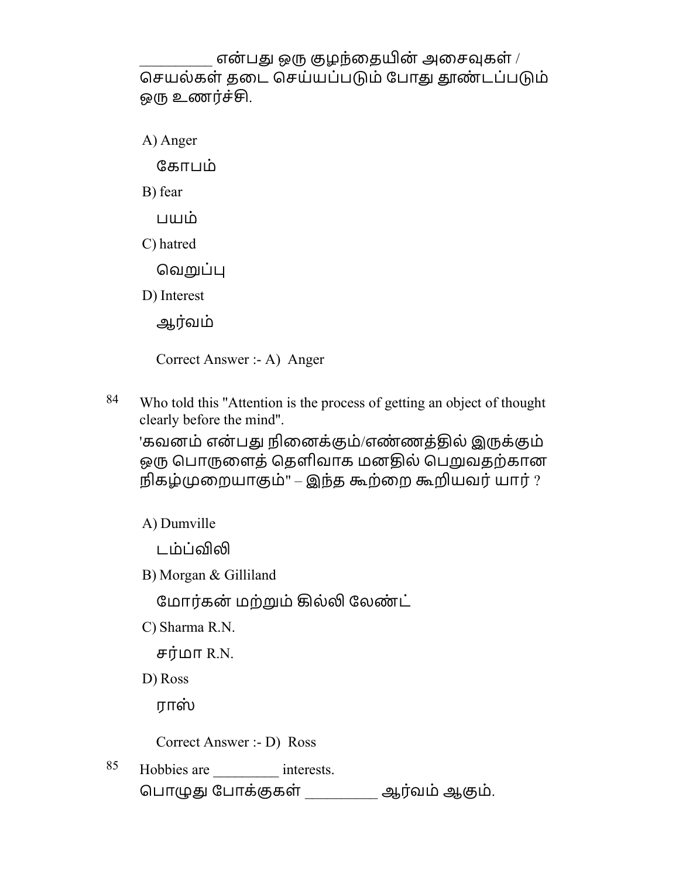_________ என்பது ஒரு குழந்தையின் அசைவுகள் / செயல்கள் தடை செய்யப்படும் போது தூண்டப்படும் ஒரு உணர்ச்சி.

A) Anger

கோபம்

B) fear

பயம்

C) hatred

வெறுப்பு

D) Interest

ஆர்வம்

Correct Answer :- A) Anger

84 Who told this "Attention is the process of getting an object of thought clearly before the mind".

'கவனம் என்பது நினைக்கும்/எண்ணத்தில் இருக்கும் ஒரு பொருளைத் தெளிவாக மனதில் பெறுவதற்கான நிகழ்முறையாகும்" – இந்த கூற்றை கூறியவர் யார் ?

A) Dumville

டம்ப்விலி

B) Morgan & Gilliland

மோர்கன் மற்றும் கில்லி லேண்ட்

C) Sharma R.N.

சர்மா R.N.

D) Ross

ராஸ்

Correct Answer :- D) Ross

85 Hobbies are _________ interests.

பொழுது போக்குகள் _________ ஆர்வம் ஆகும்.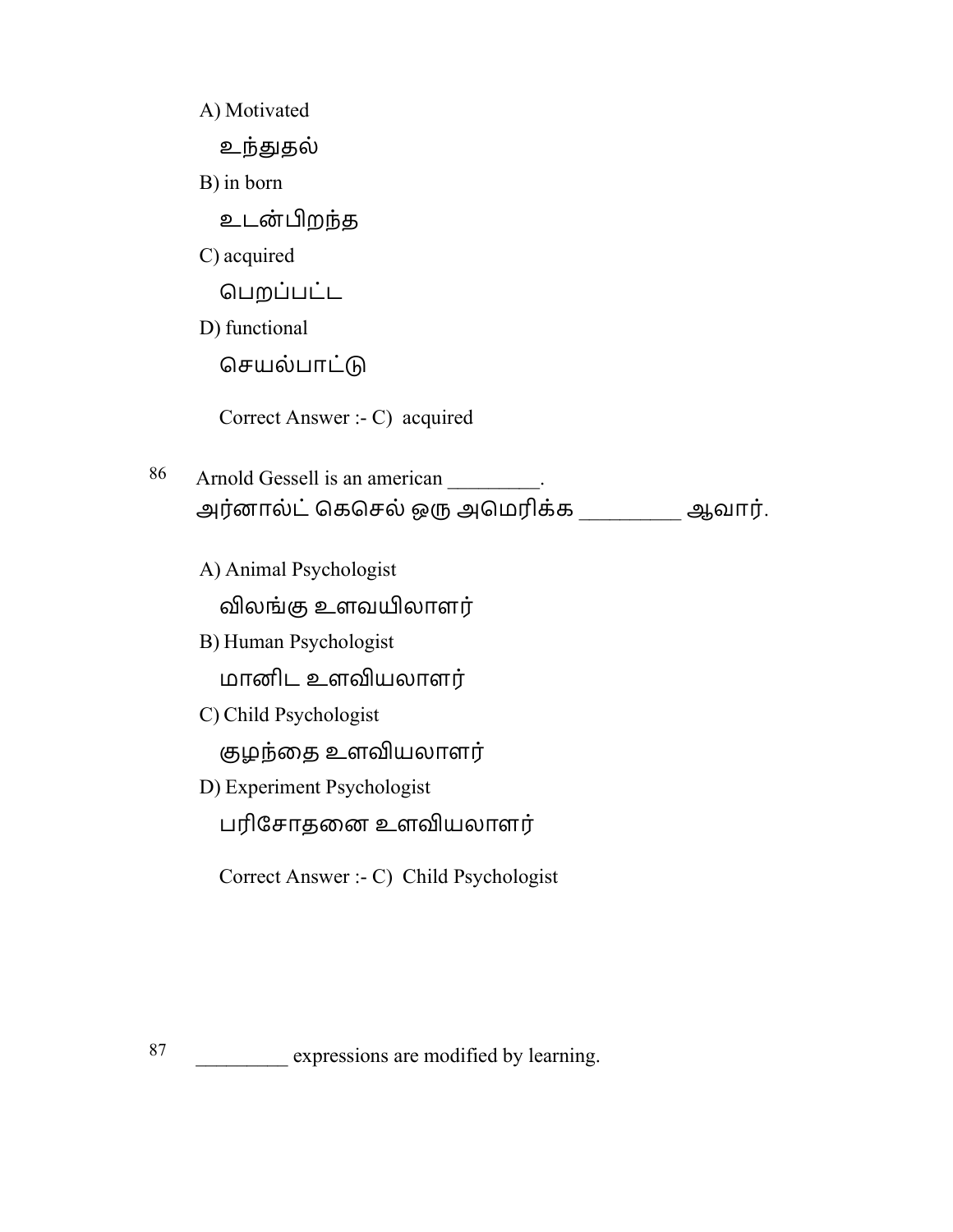A) Motivated

உந்துதல்

B) in born

உடன்பிறந்த

C) acquired

பெறப்பட்ட

D) functional

செயல்பாட்டு

Correct Answer :- C) acquired

86 Arnold Gessell is an american _________.
அர்னால்ட் கெசெல் ஒரு அமெரிக்க _________ ஆவார்.

A) Animal Psychologist

விலங்கு உளவயிலாளர்

B) Human Psychologist

மானிட உளவியலாளர்

C) Child Psychologist

குழந்தை உளவியலாளர்

D) Experiment Psychologist

பரிசோதனை உளவியலாளர்

Correct Answer :- C) Child Psychologist

87 _________ expressions are modified by learning.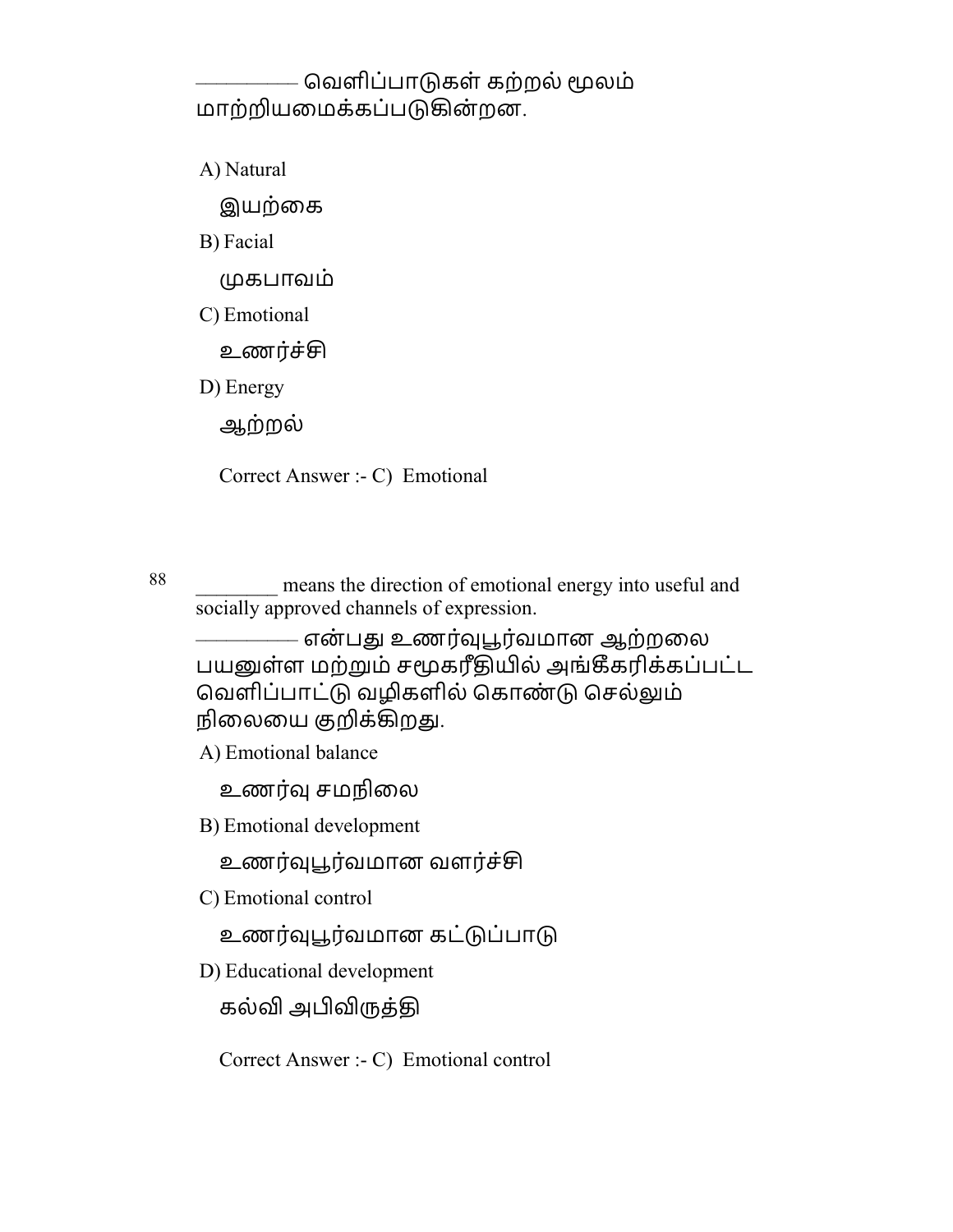_________ வெளிப்பாடுகள் கற்றல் மூலம் மாற்றியமைக்கப்படுகின்றன.

A) Natural

இயற்கை

B) Facial

முகபாவம்

C) Emotional

உணர்ச்சி

D) Energy

ஆற்றல்

Correct Answer :- C) Emotional

88 ________ means the direction of emotional energy into useful and socially approved channels of expression.

_________ என்பது உணர்வுபூர்வமான ஆற்றலை பயனுள்ள மற்றும் சமூகரீதியில் அங்கீகரிக்கப்பட்ட வெளிப்பாட்டு வழிகளில் கொண்டு செல்லும் நிலையை குறிக்கிறது.

A) Emotional balance

உணர்வு சமநிலை

B) Emotional development

உணர்வுபூர்வமான வளர்ச்சி

C) Emotional control

உணர்வுபூர்வமான கட்டுப்பாடு

D) Educational development

கல்வி அபிவிருத்தி

Correct Answer :- C) Emotional control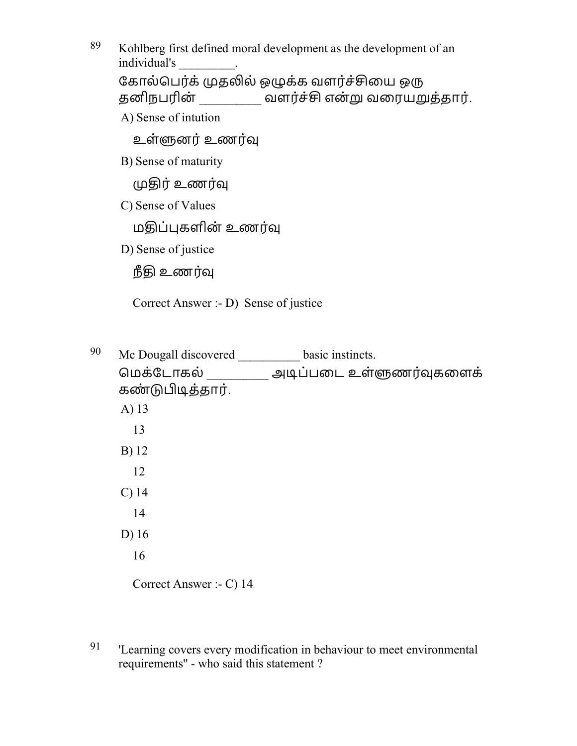89 Kohlberg first defined moral development as the development of an individual's _________.

கோல்பெர்க் முதலில் ஒழுக்க வளர்ச்சியை ஒரு தனிநபரின் _________ வளர்ச்சி என்று வரையறுத்தார்.

A) Sense of intution

உள்ளுணர் உணர்வு

B) Sense of maturity

முதிர் உணர்வு

C) Sense of Values

மதிப்புகளின் உணர்வு

D) Sense of justice

நீதி உணர்வு

Correct Answer :- D) Sense of justice

90 Mc Dougall discovered __________ basic instincts.

மெக்டோகல் _________ அடிப்படை உள்ளுணர்வுகளைக் கண்டுபிடித்தார்.

A) 13

13

B) 12

12

C) 14

14

D) 16

16

Correct Answer :- C) 14

91 'Learning covers every modification in behaviour to meet environmental requirements'' - who said this statement ?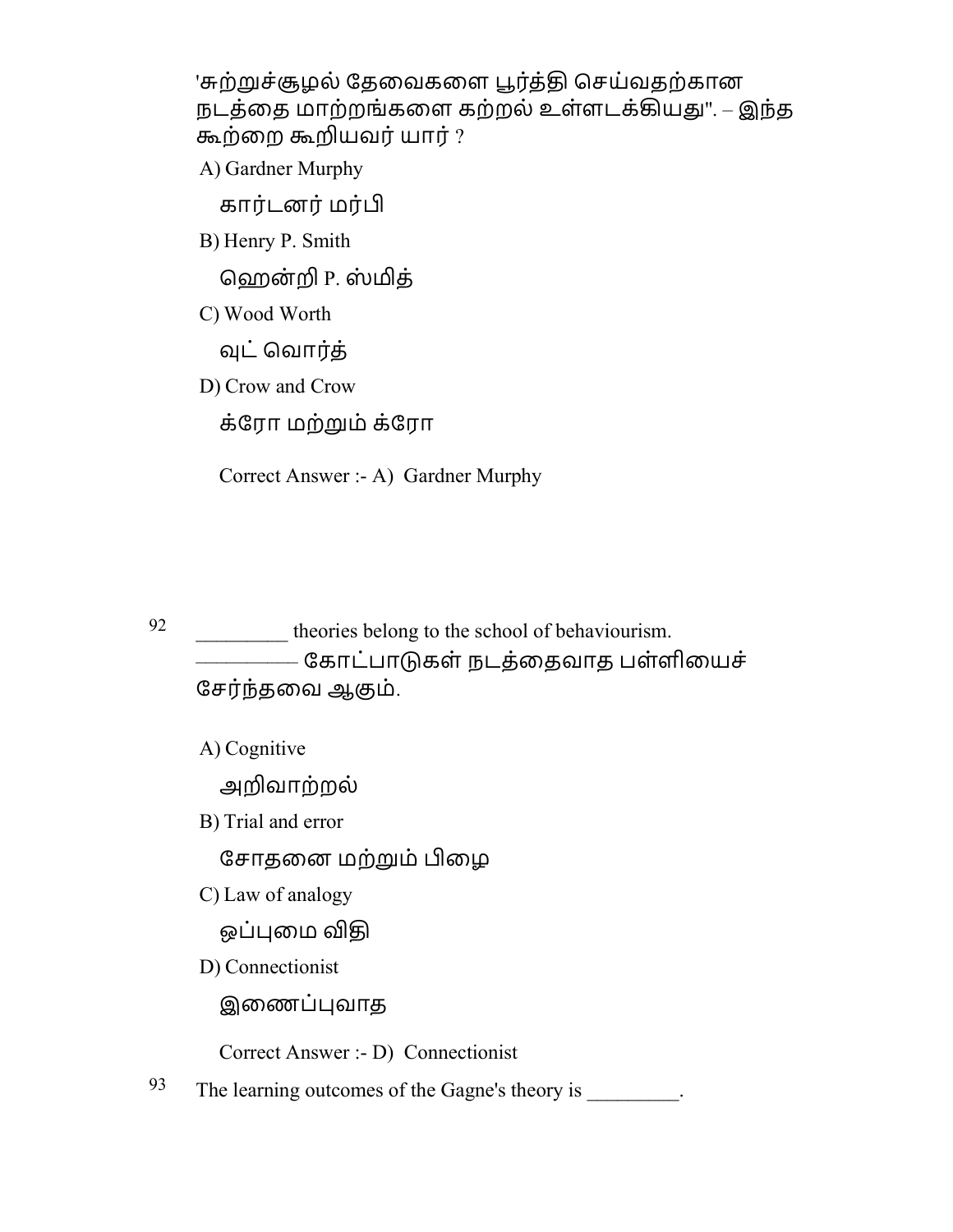'சுற்றுச்சூழல் தேவைகளை பூர்த்தி செய்வதற்கான நடத்தை மாற்றங்களை கற்றல் உள்ளடக்கியது". – இந்த கூற்றை கூறியவர் யார் ?

A) Gardner Murphy

கார்டனர் மர்பி

B) Henry P. Smith

ஹென்றி P. ஸ்மித்

C) Wood Worth

வுட் வொர்த்

D) Crow and Crow

க்ரோ மற்றும் க்ரோ

Correct Answer :- A) Gardner Murphy

92 _________ theories belong to the school of behaviourism.

_________ கோட்பாடுகள் நடத்தைவாத பள்ளியைச் சேர்ந்தவை ஆகும்.

A) Cognitive

அறிவாற்றல்

B) Trial and error

சோதனை மற்றும் பிழை

C) Law of analogy

ஒப்புமை விதி

D) Connectionist

இணைப்புவாத

Correct Answer :- D) Connectionist

93 The learning outcomes of the Gagne's theory is _________.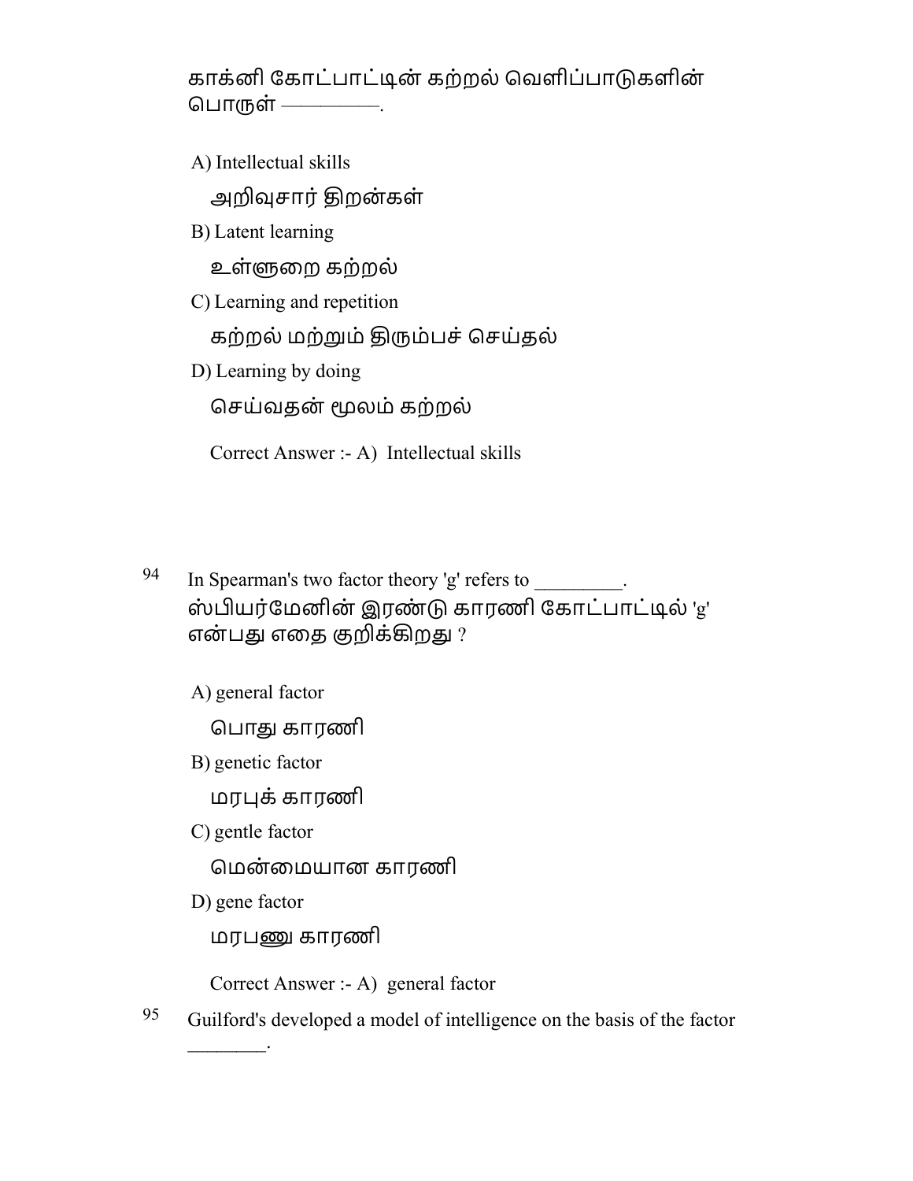காக்னி கோட்பாட்டின் கற்றல் வெளிப்பாடுகளின் பொருள் ————.

A) Intellectual skills

அறிவுசார் திறன்கள்

B) Latent learning

உள்ளுறை கற்றல்

C) Learning and repetition

கற்றல் மற்றும் திரும்பச் செய்தல்

D) Learning by doing

செய்வதன் மூலம் கற்றல்

Correct Answer :- A) Intellectual skills

94 In Spearman's two factor theory 'g' refers to _________.
ஸ்பியர்மேனின் இரண்டு காரணி கோட்பாட்டில் 'g' என்பது எதை குறிக்கிறது ?

A) general factor

பொது காரணி

B) genetic factor

மரபுக் காரணி

C) gentle factor

மென்மையான காரணி

D) gene factor

மரபணு காரணி

Correct Answer :- A) general factor

95 Guilford's developed a model of intelligence on the basis of the factor ________.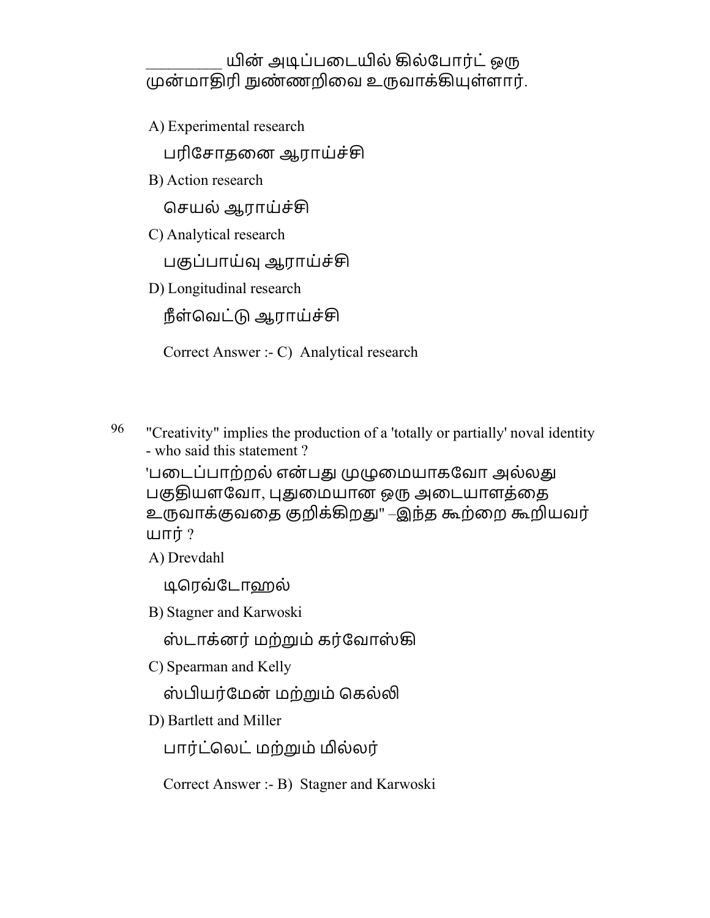_________ யின் அடிப்படையில் கில்போர்ட் ஒரு முன்மாதிரி நுண்ணறிவை உருவாக்கியுள்ளார்.

A) Experimental research

பரிசோதனை ஆராய்ச்சி

B) Action research

செயல் ஆராய்ச்சி

C) Analytical research

பகுப்பாய்வு ஆராய்ச்சி

D) Longitudinal research

நீள்வெட்டு ஆராய்ச்சி

Correct Answer :- C) Analytical research

96 "Creativity" implies the production of a 'totally or partially' noval identity - who said this statement ?

'படைப்பாற்றல் என்பது முழுமையாகவோ அல்லது பகுதியளவோ, புதுமையான ஒரு அடையாளத்தை உருவாக்குவதை குறிக்கிறது" –இந்த கூற்றை கூறியவர் யார் ?

A) Drevdahl

டிரெவ்டோஹல்

B) Stagner and Karwoski

ஸ்டாக்னர் மற்றும் கர்வோஸ்கி

C) Spearman and Kelly

ஸ்பியர்மேன் மற்றும் கெல்லி

D) Bartlett and Miller

பார்ட்லெட் மற்றும் மில்லர்

Correct Answer :- B) Stagner and Karwoski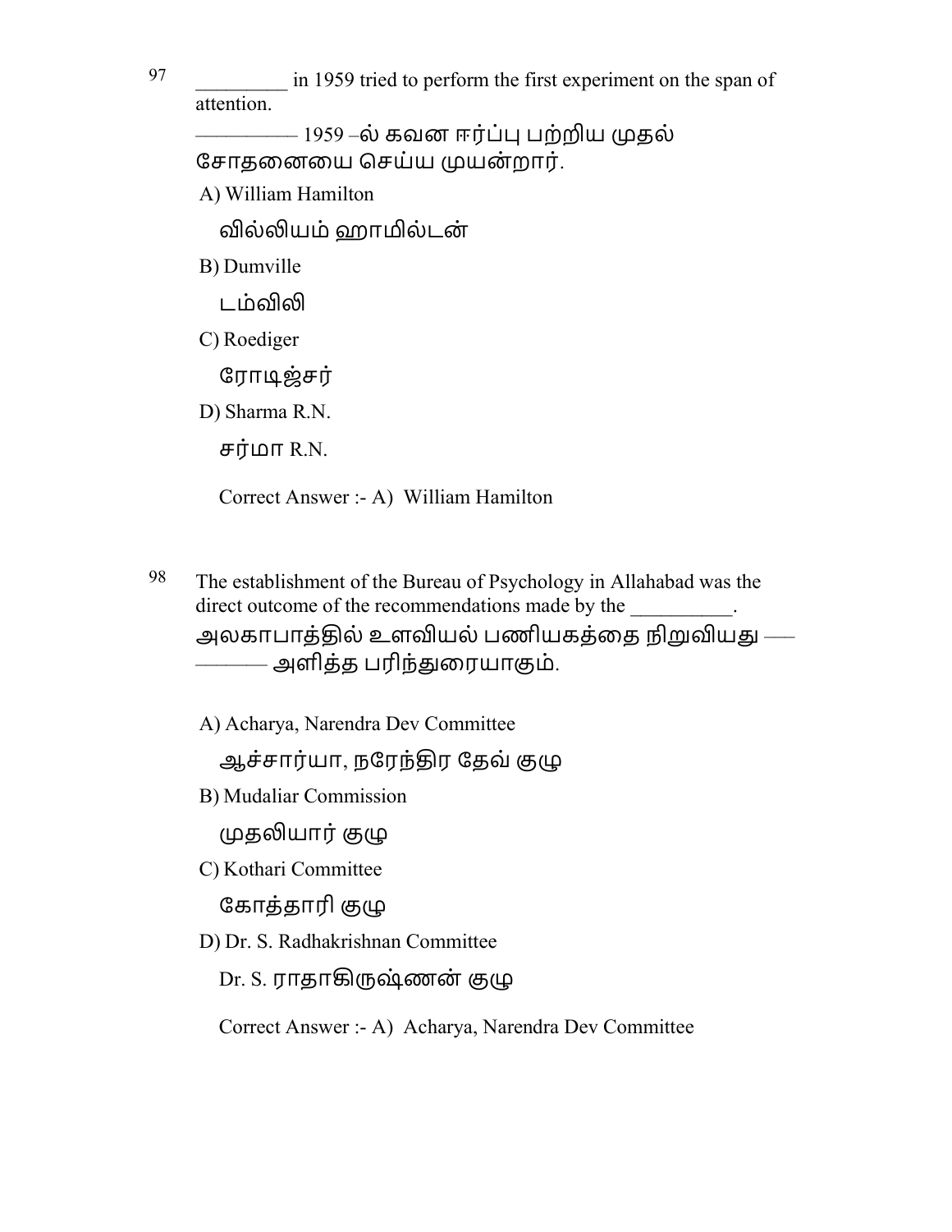97 _________ in 1959 tried to perform the first experiment on the span of attention.

————— 1959 –ல் கவன ஈர்ப்பு பற்றிய முதல் சோதனையை செய்ய முயன்றார்.

A) William Hamilton

வில்லியம் ஹாமில்டன்

B) Dumville

டம்விலி

C) Roediger

ரோடிஜ்சர்

D) Sharma R.N.

சர்மா R.N.

Correct Answer :- A) William Hamilton

98 The establishment of the Bureau of Psychology in Allahabad was the direct outcome of the recommendations made by the __________.

அலகாபாத்தில் உளவியல் பணியகத்தை நிறுவியது ———— அளித்த பரிந்துரையாகும்.

A) Acharya, Narendra Dev Committee

ஆச்சார்யா, நரேந்திர தேவ் குழு

B) Mudaliar Commission

முதலியார் குழு

C) Kothari Committee

கோத்தாரி குழு

D) Dr. S. Radhakrishnan Committee

Dr. S. ராதாகிருஷ்ணன் குழு

Correct Answer :- A) Acharya, Narendra Dev Committee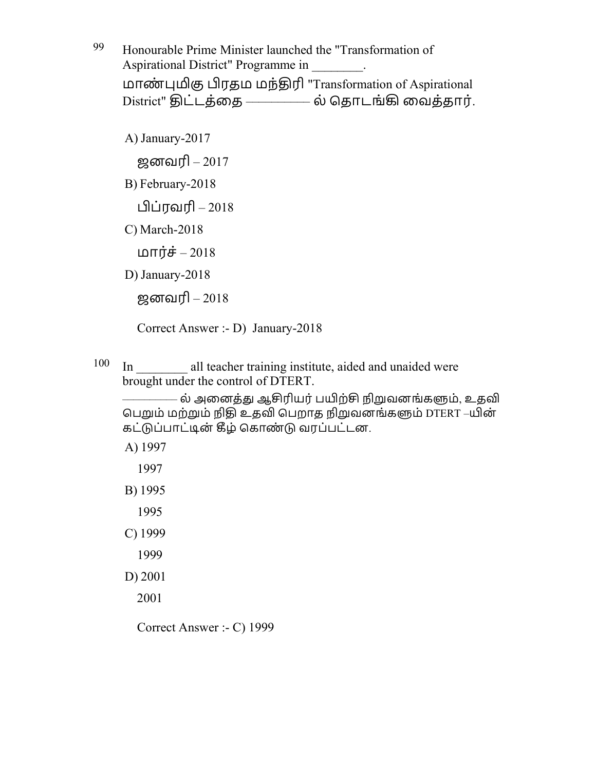99 Honourable Prime Minister launched the "Transformation of Aspirational District" Programme in ________.
மாண்புமிகு பிரதம மந்திரி "Transformation of Aspirational District" திட்டத்தை ————— ல் தொடங்கி வைத்தார்.

A) January-2017
ஜனவரி – 2017

B) February-2018
பிப்ரவரி – 2018

C) March-2018
மார்ச் – 2018

D) January-2018
ஜனவரி – 2018

Correct Answer :- D) January-2018

100 In ________ all teacher training institute, aided and unaided were brought under the control of DTERT.
————— ல் அனைத்து ஆசிரியர் பயிற்சி நிறுவனங்களும், உதவி பெறும் மற்றும் நிதி உதவி பெறாத நிறுவனங்களும் DTERT –யின் கட்டுப்பாட்டின் கீழ் கொண்டு வரப்பட்டன.

A) 1997
1997

B) 1995
1995

C) 1999
1999

D) 2001
2001

Correct Answer :- C) 1999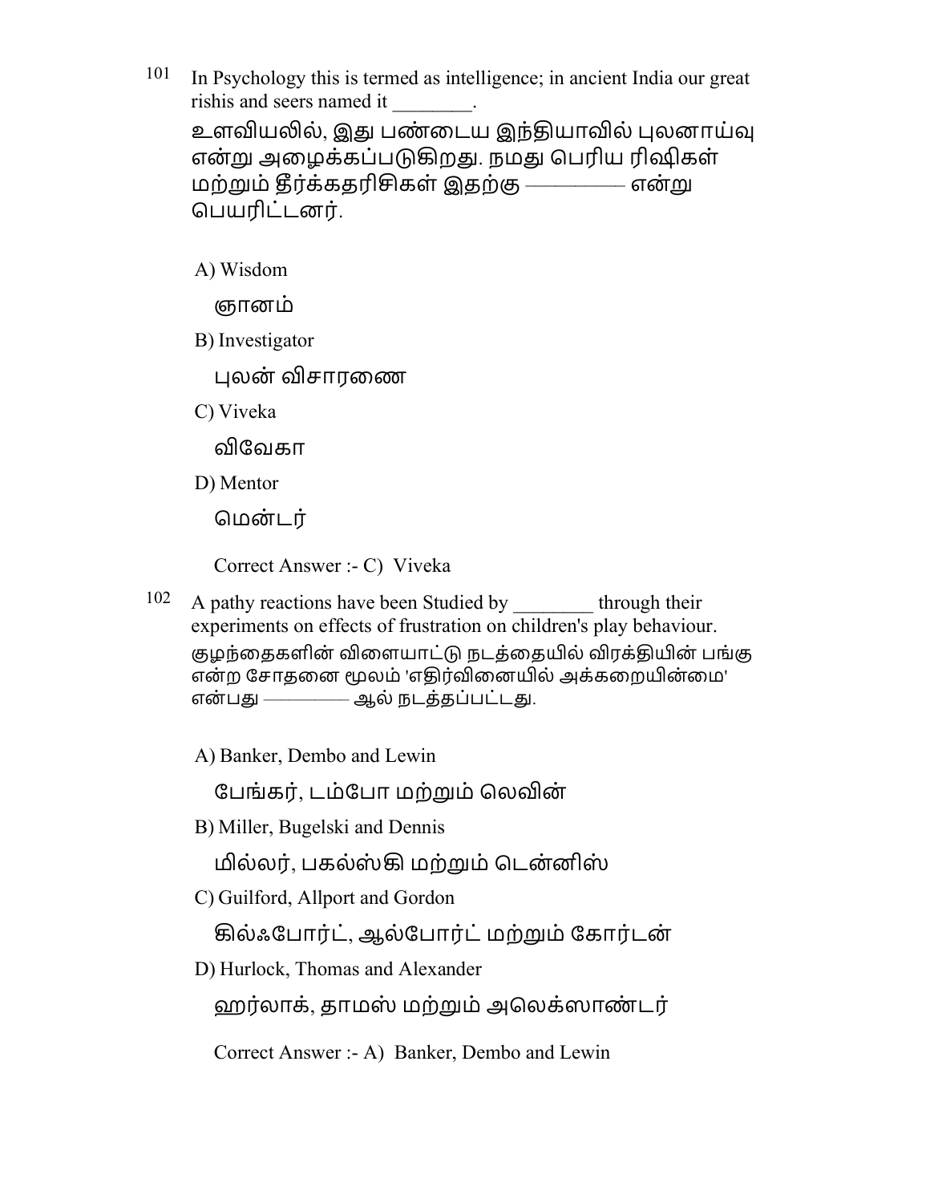101 In Psychology this is termed as intelligence; in ancient India our great rishis and seers named it ________.

உளவியலில், இது பண்டைய இந்தியாவில் புலனாய்வு என்று அழைக்கப்படுகிறது. நமது பெரிய ரிஷிகள் மற்றும் தீர்க்கதரிசிகள் இதற்கு ———— என்று பெயரிட்டனர்.

A) Wisdom

ஞானம்

B) Investigator

புலன் விசாரணை

C) Viveka

விவேகா

D) Mentor

மென்டர்

Correct Answer :- C) Viveka

102 A pathy reactions have been Studied by ________ through their experiments on effects of frustration on children's play behaviour.

குழந்தைகளின் விளையாட்டு நடத்தையில் விரக்தியின் பங்கு என்ற சோதனை மூலம் 'எதிர்வினையில் அக்கறையின்மை' என்பது ———— ஆல் நடத்தப்பட்டது.

A) Banker, Dembo and Lewin

பேங்கர், டம்போ மற்றும் லெவின்

B) Miller, Bugelski and Dennis

மில்லர், பகல்ஸ்கி மற்றும் டென்னிஸ்

C) Guilford, Allport and Gordon

கில்ஃபோர்ட், ஆல்போர்ட் மற்றும் கோர்டன்

D) Hurlock, Thomas and Alexander

ஹர்லாக், தாமஸ் மற்றும் அலெக்ஸாண்டர்

Correct Answer :- A) Banker, Dembo and Lewin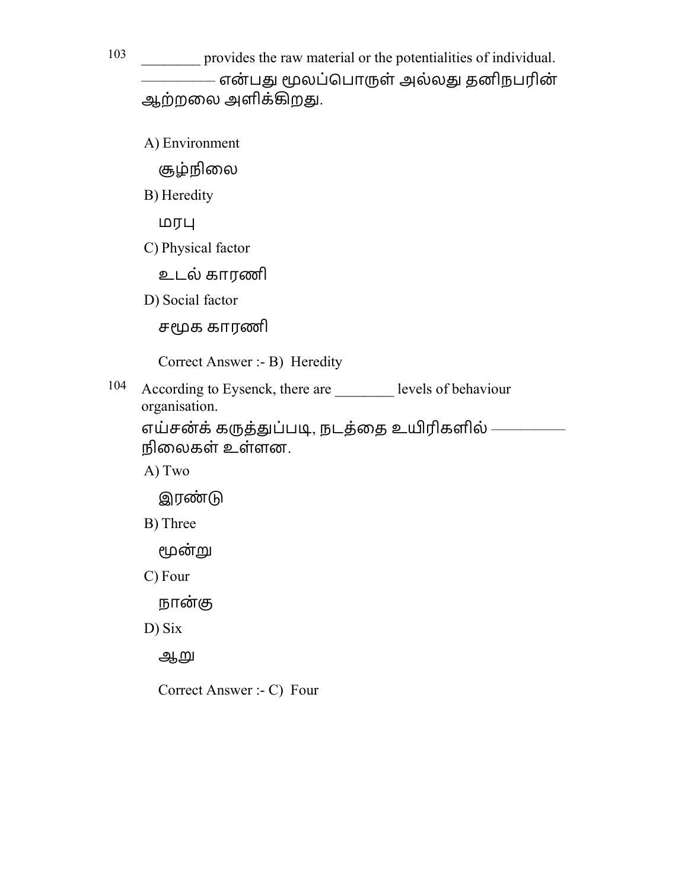103 ________ provides the raw material or the potentialities of individual.

————— என்பது மூலப்பொருள் அல்லது தனிநபரின் ஆற்றலை அளிக்கிறது.

A) Environment

சூழ்நிலை

B) Heredity

மரபு

C) Physical factor

உடல் காரணி

D) Social factor

சமூக காரணி

Correct Answer :- B) Heredity

104 According to Eysenck, there are ________ levels of behaviour organisation.

எய்சன்க் கருத்துப்படி, நடத்தை உயிரிகளில் ————— நிலைகள் உள்ளன.

A) Two

இரண்டு

B) Three

மூன்று

C) Four

நான்கு

D) Six

ஆறு

Correct Answer :- C) Four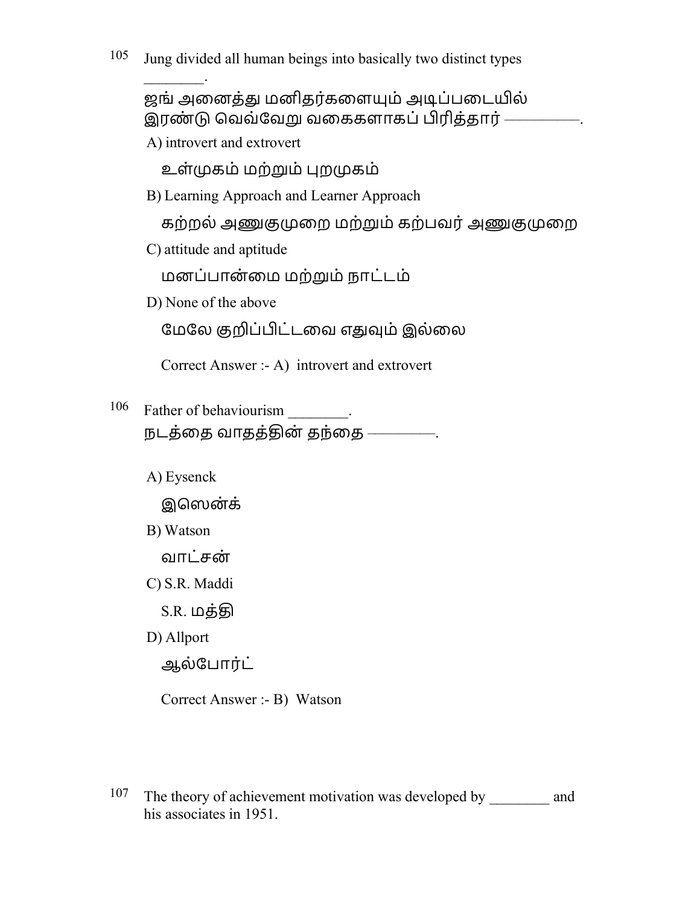105 Jung divided all human beings into basically two distinct types ________.

ஜங் அனைத்து மனிதர்களையும் அடிப்படையில் இரண்டு வெவ்வேறு வகைகளாகப் பிரித்தார் ————.

A) introvert and extrovert

உள்முகம் மற்றும் புறமுகம்

B) Learning Approach and Learner Approach

கற்றல் அணுகுமுறை மற்றும் கற்பவர் அணுகுமுறை

C) attitude and aptitude

மனப்பான்மை மற்றும் நாட்டம்

D) None of the above

மேலே குறிப்பிட்டவை எதுவும் இல்லை

Correct Answer :- A) introvert and extrovert

106 Father of behaviourism ________.

நடத்தை வாதத்தின் தந்தை ————.

A) Eysenck

இஸென்க்

B) Watson

வாட்சன்

C) S.R. Maddi

S.R. மத்தி

D) Allport

ஆல்போர்ட்

Correct Answer :- B) Watson

107 The theory of achievement motivation was developed by ________ and his associates in 1951.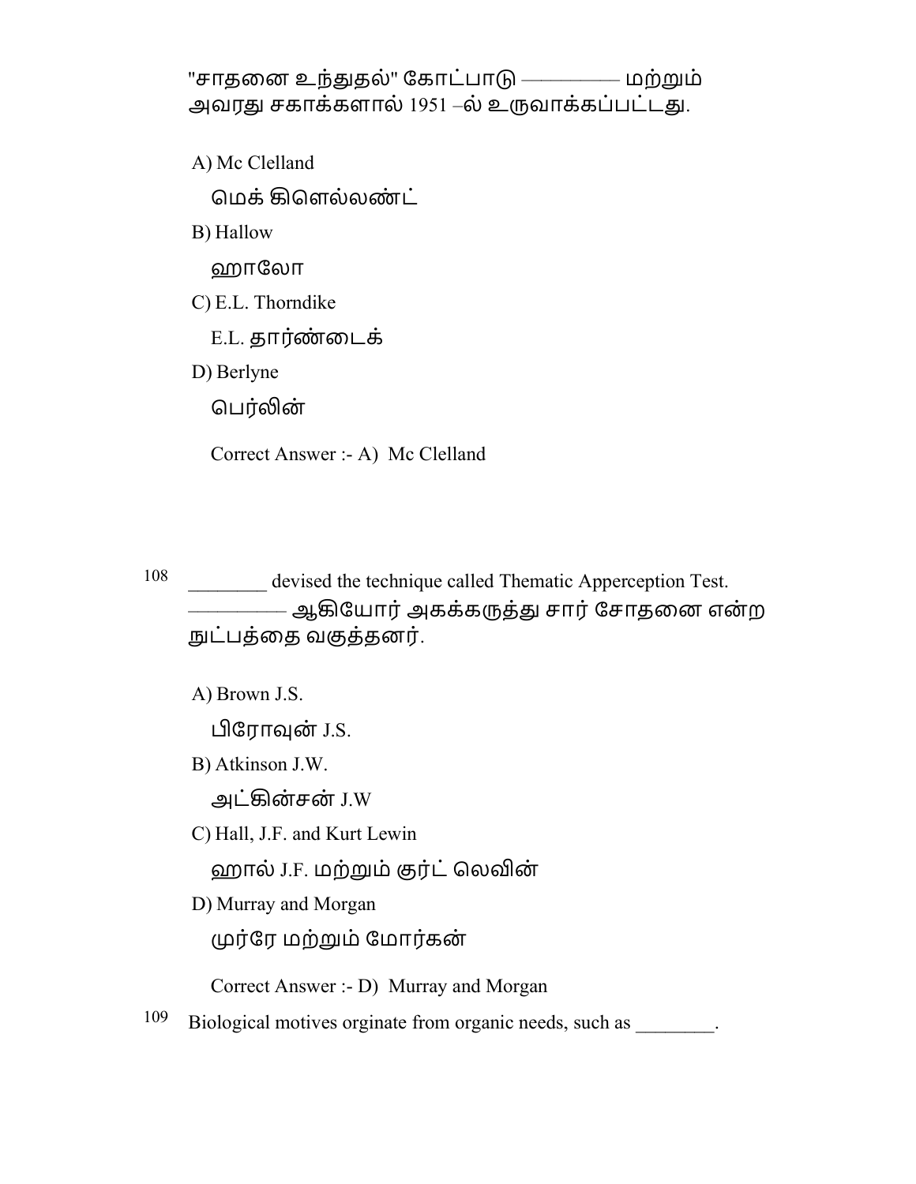"சாதனை உந்துதல்" கோட்பாடு ————— மற்றும் அவரது சகாக்களால் 1951 –ல் உருவாக்கப்பட்டது.

A) Mc Clelland

மெக் கிளெல்லண்ட்

B) Hallow

ஹாலோ

C) E.L. Thorndike

E.L. தார்ண்டைக்

D) Berlyne

பெர்லின்

Correct Answer :- A) Mc Clelland

108 ________ devised the technique called Thematic Apperception Test.
————— ஆகியோர் அகக்கருத்து சார் சோதனை என்ற நுட்பத்தை வகுத்தனர்.

A) Brown J.S.

பிரோவுன் J.S.

B) Atkinson J.W.

அட்கின்சன் J.W

C) Hall, J.F. and Kurt Lewin

ஹால் J.F. மற்றும் குர்ட் லெவின்

D) Murray and Morgan

முர்ரே மற்றும் மோர்கன்

Correct Answer :- D) Murray and Morgan

109 Biological motives orginate from organic needs, such as ________.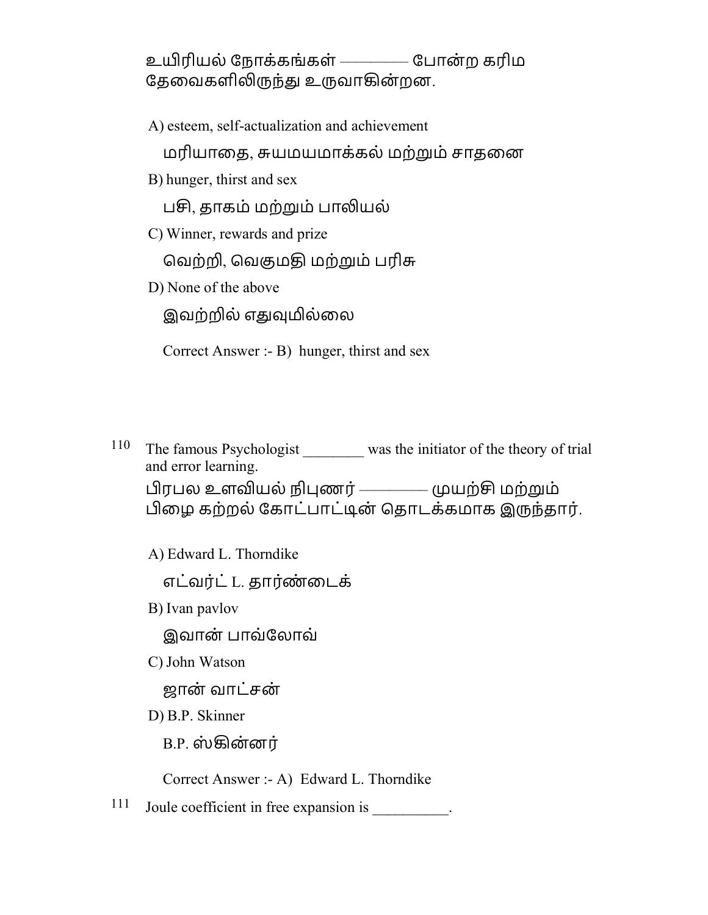உயிரியல் நோக்கங்கள் ———— போன்ற கரிம தேவைகளிலிருந்து உருவாகின்றன.

A) esteem, self-actualization and achievement

மரியாதை, சுயமயமாக்கல் மற்றும் சாதனை

B) hunger, thirst and sex

பசி, தாகம் மற்றும் பாலியல்

C) Winner, rewards and prize

வெற்றி, வெகுமதி மற்றும் பரிசு

D) None of the above

இவற்றில் எதுவுமில்லை

Correct Answer :- B) hunger, thirst and sex

110 The famous Psychologist ________ was the initiator of the theory of trial and error learning.

பிரபல உளவியல் நிபுணர் ———— முயற்சி மற்றும் பிழை கற்றல் கோட்பாட்டின் தொடக்கமாக இருந்தார்.

A) Edward L. Thorndike

எட்வர்ட் L. தார்ண்டைக்

B) Ivan pavlov

இவான் பாவ்லோவ்

C) John Watson

ஜான் வாட்சன்

D) B.P. Skinner

B.P. ஸ்கின்னர்

Correct Answer :- A) Edward L. Thorndike

111 Joule coefficient in free expansion is __________.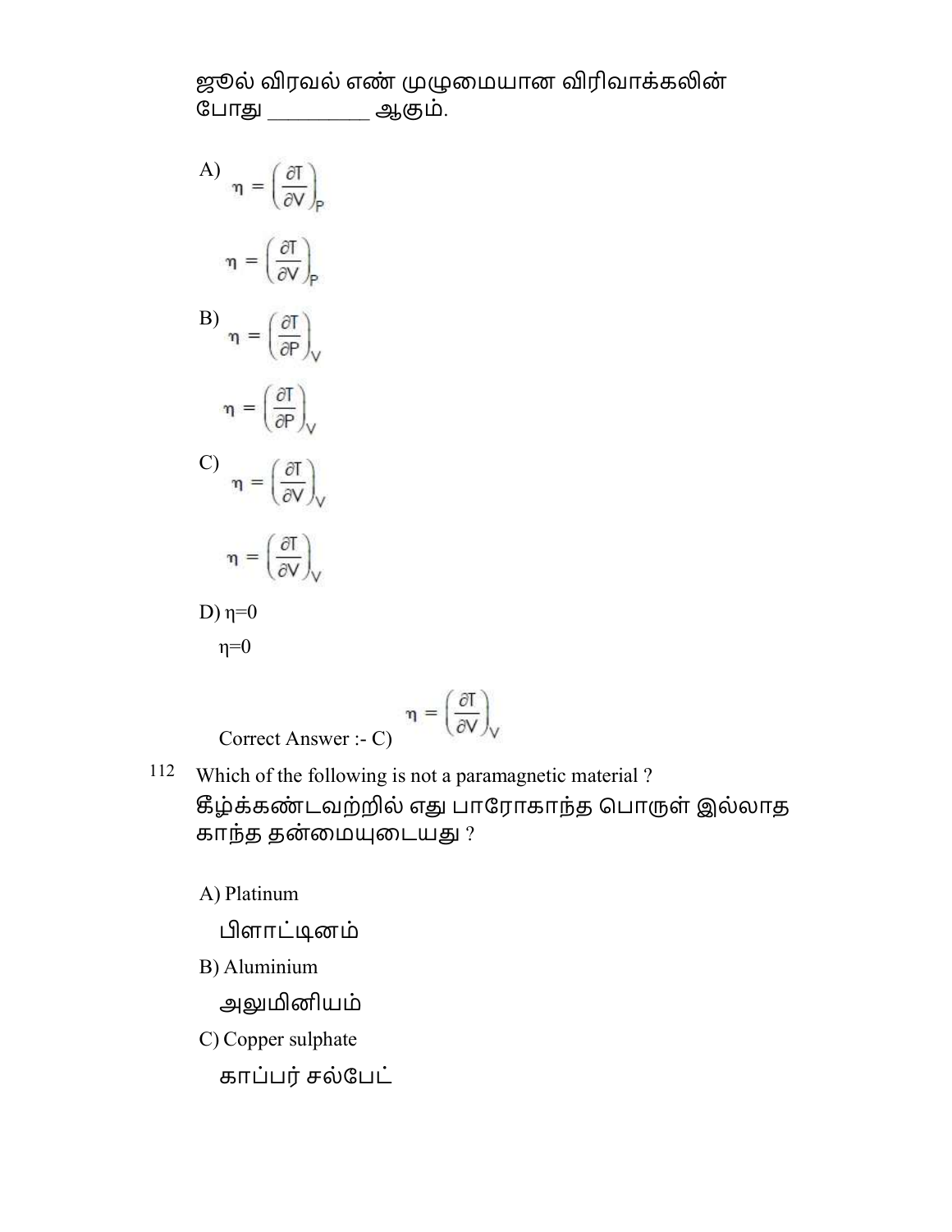ஜூல் விரவல் எண் முழுமையான விரிவாக்கலின் போது _________ ஆகும்.

A) $\eta = \left(\frac{\partial T}{\partial V}\right)_P$

$\eta = \left(\frac{\partial T}{\partial V}\right)_P$

B) $\eta = \left(\frac{\partial T}{\partial P}\right)_V$

$\eta = \left(\frac{\partial T}{\partial P}\right)_V$

C) $\eta = \left(\frac{\partial T}{\partial V}\right)_V$

$\eta = \left(\frac{\partial T}{\partial V}\right)_V$

D) $\eta=0$

$\eta=0$

Correct Answer :- C) $\eta = \left(\frac{\partial T}{\partial V}\right)_V$

112 Which of the following is not a paramagnetic material ?

கீழ்க்கண்டவற்றில் எது பாரோகாந்த பொருள் இல்லாத காந்த தன்மையுடையது ?

A) Platinum

பிளாட்டினம்

B) Aluminium

அலுமினியம்

C) Copper sulphate

காப்பர் சல்பேட்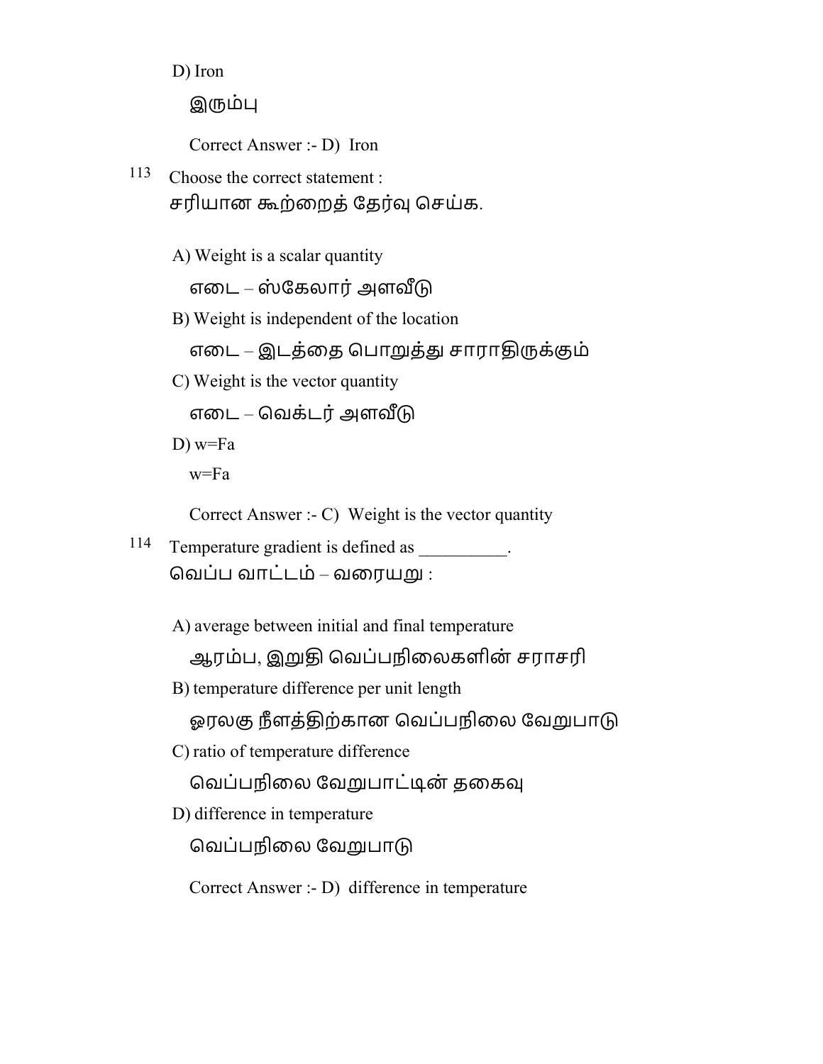D) Iron

இரும்பு

Correct Answer :- D)  Iron

113 Choose the correct statement :
சரியான கூற்றைத் தேர்வு செய்க.

A) Weight is a scalar quantity

எடை – ஸ்கேலார் அளவீடு

B) Weight is independent of the location

எடை – இடத்தை பொறுத்து சாராதிருக்கும்

C) Weight is the vector quantity

எடை – வெக்டர் அளவீடு

D) w=Fa

w=Fa

Correct Answer :- C)  Weight is the vector quantity

114 Temperature gradient is defined as __________.
வெப்ப வாட்டம் – வரையறு :

A) average between initial and final temperature

ஆரம்ப, இறுதி வெப்பநிலைகளின் சராசரி

B) temperature difference per unit length

ஓரலகு நீளத்திற்கான வெப்பநிலை வேறுபாடு

C) ratio of temperature difference

வெப்பநிலை வேறுபாட்டின் தகைவு

D) difference in temperature

வெப்பநிலை வேறுபாடு

Correct Answer :- D)  difference in temperature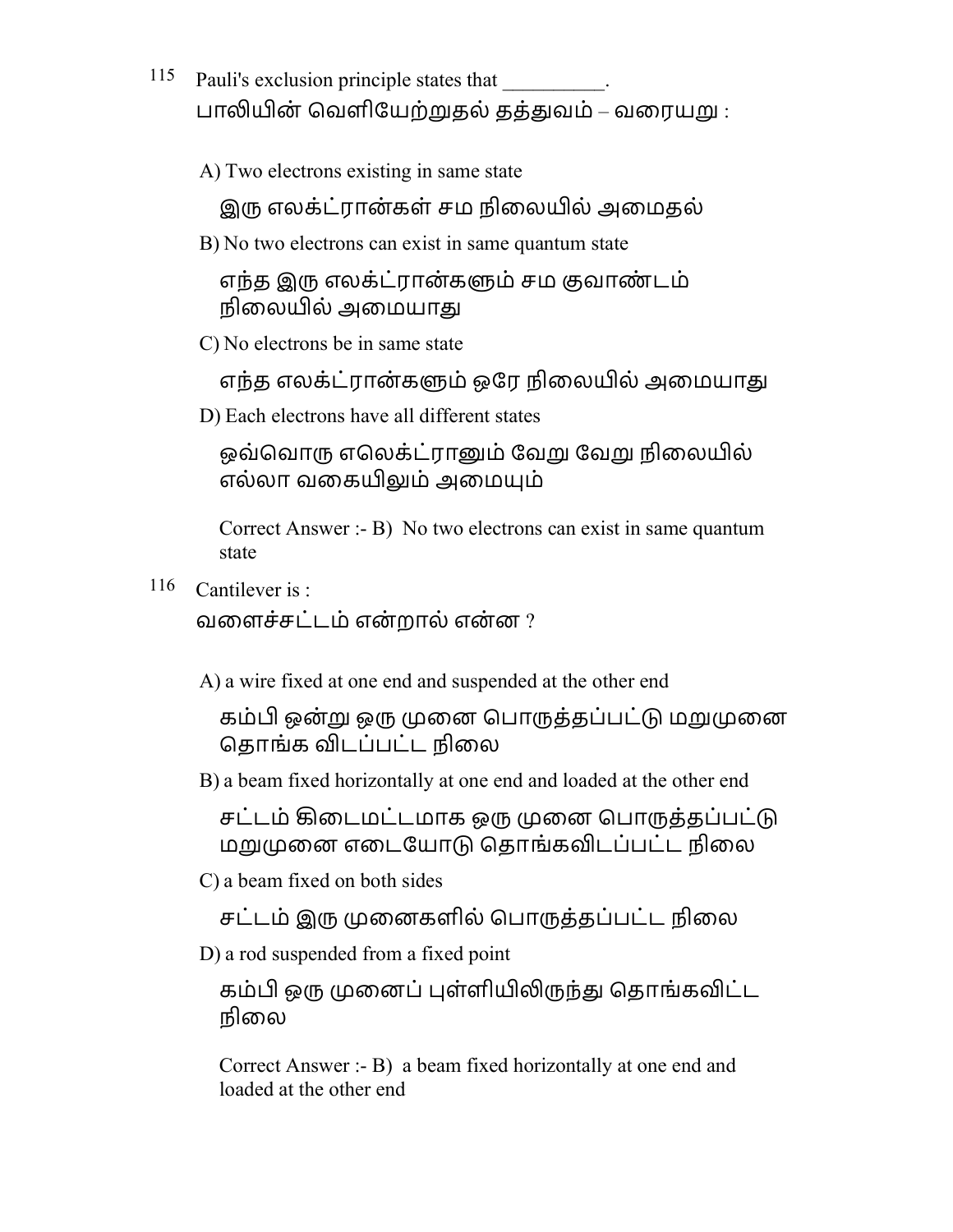115 Pauli's exclusion principle states that __________.
பாலியின் வெளியேற்றுதல் தத்துவம் – வரையறு :

A) Two electrons existing in same state

இரு எலக்ட்ரான்கள் சம நிலையில் அமைதல்

B) No two electrons can exist in same quantum state

எந்த இரு எலக்ட்ரான்களும் சம குவாண்டம் நிலையில் அமையாது

C) No electrons be in same state

எந்த எலக்ட்ரான்களும் ஒரே நிலையில் அமையாது

D) Each electrons have all different states

ஒவ்வொரு எலெக்ட்ரானும் வேறு வேறு நிலையில் எல்லா வகையிலும் அமையும்

Correct Answer :- B) No two electrons can exist in same quantum state

116 Cantilever is :
வளைச்சட்டம் என்றால் என்ன ?

A) a wire fixed at one end and suspended at the other end

கம்பி ஒன்று ஒரு முனை பொருத்தப்பட்டு மறுமுனை தொங்க விடப்பட்ட நிலை

B) a beam fixed horizontally at one end and loaded at the other end

சட்டம் கிடைமட்டமாக ஒரு முனை பொருத்தப்பட்டு மறுமுனை எடையோடு தொங்கவிடப்பட்ட நிலை

C) a beam fixed on both sides

சட்டம் இரு முனைகளில் பொருத்தப்பட்ட நிலை

D) a rod suspended from a fixed point

கம்பி ஒரு முனைப் புள்ளியிலிருந்து தொங்கவிட்ட நிலை

Correct Answer :- B) a beam fixed horizontally at one end and loaded at the other end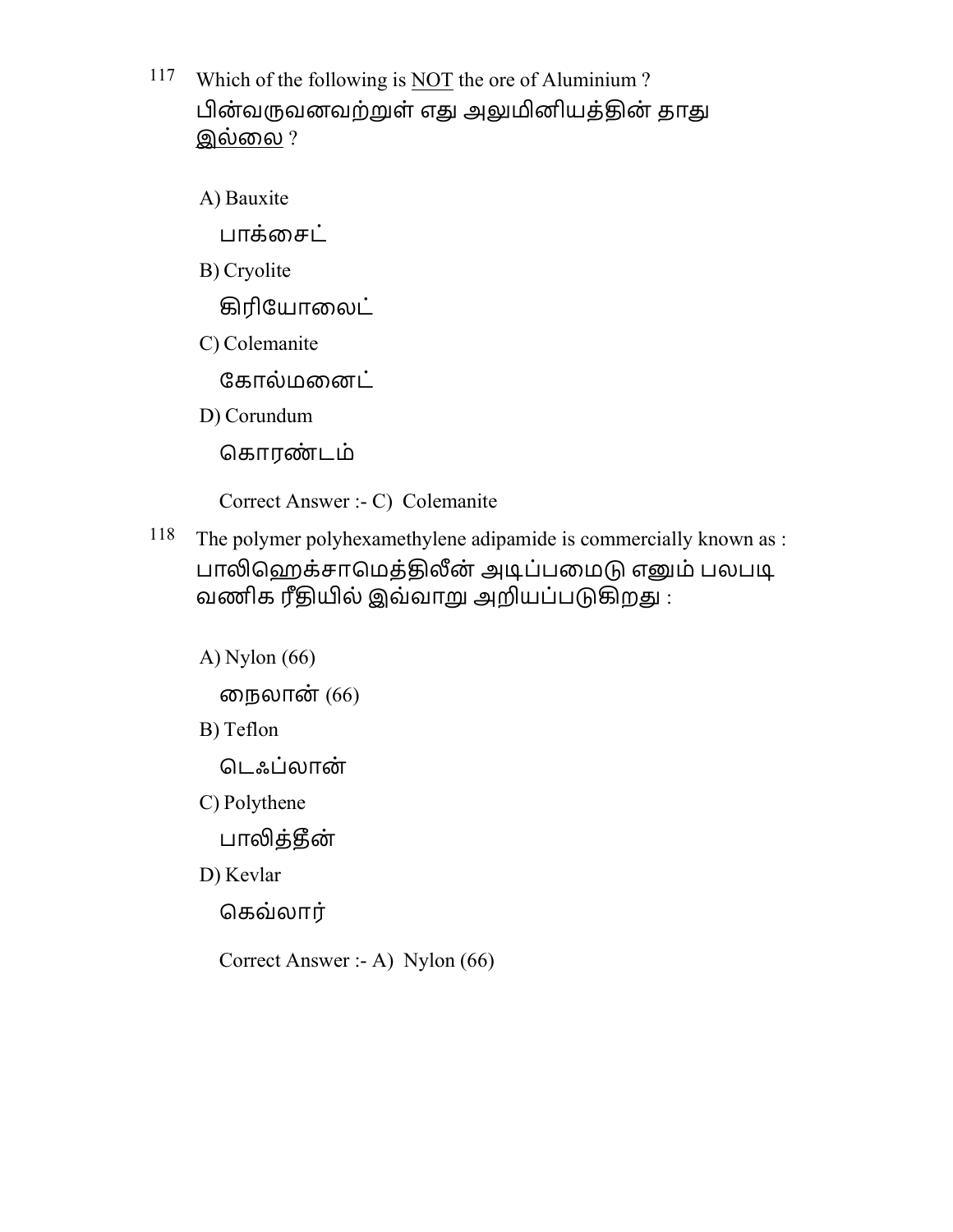117 Which of the following is <u>NOT</u> the ore of Aluminium ?
பின்வருவனவற்றுள் எது அலுமினியத்தின் தாது <u>இல்லை</u> ?

A) Bauxite
பாக்சைட்

B) Cryolite
கிரியோலைட்

C) Colemanite
கோல்மனைட்

D) Corundum
கொரண்டம்

Correct Answer :- C) Colemanite

118 The polymer polyhexamethylene adipamide is commercially known as :
பாலிஹெக்சாமெத்திலீன் அடிப்பமைடு எனும் பலபடி வணிக ரீதியில் இவ்வாறு அறியப்படுகிறது :

A) Nylon (66)
நைலான் (66)

B) Teflon
டெஃப்லான்

C) Polythene
பாலித்தீன்

D) Kevlar
கெவ்லார்

Correct Answer :- A) Nylon (66)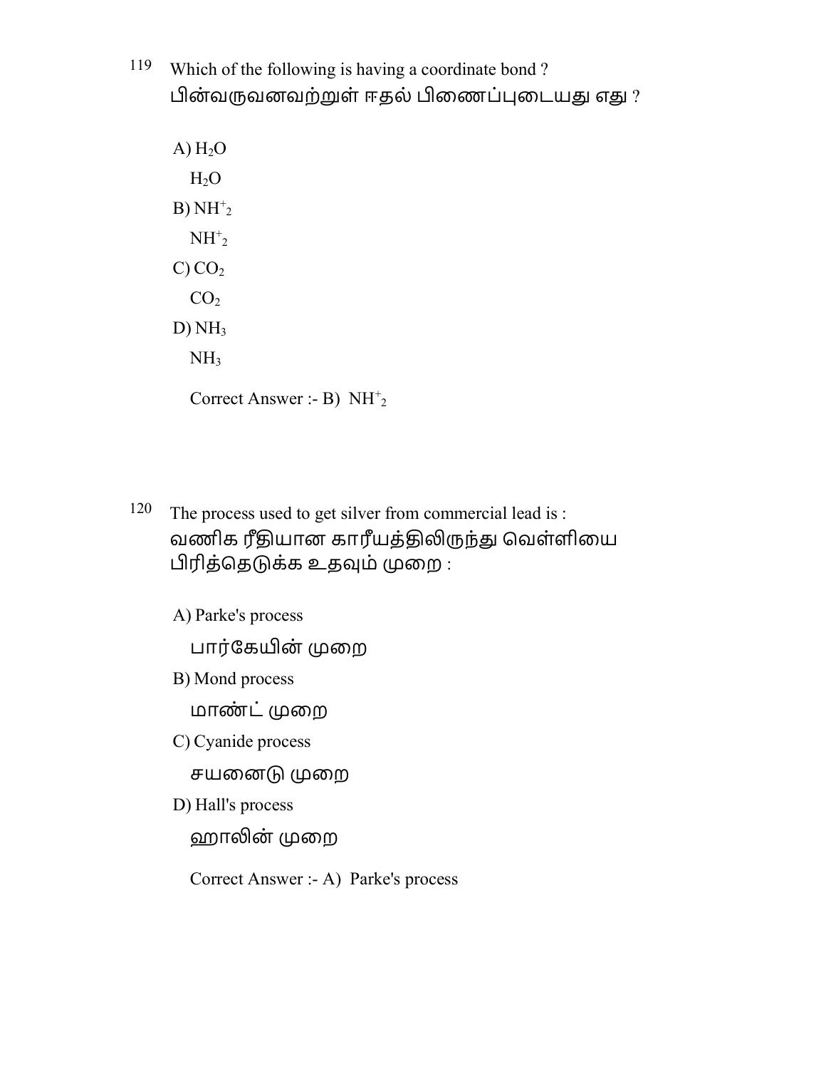119 Which of the following is having a coordinate bond ?
பின்வருவனவற்றுள் ஈதல் பிணைப்புடையது எது ?

A) $H_2O$

$H_2O$

B) $NH^+_2$

$NH^+_2$

C) $CO_2$

$CO_2$

D) $NH_3$

$NH_3$

Correct Answer :- B) $NH^+_2$

120 The process used to get silver from commercial lead is :
வணிக ரீதியான காரீயத்திலிருந்து வெள்ளியை பிரித்தெடுக்க உதவும் முறை :

A) Parke's process

பார்கேயின் முறை

B) Mond process

மாண்ட் முறை

C) Cyanide process

சயனைடு முறை

D) Hall's process

ஹாலின் முறை

Correct Answer :- A) Parke's process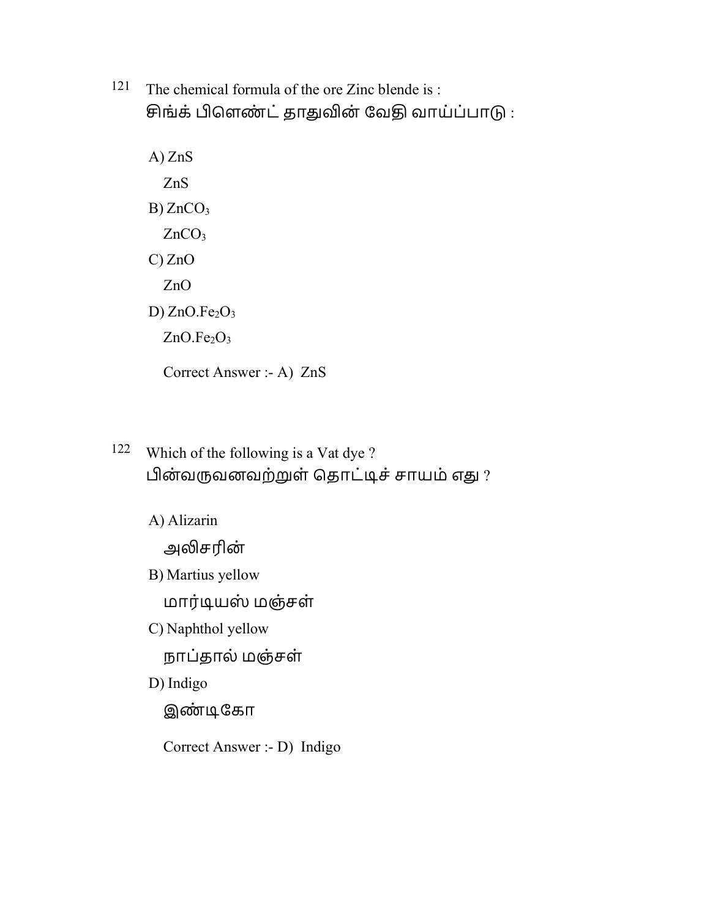121 The chemical formula of the ore Zinc blende is :
சிங்க் பிளெண்ட் தாதுவின் வேதி வாய்ப்பாடு :

A) $ZnS$

$ZnS$

B) $ZnCO_3$

$ZnCO_3$

C) $ZnO$

$ZnO$

D) $ZnO.Fe_2O_3$

$ZnO.Fe_2O_3$

Correct Answer :- A) $ZnS$

122 Which of the following is a Vat dye ?
பின்வருவனவற்றுள் தொட்டிச் சாயம் எது ?

A) Alizarin

அலிசரின்

B) Martius yellow

மார்டியஸ் மஞ்சள்

C) Naphthol yellow

நாப்தால் மஞ்சள்

D) Indigo

இண்டிகோ

Correct Answer :- D) Indigo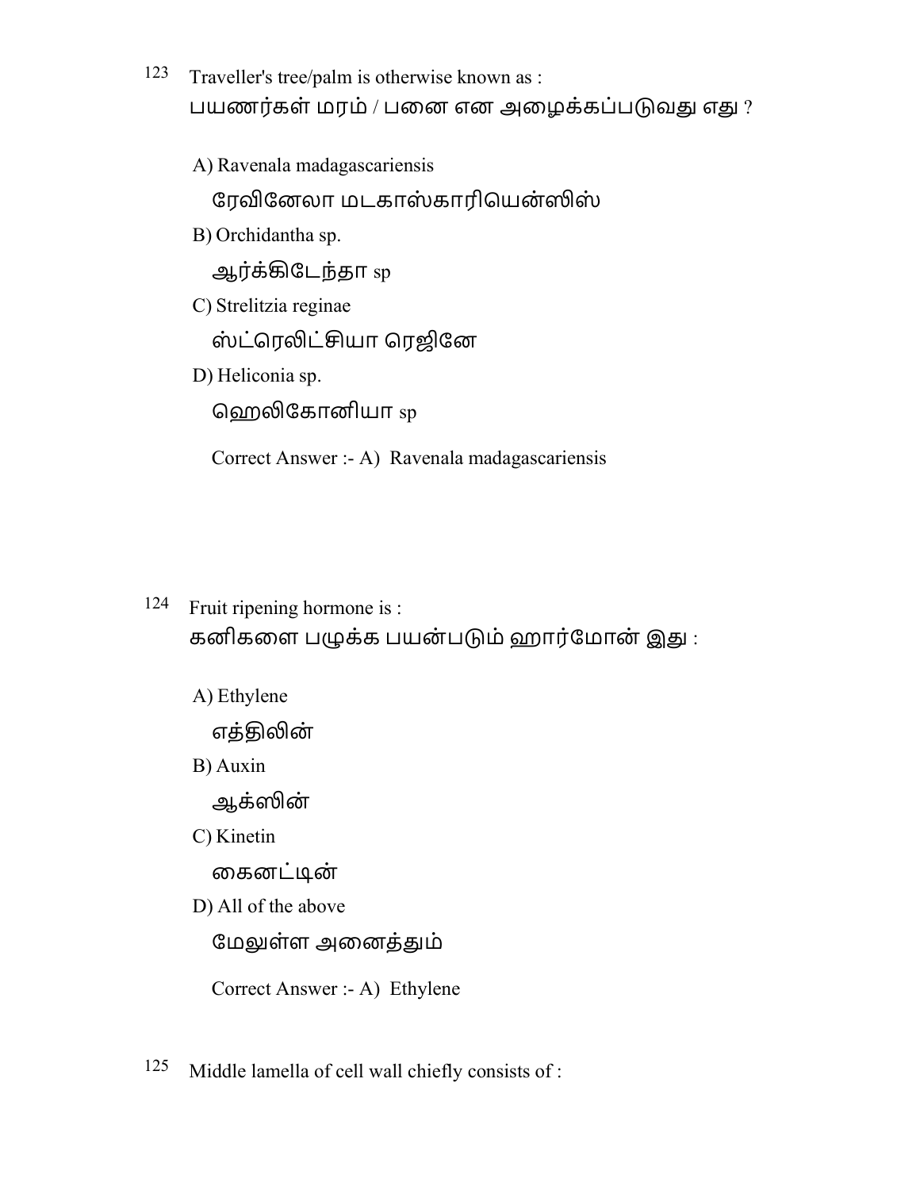123 Traveller's tree/palm is otherwise known as :
பயணர்கள் மரம் / பனை என அழைக்கப்படுவது எது ?

A) Ravenala madagascariensis
ரேவினேலா மடகாஸ்காரியென்ஸிஸ்

B) Orchidantha sp.
ஆர்க்கிடேந்தா sp

C) Strelitzia reginae
ஸ்ட்ரெலிட்சியா ரெஜினே

D) Heliconia sp.
ஹெலிகோனியா sp

Correct Answer :- A) Ravenala madagascariensis

124 Fruit ripening hormone is :
கனிகளை பழுக்க பயன்படும் ஹார்மோன் இது :

A) Ethylene
எத்திலின்

B) Auxin
ஆக்ஸின்

C) Kinetin
கைனட்டின்

D) All of the above
மேலுள்ள அனைத்தும்

Correct Answer :- A) Ethylene

125 Middle lamella of cell wall chiefly consists of :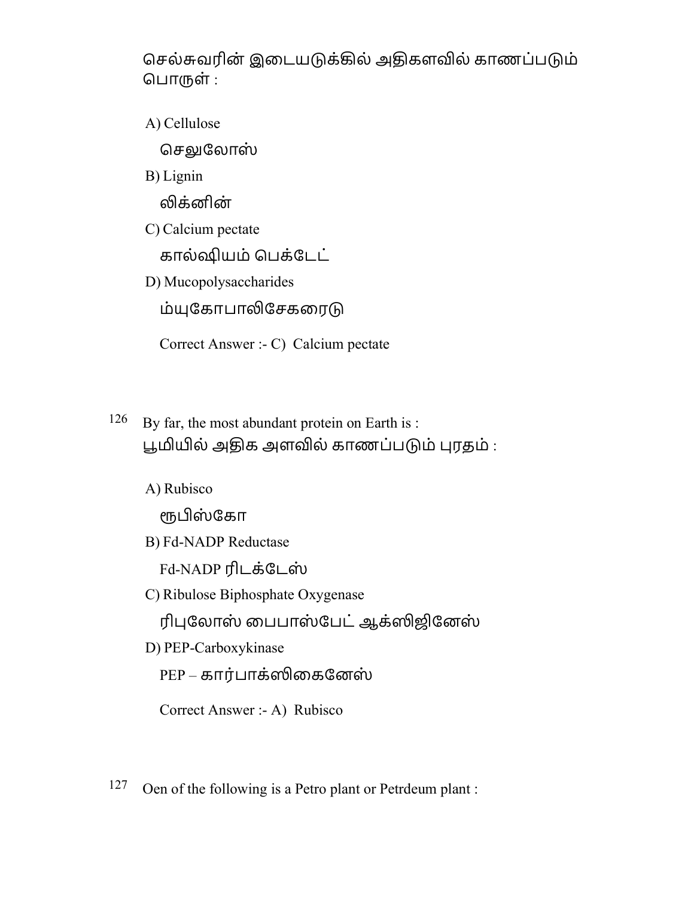செல்சுவரின் இடையடுக்கில் அதிகளவில் காணப்படும் பொருள் :

A) Cellulose

செலுலோஸ்

B) Lignin

லிக்னின்

C) Calcium pectate

கால்ஷியம் பெக்டேட்

D) Mucopolysaccharides

ம்யுகோபாலிசேகரைடு

Correct Answer :- C) Calcium pectate

126 By far, the most abundant protein on Earth is :
பூமியில் அதிக அளவில் காணப்படும் புரதம் :

A) Rubisco

ரூபிஸ்கோ

B) Fd-NADP Reductase

Fd-NADP ரிடக்டேஸ்

C) Ribulose Biphosphate Oxygenase

ரிபுலோஸ் பைபாஸ்பேட் ஆக்ஸிஜினேஸ்

D) PEP-Carboxykinase

PEP – கார்பாக்ஸிகைனேஸ்

Correct Answer :- A) Rubisco

127 Oen of the following is a Petro plant or Petrdeum plant :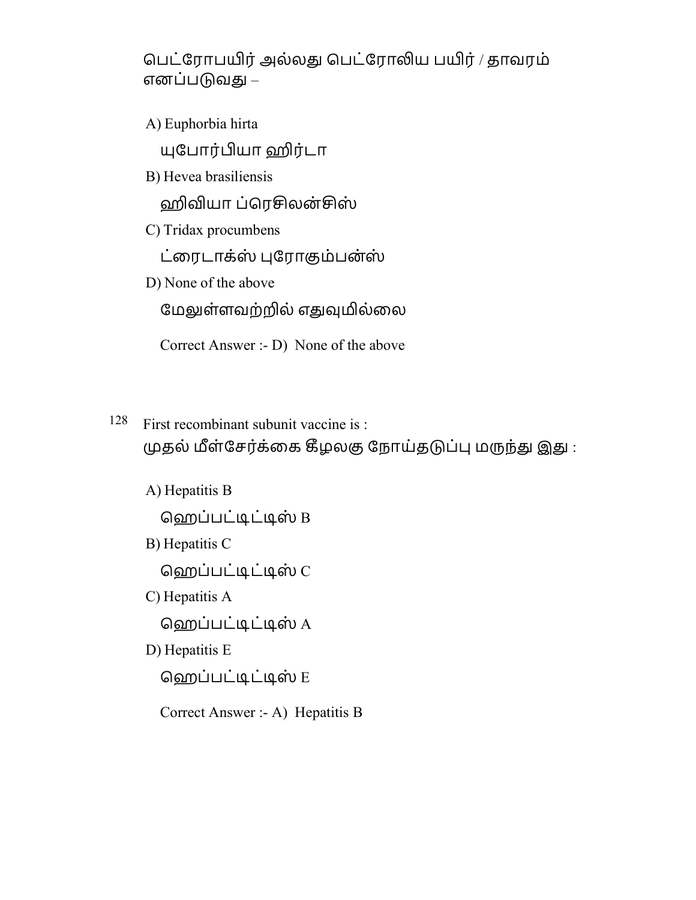பெட்ரோபயிர் அல்லது பெட்ரோலிய பயிர் / தாவரம் எனப்படுவது –

A) Euphorbia hirta

யுபோர்பியா ஹிர்டா

B) Hevea brasiliensis

ஹிவியா ப்ரெசிலன்சிஸ்

C) Tridax procumbens

ட்ரைடாக்ஸ் புரோகும்பன்ஸ்

D) None of the above

மேலுள்ளவற்றில் எதுவுமில்லை

Correct Answer :- D) None of the above

128 First recombinant subunit vaccine is :

முதல் மீள்சேர்க்கை கீழலகு நோய்தடுப்பு மருந்து இது :

A) Hepatitis B

ஹெப்பட்டிட்டிஸ் B

B) Hepatitis C

ஹெப்பட்டிட்டிஸ் C

C) Hepatitis A

ஹெப்பட்டிட்டிஸ் A

D) Hepatitis E

ஹெப்பட்டிட்டிஸ் E

Correct Answer :- A) Hepatitis B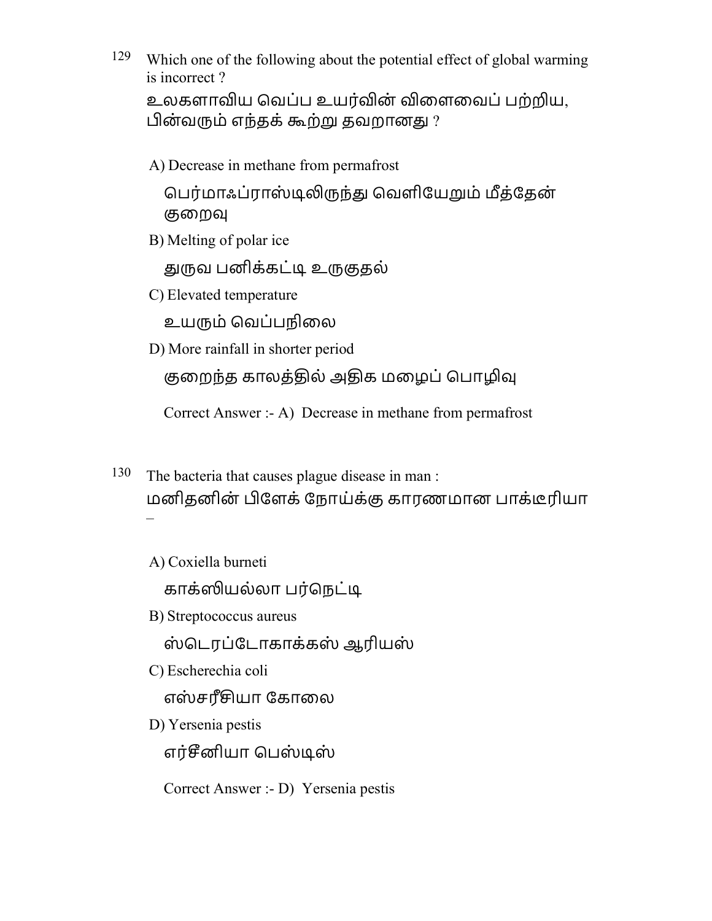129 Which one of the following about the potential effect of global warming is incorrect ?

உலகளாவிய வெப்ப உயர்வின் விளைவைப் பற்றிய, பின்வரும் எந்தக் கூற்று தவறானது ?

A) Decrease in methane from permafrost

பெர்மாஃப்ராஸ்டிலிருந்து வெளியேறும் மீத்தேன் குறைவு

B) Melting of polar ice

துருவ பனிக்கட்டி உருகுதல்

C) Elevated temperature

உயரும் வெப்பநிலை

D) More rainfall in shorter period

குறைந்த காலத்தில் அதிக மழைப் பொழிவு

Correct Answer :- A) Decrease in methane from permafrost

130 The bacteria that causes plague disease in man :

மனிதனின் பிளேக் நோய்க்கு காரணமான பாக்டீரியா –

A) Coxiella burneti

காக்ஸியல்லா பர்நெட்டி

B) Streptococcus aureus

ஸ்டெரப்டோகாக்கஸ் ஆரியஸ்

C) Escherechia coli

எஸ்சரீசியா கோலை

D) Yersenia pestis

எர்சீனியா பெஸ்டிஸ்

Correct Answer :- D) Yersenia pestis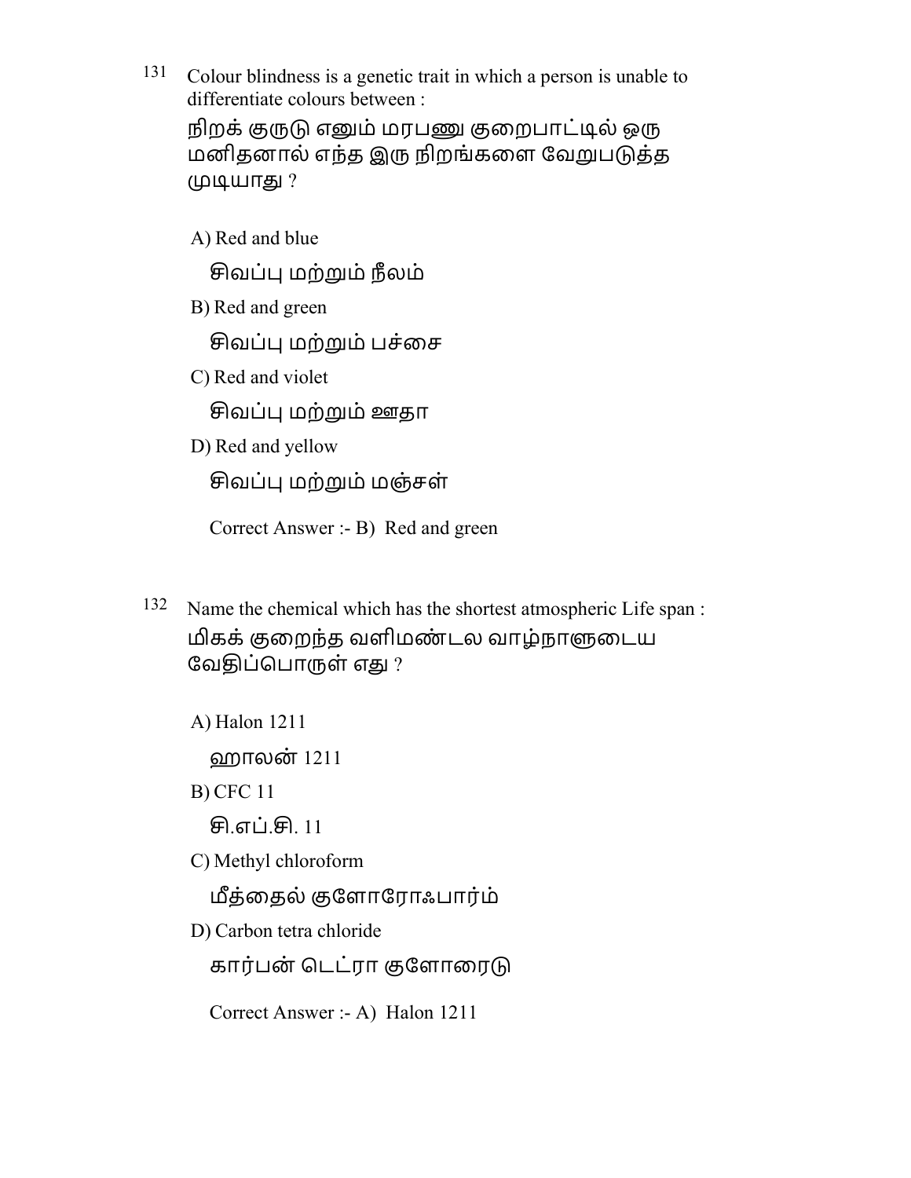131 Colour blindness is a genetic trait in which a person is unable to differentiate colours between :

நிறக் குருடு எனும் மரபணு குறைபாட்டில் ஒரு மனிதனால் எந்த இரு நிறங்களை வேறுபடுத்த முடியாது ?

A) Red and blue

சிவப்பு மற்றும் நீலம்

B) Red and green

சிவப்பு மற்றும் பச்சை

C) Red and violet

சிவப்பு மற்றும் ஊதா

D) Red and yellow

சிவப்பு மற்றும் மஞ்சள்

Correct Answer :- B) Red and green

132 Name the chemical which has the shortest atmospheric Life span :

மிகக் குறைந்த வளிமண்டல வாழ்நாளுடைய வேதிப்பொருள் எது ?

A) Halon 1211

ஹாலன் 1211

B) CFC 11

சி.எப்.சி. 11

C) Methyl chloroform

மீத்தைல் குளோரோஃபார்ம்

D) Carbon tetra chloride

கார்பன் டெட்ரா குளோரைடு

Correct Answer :- A) Halon 1211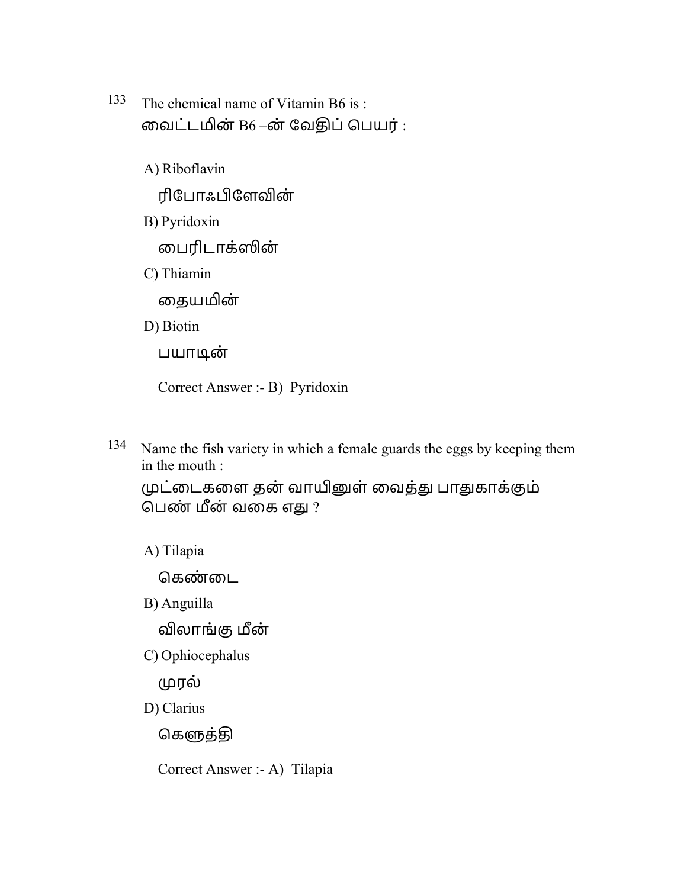133 The chemical name of Vitamin B6 is :
வைட்டமின் B6 –ன் வேதிப் பெயர் :

A) Riboflavin

ரிபோஃபிளேவின்

B) Pyridoxin

பைரிடாக்ஸின்

C) Thiamin

தையமின்

D) Biotin

பயாடின்

Correct Answer :- B) Pyridoxin

134 Name the fish variety in which a female guards the eggs by keeping them in the mouth :
முட்டைகளை தன் வாயினுள் வைத்து பாதுகாக்கும் பெண் மீன் வகை எது ?

A) Tilapia

கெண்டை

B) Anguilla

விலாங்கு மீன்

C) Ophiocephalus

முரல்

D) Clarius

கெளுத்தி

Correct Answer :- A) Tilapia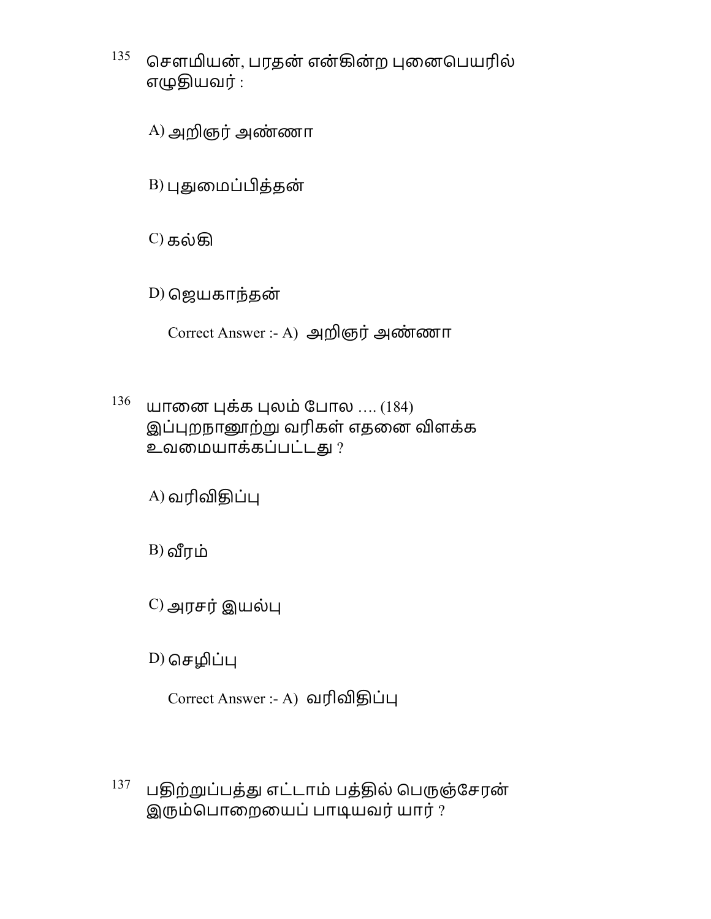135 சௌமியன், பரதன் என்கின்ற புனைபெயரில் எழுதியவர் :

A) அறிஞர் அண்ணா

B) புதுமைப்பித்தன்

C) கல்கி

D) ஜெயகாந்தன்

Correct Answer :- A) அறிஞர் அண்ணா

136 யானை புக்க புலம் போல .... (184) இப்புறநானூற்று வரிகள் எதனை விளக்க உவமையாக்கப்பட்டது ?

A) வரிவிதிப்பு

B) வீரம்

C) அரசர் இயல்பு

D) செழிப்பு

Correct Answer :- A) வரிவிதிப்பு

137 பதிற்றுப்பத்து எட்டாம் பத்தில் பெருஞ்சேரன் இரும்பொறையைப் பாடியவர் யார் ?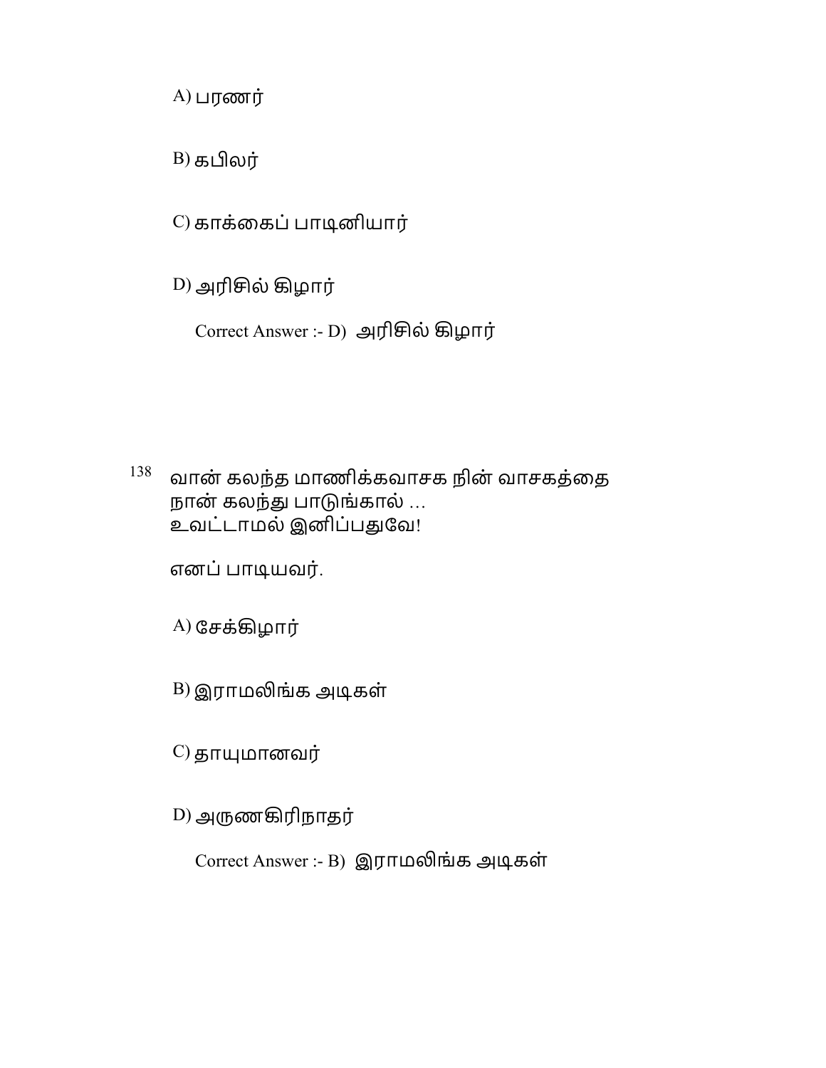A) பரணர்

B) கபிலர்

C) காக்கைப் பாடினியார்

D) அரிசில் கிழார்

Correct Answer :- D) அரிசில் கிழார்

138 வான் கலந்த மாணிக்கவாசக நின் வாசகத்தை
நான் கலந்து பாடுங்கால் …
உவட்டாமல் இனிப்பதுவே!

எனப் பாடியவர்.

A) சேக்கிழார்

B) இராமலிங்க அடிகள்

C) தாயுமானவர்

D) அருணகிரிநாதர்

Correct Answer :- B) இராமலிங்க அடிகள்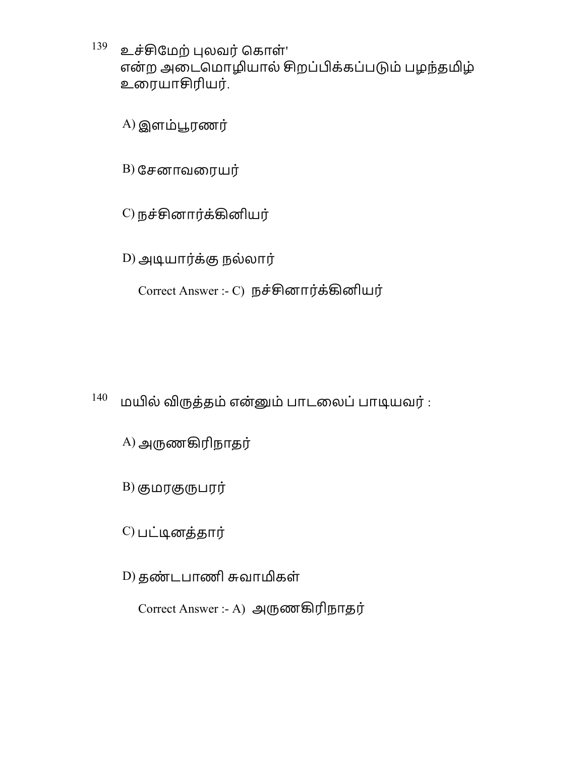139 உச்சிமேற் புலவர் கொள்'
என்ற அடைமொழியால் சிறப்பிக்கப்படும் பழந்தமிழ் உரையாசிரியர்.

A) இளம்பூரணர்

B) சேனாவரையர்

C) நச்சினார்க்கினியர்

D) அடியார்க்கு நல்லார்

Correct Answer :- C) நச்சினார்க்கினியர்

140 மயில் விருத்தம் என்னும் பாடலைப் பாடியவர் :

A) அருணகிரிநாதர்

B) குமரகுருபரர்

C) பட்டினத்தார்

D) தண்டபாணி சுவாமிகள்

Correct Answer :- A) அருணகிரிநாதர்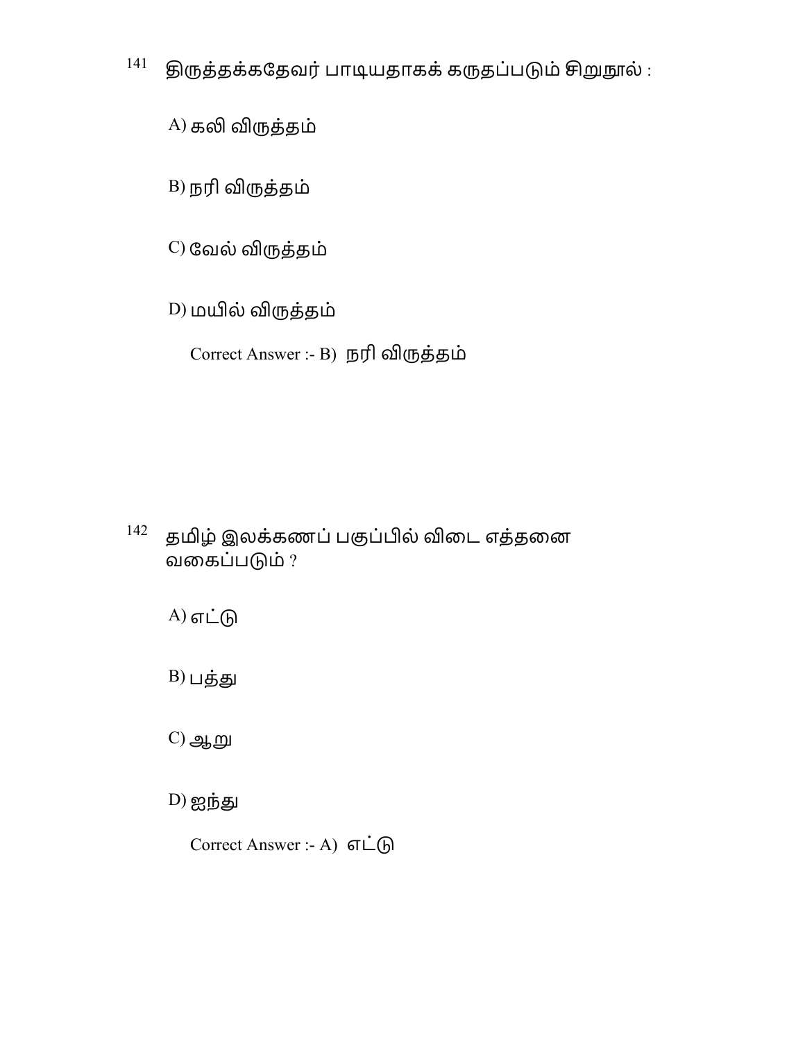141 திருத்தக்கதேவர் பாடியதாகக் கருதப்படும் சிறுநூல் :

A) கலி விருத்தம்

B) நரி விருத்தம்

C) வேல் விருத்தம்

D) மயில் விருத்தம்

Correct Answer :- B) நரி விருத்தம்

142 தமிழ் இலக்கணப் பகுப்பில் விடை எத்தனை வகைப்படும் ?

A) எட்டு

B) பத்து

C) ஆறு

D) ஐந்து

Correct Answer :- A) எட்டு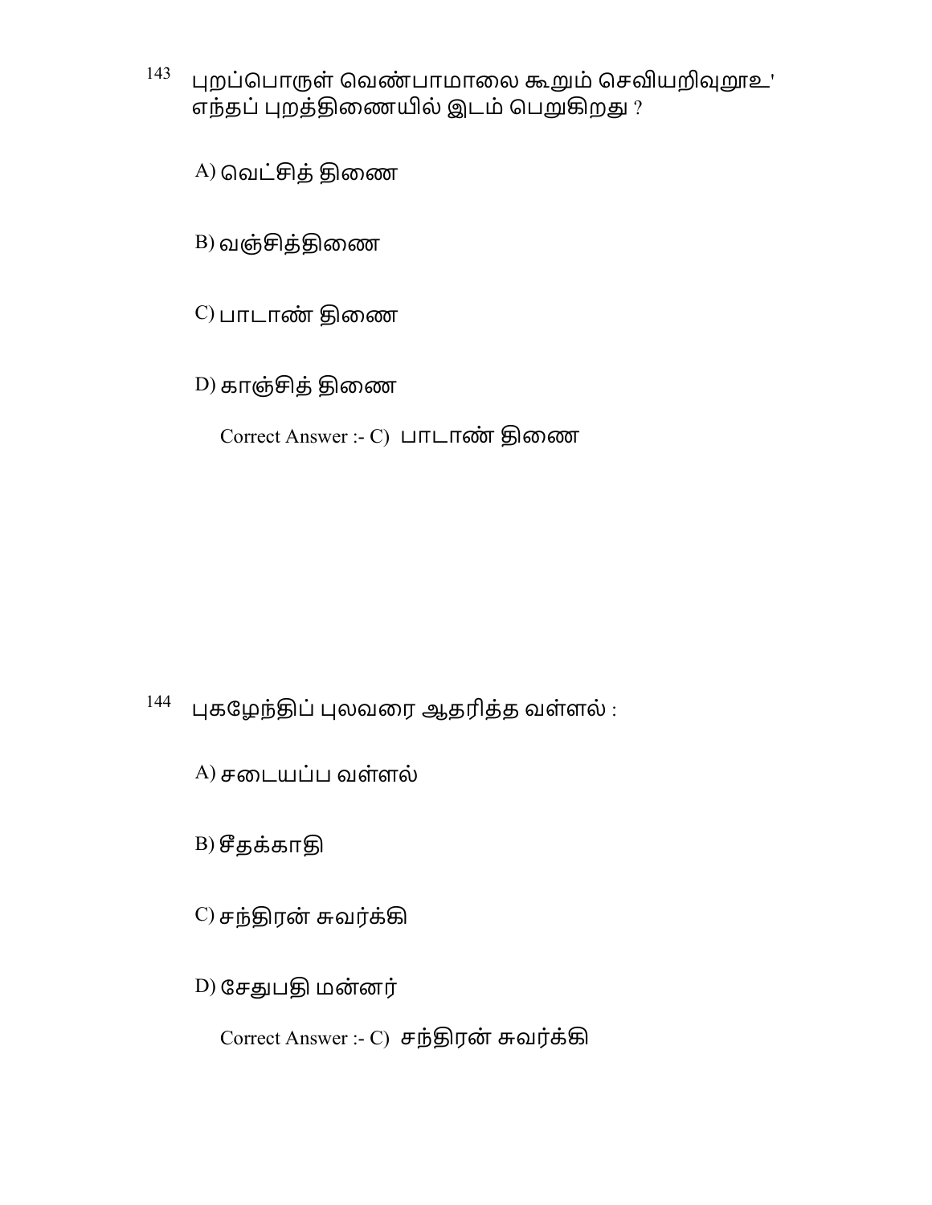143 புறப்பொருள் வெண்பாமாலை கூறும் செவியறிவுறூஉ' எந்தப் புறத்திணையில் இடம் பெறுகிறது ?

A) வெட்சித் திணை

B) வஞ்சித்திணை

C) பாடாண் திணை

D) காஞ்சித் திணை

Correct Answer :- C) பாடாண் திணை

144 புகழேந்திப் புலவரை ஆதரித்த வள்ளல் :

A) சடையப்ப வள்ளல்

B) சீதக்காதி

C) சந்திரன் சுவர்க்கி

D) சேதுபதி மன்னர்

Correct Answer :- C) சந்திரன் சுவர்க்கி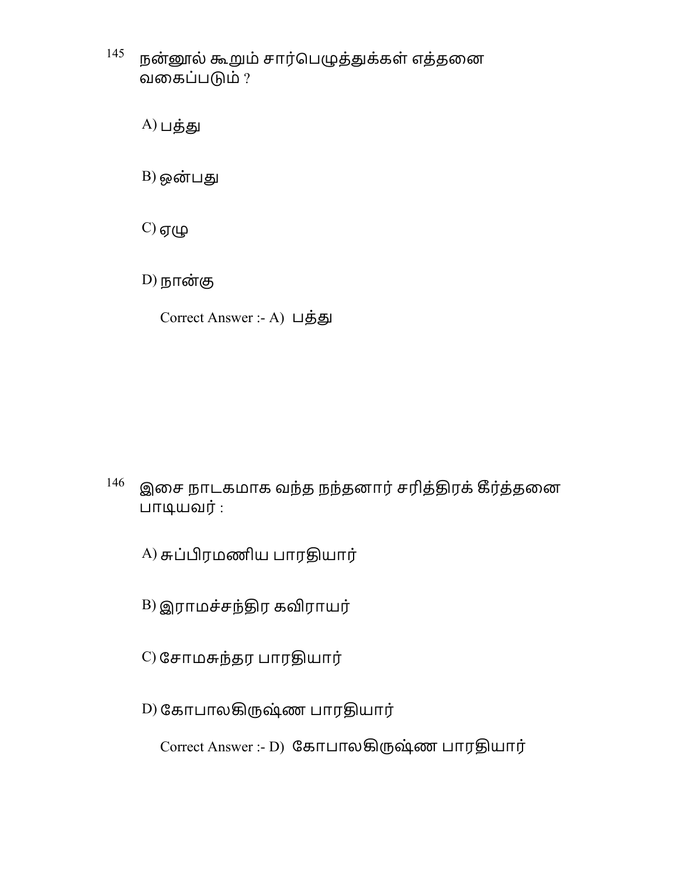145 நன்னூல் கூறும் சார்பெழுத்துக்கள் எத்தனை வகைப்படும் ?

A) பத்து

B) ஒன்பது

C) ஏழு

D) நான்கு

Correct Answer :- A) பத்து

146 இசை நாடகமாக வந்த நந்தனார் சரித்திரக் கீர்த்தனை பாடியவர் :

A) சுப்பிரமணிய பாரதியார்

B) இராமச்சந்திர கவிராயர்

C) சோமசுந்தர பாரதியார்

D) கோபாலகிருஷ்ண பாரதியார்

Correct Answer :- D) கோபாலகிருஷ்ண பாரதியார்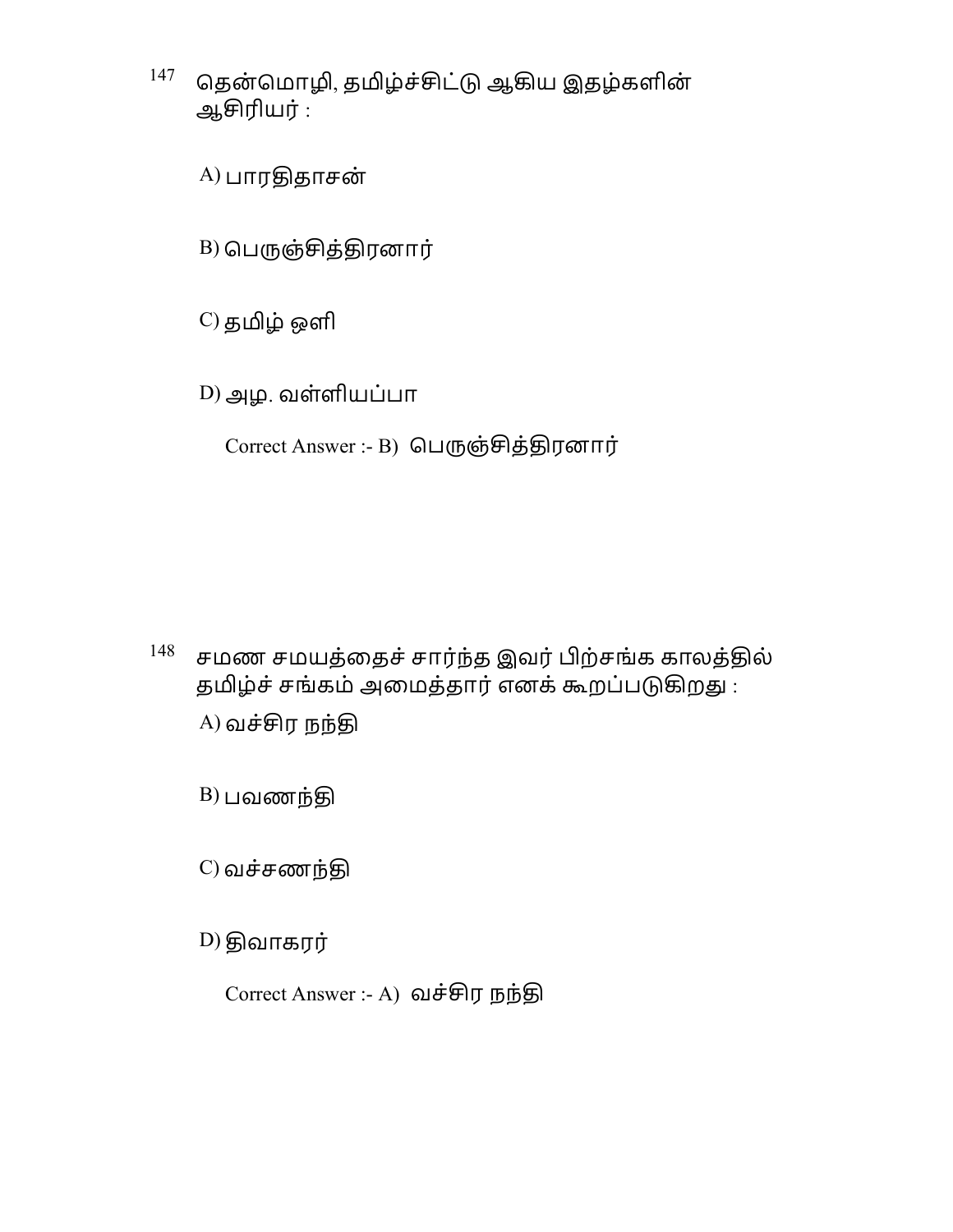147 தென்மொழி, தமிழ்ச்சிட்டு ஆகிய இதழ்களின் ஆசிரியர் :

A) பாரதிதாசன்

B) பெருஞ்சித்திரனார்

C) தமிழ் ஒளி

D) அழ. வள்ளியப்பா

Correct Answer :- B) பெருஞ்சித்திரனார்

148 சமண சமயத்தைச் சார்ந்த இவர் பிற்சங்க காலத்தில் தமிழ்ச் சங்கம் அமைத்தார் எனக் கூறப்படுகிறது :

A) வச்சிர நந்தி

B) பவணந்தி

C) வச்சணந்தி

D) திவாகரர்

Correct Answer :- A) வச்சிர நந்தி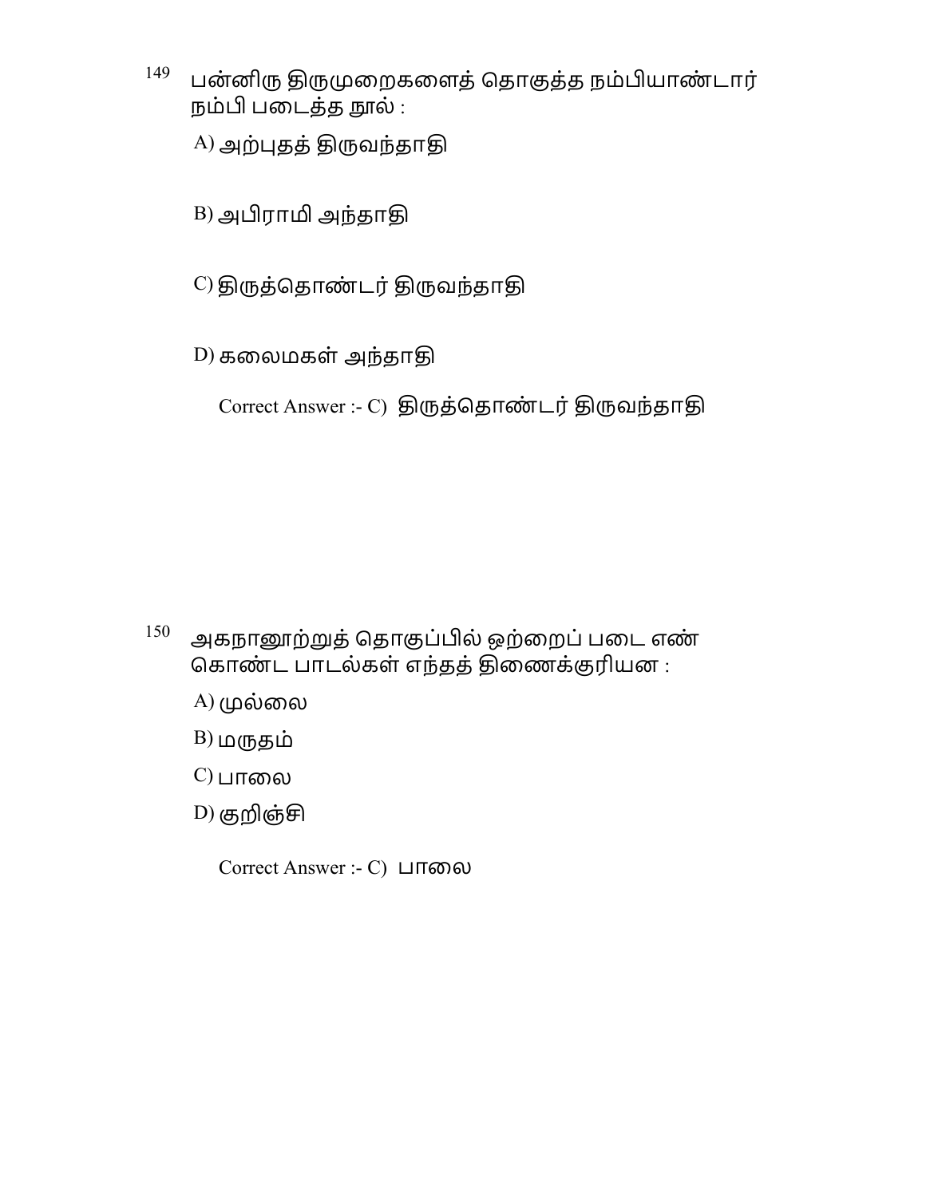149 பன்னிரு திருமுறைகளைத் தொகுத்த நம்பியாண்டார் நம்பி படைத்த நூல் :

A) அற்புதத் திருவந்தாதி

B) அபிராமி அந்தாதி

C) திருத்தொண்டர் திருவந்தாதி

D) கலைமகள் அந்தாதி

Correct Answer :- C) திருத்தொண்டர் திருவந்தாதி

150 அகநானூற்றுத் தொகுப்பில் ஒற்றைப் படை எண் கொண்ட பாடல்கள் எந்தத் திணைக்குரியன :

A) முல்லை

B) மருதம்

C) பாலை

D) குறிஞ்சி

Correct Answer :- C) பாலை